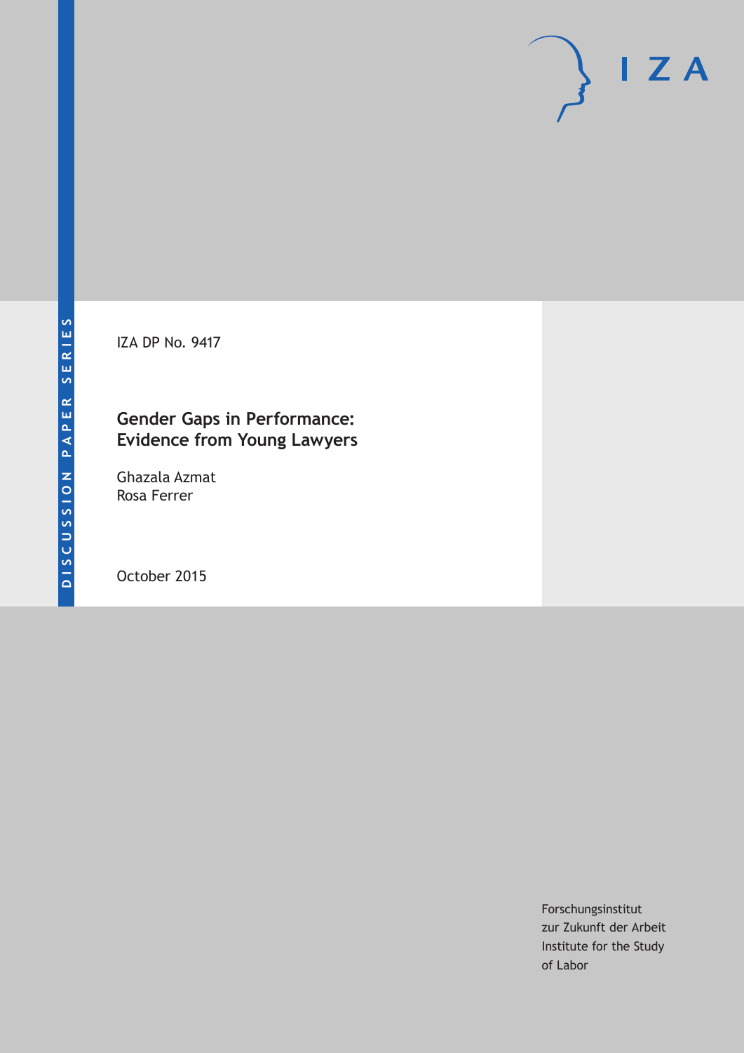DISCUSSION PAPER SERIES

IZA

IZA DP No. 9417

# Gender Gaps in Performance: Evidence from Young Lawyers

Ghazala Azmat
Rosa Ferrer

October 2015

Forschungsinstitut
zur Zukunft der Arbeit
Institute for the Study
of Labor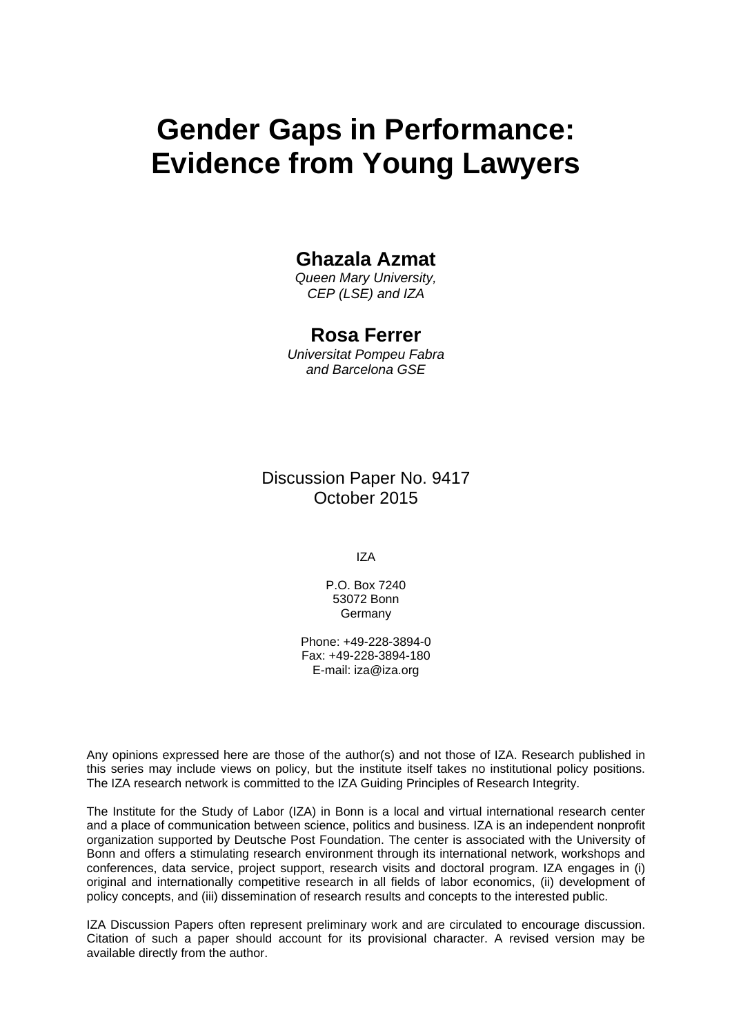# Gender Gaps in Performance: Evidence from Young Lawyers

**Ghazala Azmat**

*Queen Mary University, CEP (LSE) and IZA*

**Rosa Ferrer**

*Universitat Pompeu Fabra and Barcelona GSE*

Discussion Paper No. 9417
October 2015

IZA

P.O. Box 7240
53072 Bonn
Germany

Phone: +49-228-3894-0
Fax: +49-228-3894-180
E-mail: iza@iza.org

Any opinions expressed here are those of the author(s) and not those of IZA. Research published in this series may include views on policy, but the institute itself takes no institutional policy positions. The IZA research network is committed to the IZA Guiding Principles of Research Integrity.

The Institute for the Study of Labor (IZA) in Bonn is a local and virtual international research center and a place of communication between science, politics and business. IZA is an independent nonprofit organization supported by Deutsche Post Foundation. The center is associated with the University of Bonn and offers a stimulating research environment through its international network, workshops and conferences, data service, project support, research visits and doctoral program. IZA engages in (i) original and internationally competitive research in all fields of labor economics, (ii) development of policy concepts, and (iii) dissemination of research results and concepts to the interested public.

IZA Discussion Papers often represent preliminary work and are circulated to encourage discussion. Citation of such a paper should account for its provisional character. A revised version may be available directly from the author.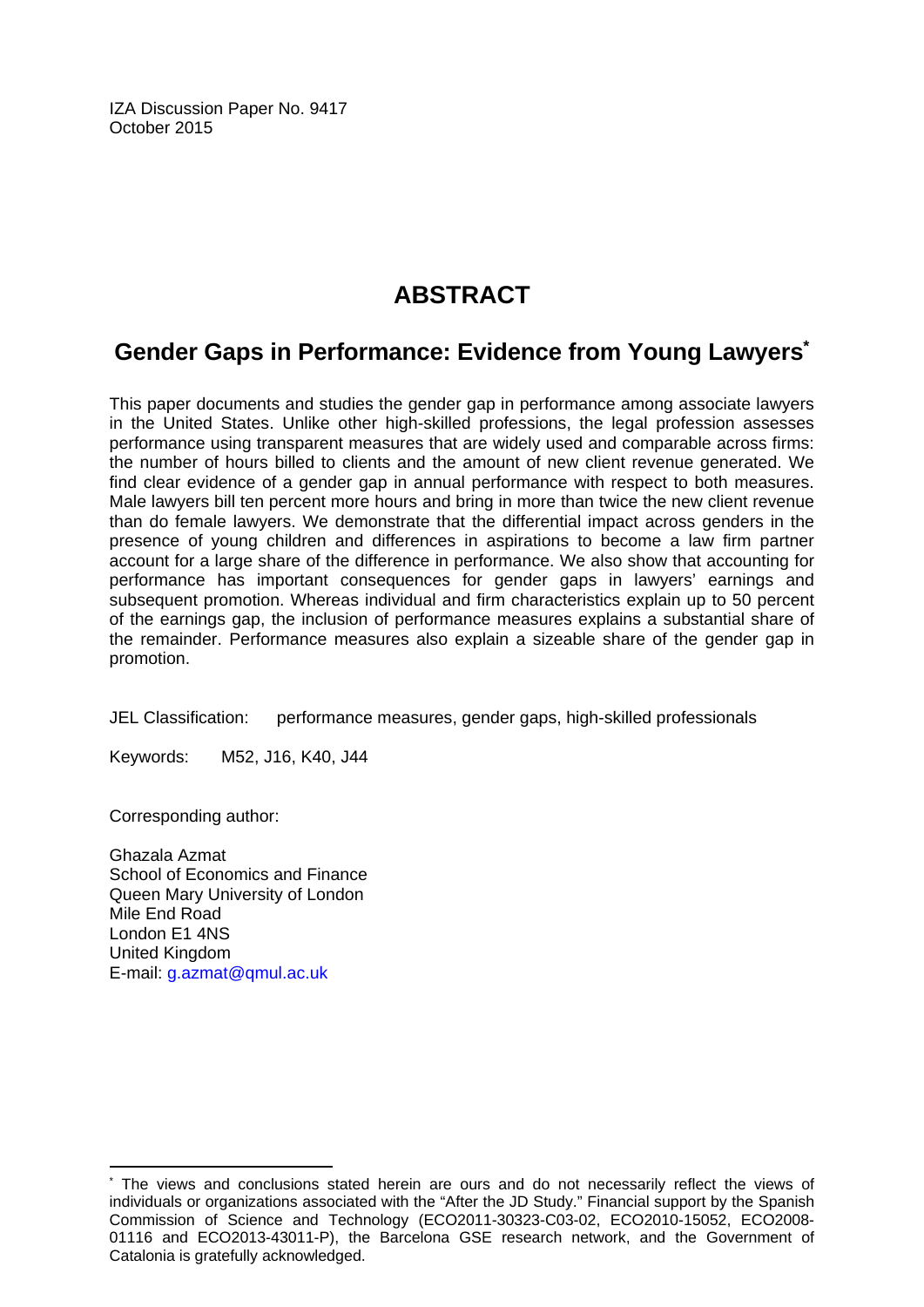IZA Discussion Paper No. 9417
October 2015

# ABSTRACT

## Gender Gaps in Performance: Evidence from Young Lawyers*

This paper documents and studies the gender gap in performance among associate lawyers in the United States. Unlike other high-skilled professions, the legal profession assesses performance using transparent measures that are widely used and comparable across firms: the number of hours billed to clients and the amount of new client revenue generated. We find clear evidence of a gender gap in annual performance with respect to both measures. Male lawyers bill ten percent more hours and bring in more than twice the new client revenue than do female lawyers. We demonstrate that the differential impact across genders in the presence of young children and differences in aspirations to become a law firm partner account for a large share of the difference in performance. We also show that accounting for performance has important consequences for gender gaps in lawyers' earnings and subsequent promotion. Whereas individual and firm characteristics explain up to 50 percent of the earnings gap, the inclusion of performance measures explains a substantial share of the remainder. Performance measures also explain a sizeable share of the gender gap in promotion.

JEL Classification: performance measures, gender gaps, high-skilled professionals

Keywords: M52, J16, K40, J44

Corresponding author:

Ghazala Azmat
School of Economics and Finance
Queen Mary University of London
Mile End Road
London E1 4NS
United Kingdom
E-mail: g.azmat@qmul.ac.uk

---

* The views and conclusions stated herein are ours and do not necessarily reflect the views of individuals or organizations associated with the "After the JD Study." Financial support by the Spanish Commission of Science and Technology (ECO2011-30323-C03-02, ECO2010-15052, ECO2008-01116 and ECO2013-43011-P), the Barcelona GSE research network, and the Government of Catalonia is gratefully acknowledged.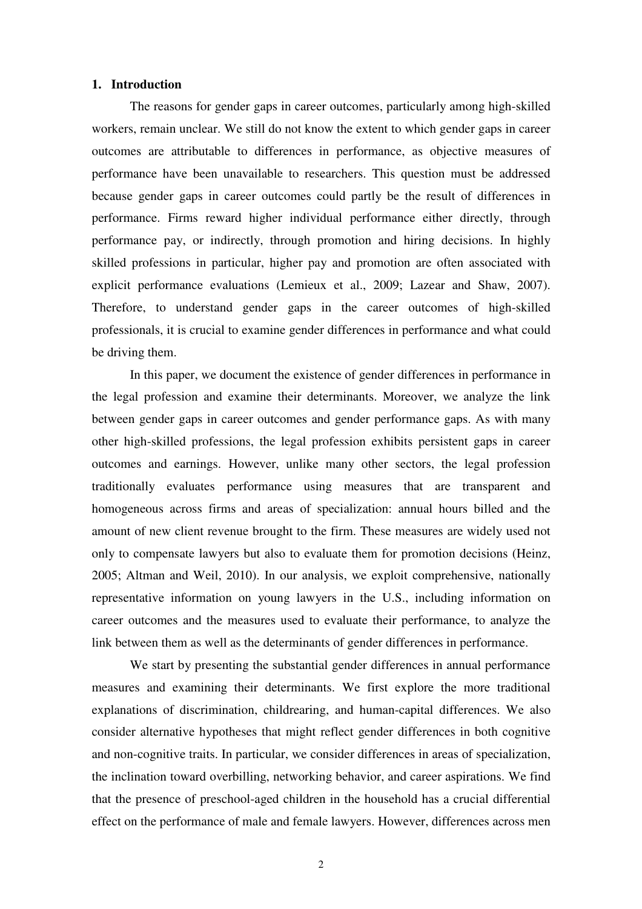## 1. Introduction

The reasons for gender gaps in career outcomes, particularly among high-skilled workers, remain unclear. We still do not know the extent to which gender gaps in career outcomes are attributable to differences in performance, as objective measures of performance have been unavailable to researchers. This question must be addressed because gender gaps in career outcomes could partly be the result of differences in performance. Firms reward higher individual performance either directly, through performance pay, or indirectly, through promotion and hiring decisions. In highly skilled professions in particular, higher pay and promotion are often associated with explicit performance evaluations (Lemieux et al., 2009; Lazear and Shaw, 2007). Therefore, to understand gender gaps in the career outcomes of high-skilled professionals, it is crucial to examine gender differences in performance and what could be driving them.

In this paper, we document the existence of gender differences in performance in the legal profession and examine their determinants. Moreover, we analyze the link between gender gaps in career outcomes and gender performance gaps. As with many other high-skilled professions, the legal profession exhibits persistent gaps in career outcomes and earnings. However, unlike many other sectors, the legal profession traditionally evaluates performance using measures that are transparent and homogeneous across firms and areas of specialization: annual hours billed and the amount of new client revenue brought to the firm. These measures are widely used not only to compensate lawyers but also to evaluate them for promotion decisions (Heinz, 2005; Altman and Weil, 2010). In our analysis, we exploit comprehensive, nationally representative information on young lawyers in the U.S., including information on career outcomes and the measures used to evaluate their performance, to analyze the link between them as well as the determinants of gender differences in performance.

We start by presenting the substantial gender differences in annual performance measures and examining their determinants. We first explore the more traditional explanations of discrimination, childrearing, and human-capital differences. We also consider alternative hypotheses that might reflect gender differences in both cognitive and non-cognitive traits. In particular, we consider differences in areas of specialization, the inclination toward overbilling, networking behavior, and career aspirations. We find that the presence of preschool-aged children in the household has a crucial differential effect on the performance of male and female lawyers. However, differences across men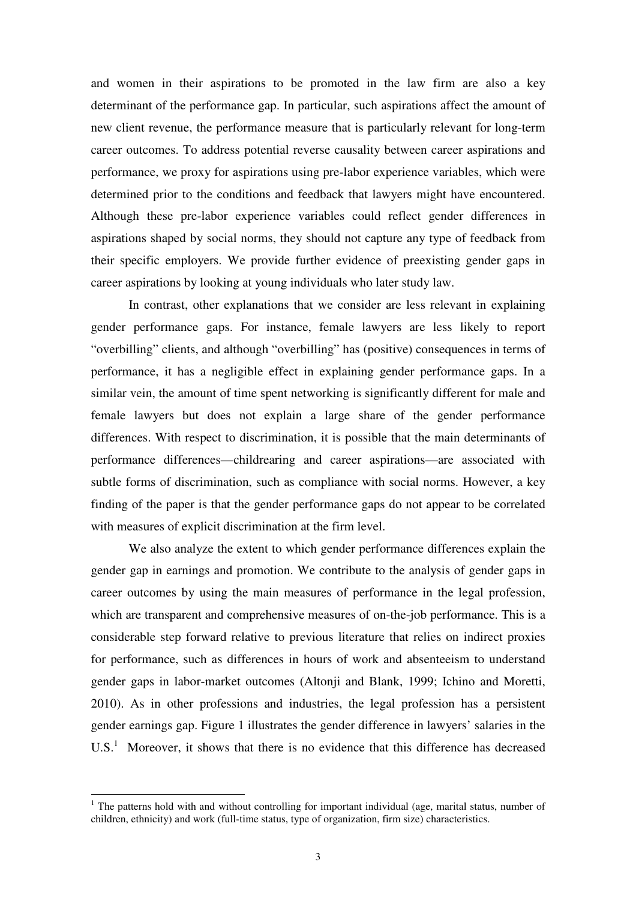and women in their aspirations to be promoted in the law firm are also a key determinant of the performance gap. In particular, such aspirations affect the amount of new client revenue, the performance measure that is particularly relevant for long-term career outcomes. To address potential reverse causality between career aspirations and performance, we proxy for aspirations using pre-labor experience variables, which were determined prior to the conditions and feedback that lawyers might have encountered. Although these pre-labor experience variables could reflect gender differences in aspirations shaped by social norms, they should not capture any type of feedback from their specific employers. We provide further evidence of preexisting gender gaps in career aspirations by looking at young individuals who later study law.

In contrast, other explanations that we consider are less relevant in explaining gender performance gaps. For instance, female lawyers are less likely to report "overbilling" clients, and although "overbilling" has (positive) consequences in terms of performance, it has a negligible effect in explaining gender performance gaps. In a similar vein, the amount of time spent networking is significantly different for male and female lawyers but does not explain a large share of the gender performance differences. With respect to discrimination, it is possible that the main determinants of performance differences—childrearing and career aspirations—are associated with subtle forms of discrimination, such as compliance with social norms. However, a key finding of the paper is that the gender performance gaps do not appear to be correlated with measures of explicit discrimination at the firm level.

We also analyze the extent to which gender performance differences explain the gender gap in earnings and promotion. We contribute to the analysis of gender gaps in career outcomes by using the main measures of performance in the legal profession, which are transparent and comprehensive measures of on-the-job performance. This is a considerable step forward relative to previous literature that relies on indirect proxies for performance, such as differences in hours of work and absenteeism to understand gender gaps in labor-market outcomes (Altonji and Blank, 1999; Ichino and Moretti, 2010). As in other professions and industries, the legal profession has a persistent gender earnings gap. Figure 1 illustrates the gender difference in lawyers' salaries in the U.S.[1] Moreover, it shows that there is no evidence that this difference has decreased

[1] The patterns hold with and without controlling for important individual (age, marital status, number of children, ethnicity) and work (full-time status, type of organization, firm size) characteristics.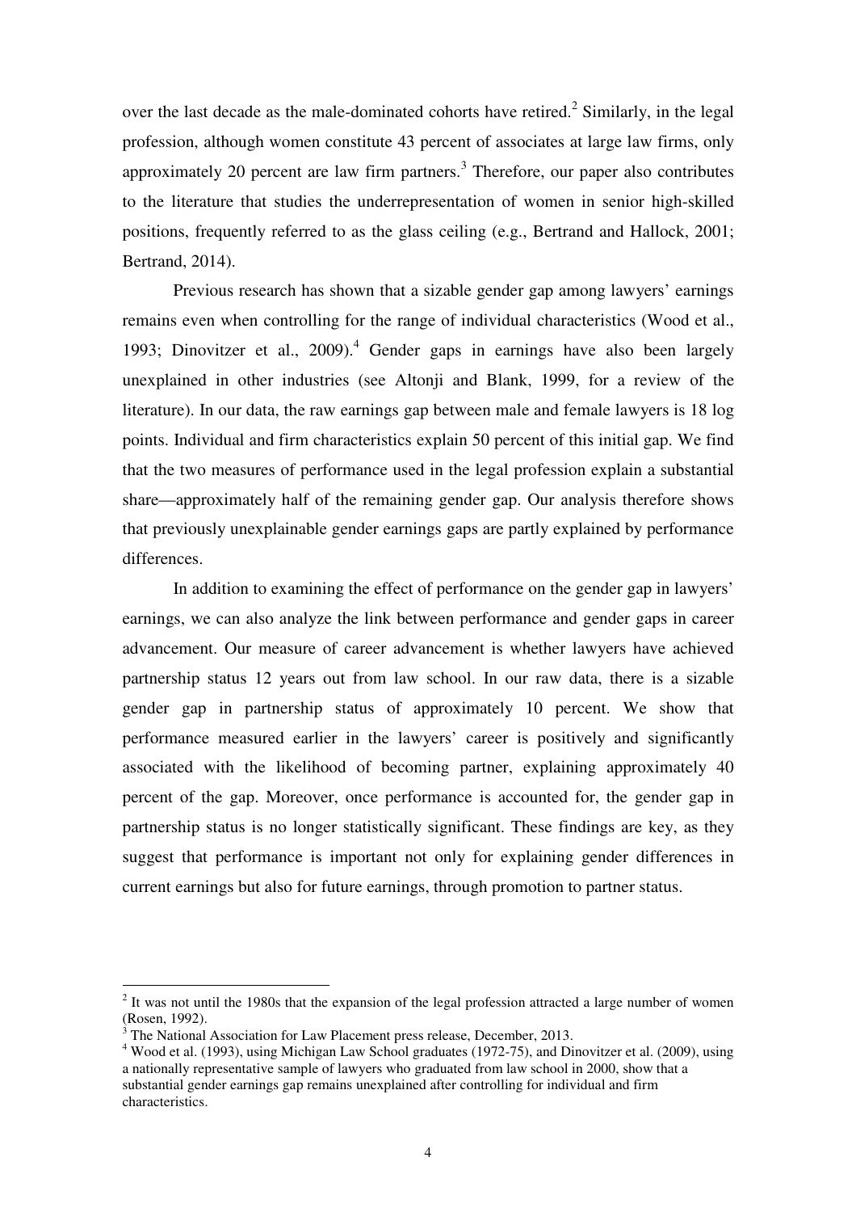over the last decade as the male-dominated cohorts have retired.[2] Similarly, in the legal profession, although women constitute 43 percent of associates at large law firms, only approximately 20 percent are law firm partners.[3] Therefore, our paper also contributes to the literature that studies the underrepresentation of women in senior high-skilled positions, frequently referred to as the glass ceiling (e.g., Bertrand and Hallock, 2001; Bertrand, 2014).

Previous research has shown that a sizable gender gap among lawyers' earnings remains even when controlling for the range of individual characteristics (Wood et al., 1993; Dinovitzer et al., 2009).[4] Gender gaps in earnings have also been largely unexplained in other industries (see Altonji and Blank, 1999, for a review of the literature). In our data, the raw earnings gap between male and female lawyers is 18 log points. Individual and firm characteristics explain 50 percent of this initial gap. We find that the two measures of performance used in the legal profession explain a substantial share—approximately half of the remaining gender gap. Our analysis therefore shows that previously unexplainable gender earnings gaps are partly explained by performance differences.

In addition to examining the effect of performance on the gender gap in lawyers' earnings, we can also analyze the link between performance and gender gaps in career advancement. Our measure of career advancement is whether lawyers have achieved partnership status 12 years out from law school. In our raw data, there is a sizable gender gap in partnership status of approximately 10 percent. We show that performance measured earlier in the lawyers' career is positively and significantly associated with the likelihood of becoming partner, explaining approximately 40 percent of the gap. Moreover, once performance is accounted for, the gender gap in partnership status is no longer statistically significant. These findings are key, as they suggest that performance is important not only for explaining gender differences in current earnings but also for future earnings, through promotion to partner status.

---

[2] It was not until the 1980s that the expansion of the legal profession attracted a large number of women (Rosen, 1992).

[3] The National Association for Law Placement press release, December, 2013.

[4] Wood et al. (1993), using Michigan Law School graduates (1972-75), and Dinovitzer et al. (2009), using a nationally representative sample of lawyers who graduated from law school in 2000, show that a substantial gender earnings gap remains unexplained after controlling for individual and firm characteristics.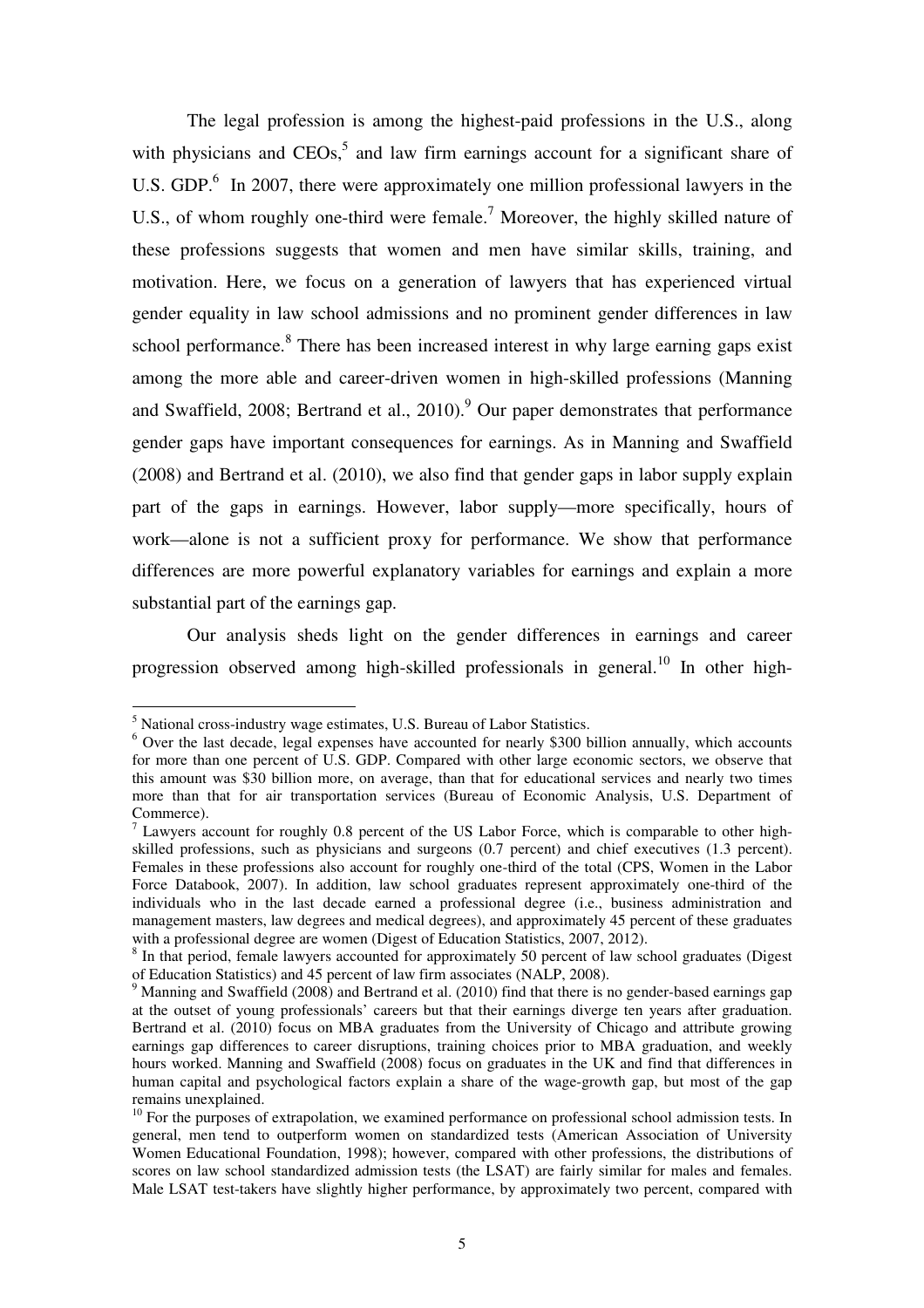The legal profession is among the highest-paid professions in the U.S., along with physicians and CEOs,[5] and law firm earnings account for a significant share of U.S. GDP.[6] In 2007, there were approximately one million professional lawyers in the U.S., of whom roughly one-third were female.[7] Moreover, the highly skilled nature of these professions suggests that women and men have similar skills, training, and motivation. Here, we focus on a generation of lawyers that has experienced virtual gender equality in law school admissions and no prominent gender differences in law school performance.[8] There has been increased interest in why large earning gaps exist among the more able and career-driven women in high-skilled professions (Manning and Swaffield, 2008; Bertrand et al., 2010).[9] Our paper demonstrates that performance gender gaps have important consequences for earnings. As in Manning and Swaffield (2008) and Bertrand et al. (2010), we also find that gender gaps in labor supply explain part of the gaps in earnings. However, labor supply—more specifically, hours of work—alone is not a sufficient proxy for performance. We show that performance differences are more powerful explanatory variables for earnings and explain a more substantial part of the earnings gap.

Our analysis sheds light on the gender differences in earnings and career progression observed among high-skilled professionals in general.[10] In other high-

---

[5] National cross-industry wage estimates, U.S. Bureau of Labor Statistics.

[6] Over the last decade, legal expenses have accounted for nearly $300 billion annually, which accounts for more than one percent of U.S. GDP. Compared with other large economic sectors, we observe that this amount was $30 billion more, on average, than that for educational services and nearly two times more than that for air transportation services (Bureau of Economic Analysis, U.S. Department of Commerce).

[7] Lawyers account for roughly 0.8 percent of the US Labor Force, which is comparable to other high-skilled professions, such as physicians and surgeons (0.7 percent) and chief executives (1.3 percent). Females in these professions also account for roughly one-third of the total (CPS, Women in the Labor Force Databook, 2007). In addition, law school graduates represent approximately one-third of the individuals who in the last decade earned a professional degree (i.e., business administration and management masters, law degrees and medical degrees), and approximately 45 percent of these graduates with a professional degree are women (Digest of Education Statistics, 2007, 2012).

[8] In that period, female lawyers accounted for approximately 50 percent of law school graduates (Digest of Education Statistics) and 45 percent of law firm associates (NALP, 2008).

[9] Manning and Swaffield (2008) and Bertrand et al. (2010) find that there is no gender-based earnings gap at the outset of young professionals' careers but that their earnings diverge ten years after graduation. Bertrand et al. (2010) focus on MBA graduates from the University of Chicago and attribute growing earnings gap differences to career disruptions, training choices prior to MBA graduation, and weekly hours worked. Manning and Swaffield (2008) focus on graduates in the UK and find that differences in human capital and psychological factors explain a share of the wage-growth gap, but most of the gap remains unexplained.

[10] For the purposes of extrapolation, we examined performance on professional school admission tests. In general, men tend to outperform women on standardized tests (American Association of University Women Educational Foundation, 1998); however, compared with other professions, the distributions of scores on law school standardized admission tests (the LSAT) are fairly similar for males and females. Male LSAT test-takers have slightly higher performance, by approximately two percent, compared with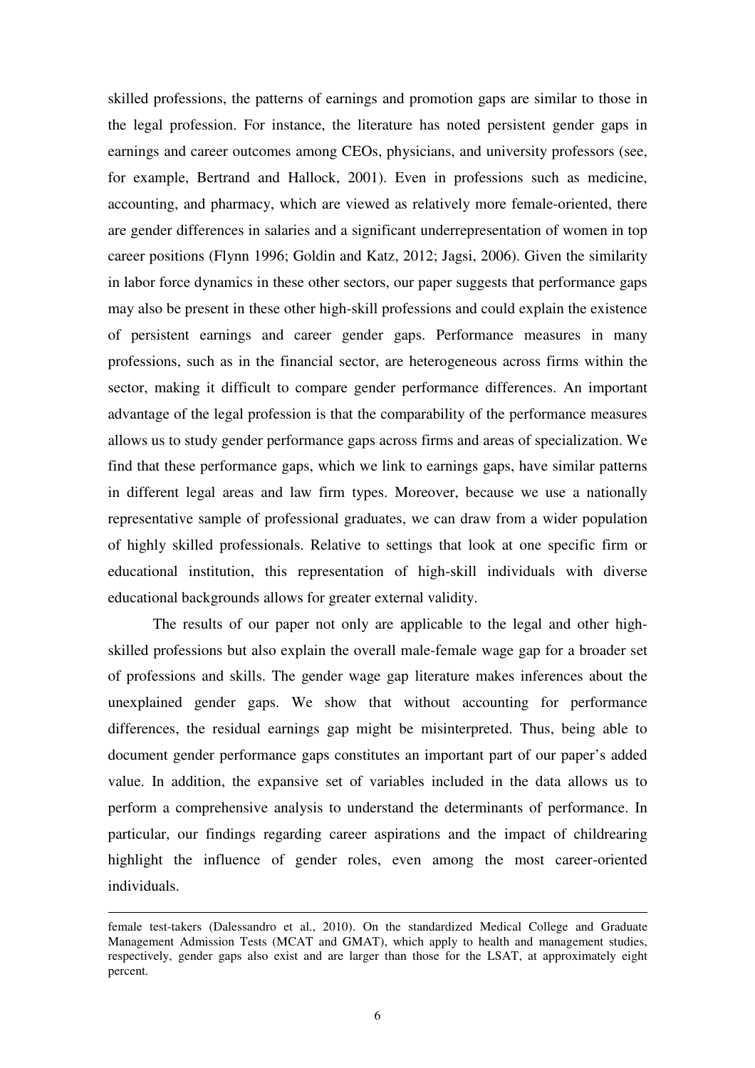skilled professions, the patterns of earnings and promotion gaps are similar to those in the legal profession. For instance, the literature has noted persistent gender gaps in earnings and career outcomes among CEOs, physicians, and university professors (see, for example, Bertrand and Hallock, 2001). Even in professions such as medicine, accounting, and pharmacy, which are viewed as relatively more female-oriented, there are gender differences in salaries and a significant underrepresentation of women in top career positions (Flynn 1996; Goldin and Katz, 2012; Jagsi, 2006). Given the similarity in labor force dynamics in these other sectors, our paper suggests that performance gaps may also be present in these other high-skill professions and could explain the existence of persistent earnings and career gender gaps. Performance measures in many professions, such as in the financial sector, are heterogeneous across firms within the sector, making it difficult to compare gender performance differences. An important advantage of the legal profession is that the comparability of the performance measures allows us to study gender performance gaps across firms and areas of specialization. We find that these performance gaps, which we link to earnings gaps, have similar patterns in different legal areas and law firm types. Moreover, because we use a nationally representative sample of professional graduates, we can draw from a wider population of highly skilled professionals. Relative to settings that look at one specific firm or educational institution, this representation of high-skill individuals with diverse educational backgrounds allows for greater external validity.

The results of our paper not only are applicable to the legal and other high-skilled professions but also explain the overall male-female wage gap for a broader set of professions and skills. The gender wage gap literature makes inferences about the unexplained gender gaps. We show that without accounting for performance differences, the residual earnings gap might be misinterpreted. Thus, being able to document gender performance gaps constitutes an important part of our paper's added value. In addition, the expansive set of variables included in the data allows us to perform a comprehensive analysis to understand the determinants of performance. In particular, our findings regarding career aspirations and the impact of childrearing highlight the influence of gender roles, even among the most career-oriented individuals.

---

female test-takers (Dalessandro et al., 2010). On the standardized Medical College and Graduate Management Admission Tests (MCAT and GMAT), which apply to health and management studies, respectively, gender gaps also exist and are larger than those for the LSAT, at approximately eight percent.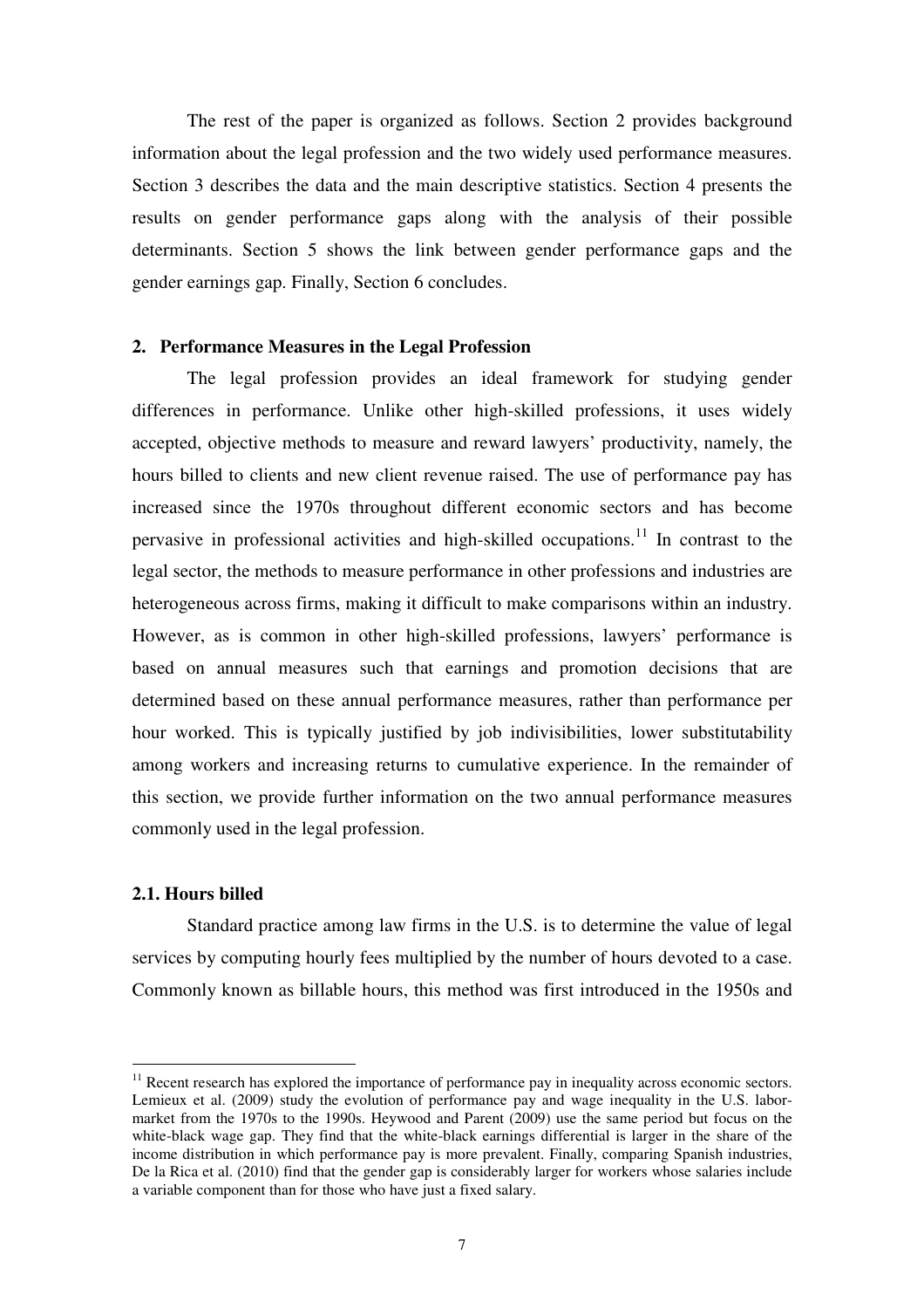The rest of the paper is organized as follows. Section 2 provides background information about the legal profession and the two widely used performance measures. Section 3 describes the data and the main descriptive statistics. Section 4 presents the results on gender performance gaps along with the analysis of their possible determinants. Section 5 shows the link between gender performance gaps and the gender earnings gap. Finally, Section 6 concludes.

## 2. Performance Measures in the Legal Profession

The legal profession provides an ideal framework for studying gender differences in performance. Unlike other high-skilled professions, it uses widely accepted, objective methods to measure and reward lawyers' productivity, namely, the hours billed to clients and new client revenue raised. The use of performance pay has increased since the 1970s throughout different economic sectors and has become pervasive in professional activities and high-skilled occupations.[11] In contrast to the legal sector, the methods to measure performance in other professions and industries are heterogeneous across firms, making it difficult to make comparisons within an industry. However, as is common in other high-skilled professions, lawyers' performance is based on annual measures such that earnings and promotion decisions that are determined based on these annual performance measures, rather than performance per hour worked. This is typically justified by job indivisibilities, lower substitutability among workers and increasing returns to cumulative experience. In the remainder of this section, we provide further information on the two annual performance measures commonly used in the legal profession.

### 2.1. Hours billed

Standard practice among law firms in the U.S. is to determine the value of legal services by computing hourly fees multiplied by the number of hours devoted to a case. Commonly known as billable hours, this method was first introduced in the 1950s and

[11] Recent research has explored the importance of performance pay in inequality across economic sectors. Lemieux et al. (2009) study the evolution of performance pay and wage inequality in the U.S. labor-market from the 1970s to the 1990s. Heywood and Parent (2009) use the same period but focus on the white-black wage gap. They find that the white-black earnings differential is larger in the share of the income distribution in which performance pay is more prevalent. Finally, comparing Spanish industries, De la Rica et al. (2010) find that the gender gap is considerably larger for workers whose salaries include a variable component than for those who have just a fixed salary.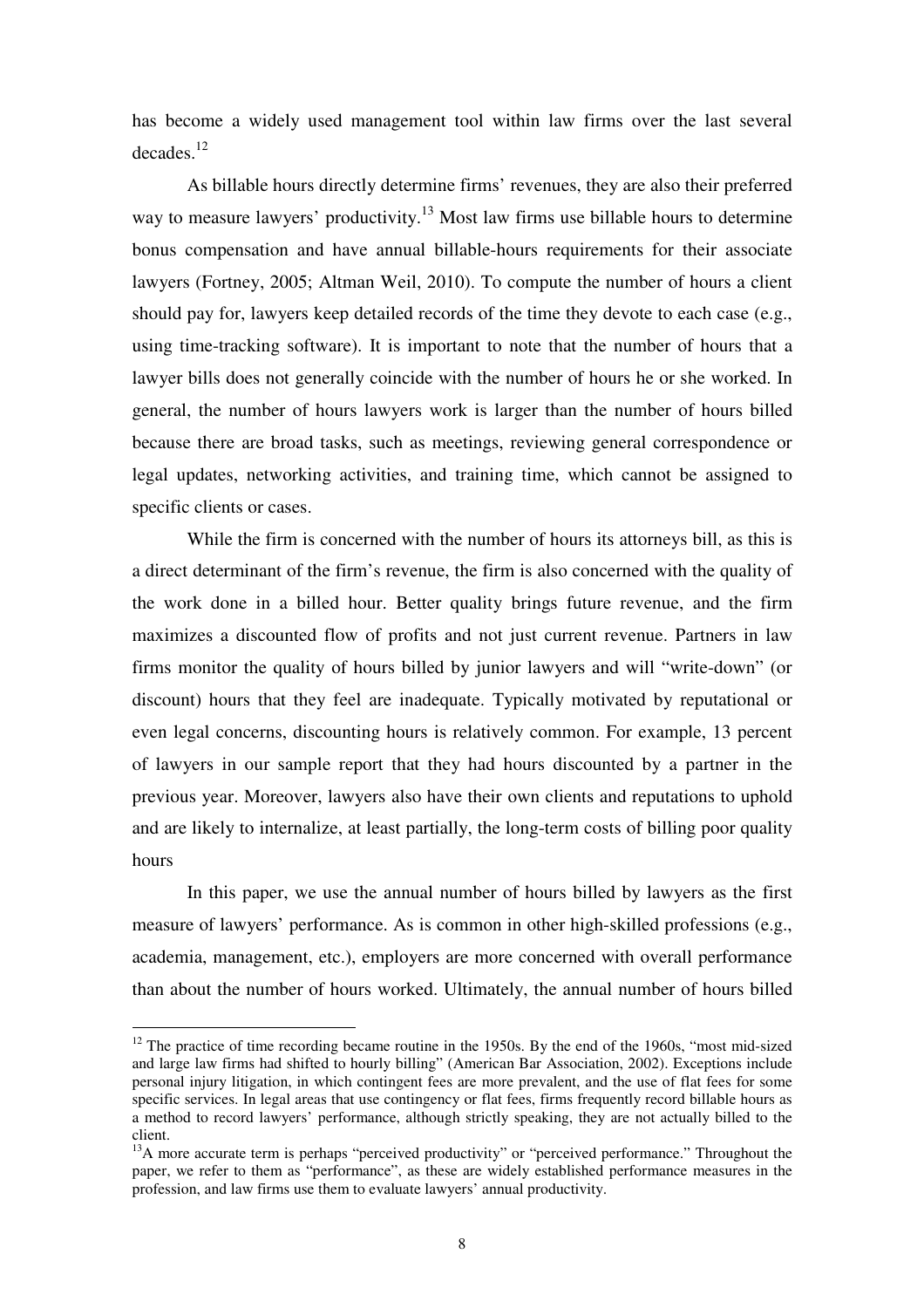has become a widely used management tool within law firms over the last several decades.[12]

As billable hours directly determine firms' revenues, they are also their preferred way to measure lawyers' productivity.[13] Most law firms use billable hours to determine bonus compensation and have annual billable-hours requirements for their associate lawyers (Fortney, 2005; Altman Weil, 2010). To compute the number of hours a client should pay for, lawyers keep detailed records of the time they devote to each case (e.g., using time-tracking software). It is important to note that the number of hours that a lawyer bills does not generally coincide with the number of hours he or she worked. In general, the number of hours lawyers work is larger than the number of hours billed because there are broad tasks, such as meetings, reviewing general correspondence or legal updates, networking activities, and training time, which cannot be assigned to specific clients or cases.

While the firm is concerned with the number of hours its attorneys bill, as this is a direct determinant of the firm's revenue, the firm is also concerned with the quality of the work done in a billed hour. Better quality brings future revenue, and the firm maximizes a discounted flow of profits and not just current revenue. Partners in law firms monitor the quality of hours billed by junior lawyers and will "write-down" (or discount) hours that they feel are inadequate. Typically motivated by reputational or even legal concerns, discounting hours is relatively common. For example, 13 percent of lawyers in our sample report that they had hours discounted by a partner in the previous year. Moreover, lawyers also have their own clients and reputations to uphold and are likely to internalize, at least partially, the long-term costs of billing poor quality hours

In this paper, we use the annual number of hours billed by lawyers as the first measure of lawyers' performance. As is common in other high-skilled professions (e.g., academia, management, etc.), employers are more concerned with overall performance than about the number of hours worked. Ultimately, the annual number of hours billed

---

[12] The practice of time recording became routine in the 1950s. By the end of the 1960s, "most mid-sized and large law firms had shifted to hourly billing" (American Bar Association, 2002). Exceptions include personal injury litigation, in which contingent fees are more prevalent, and the use of flat fees for some specific services. In legal areas that use contingency or flat fees, firms frequently record billable hours as a method to record lawyers' performance, although strictly speaking, they are not actually billed to the client.

[13] A more accurate term is perhaps "perceived productivity" or "perceived performance." Throughout the paper, we refer to them as "performance", as these are widely established performance measures in the profession, and law firms use them to evaluate lawyers' annual productivity.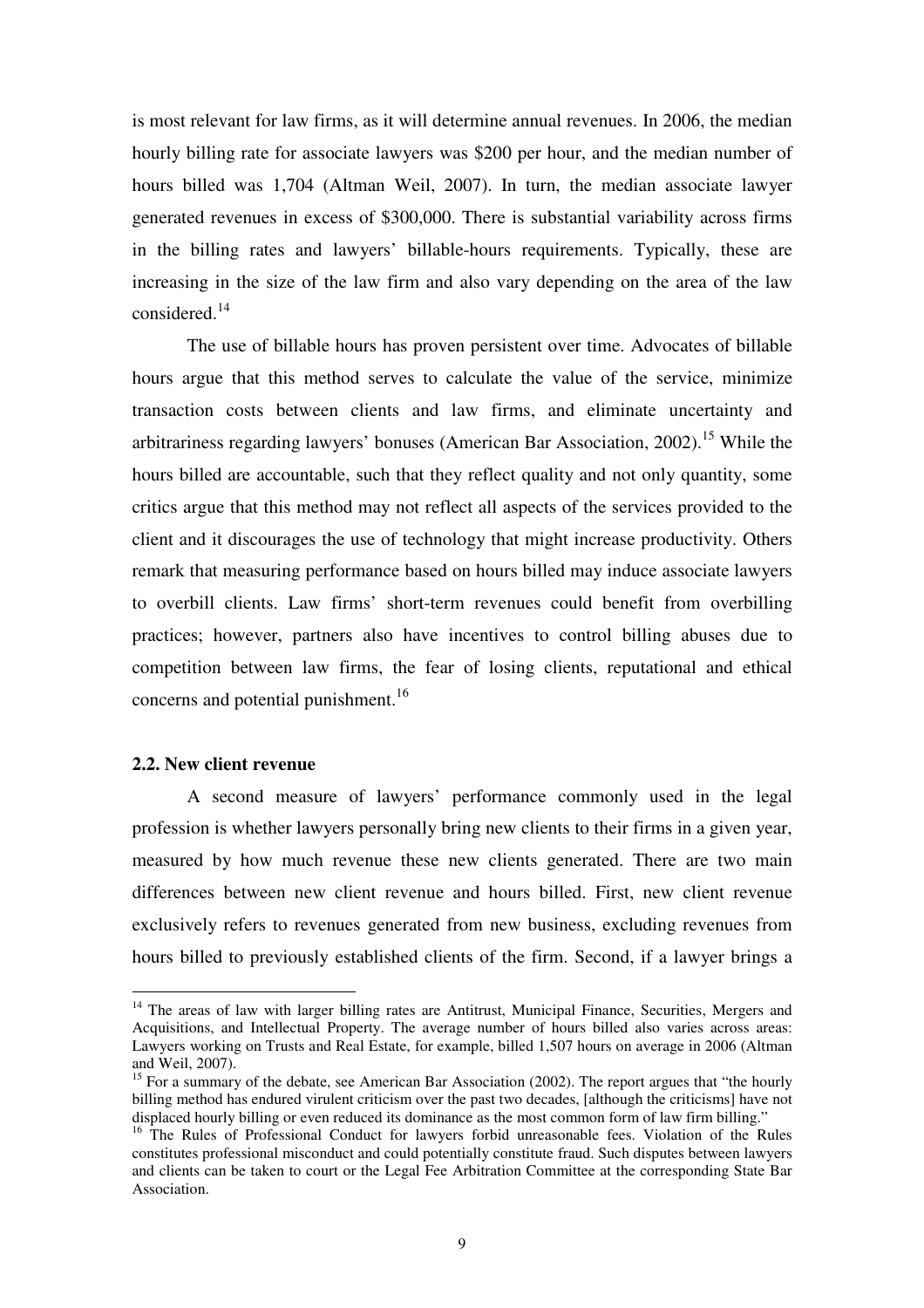is most relevant for law firms, as it will determine annual revenues. In 2006, the median hourly billing rate for associate lawyers was $200 per hour, and the median number of hours billed was 1,704 (Altman Weil, 2007). In turn, the median associate lawyer generated revenues in excess of $300,000. There is substantial variability across firms in the billing rates and lawyers' billable-hours requirements. Typically, these are increasing in the size of the law firm and also vary depending on the area of the law considered.[14]

The use of billable hours has proven persistent over time. Advocates of billable hours argue that this method serves to calculate the value of the service, minimize transaction costs between clients and law firms, and eliminate uncertainty and arbitrariness regarding lawyers' bonuses (American Bar Association, 2002).[15] While the hours billed are accountable, such that they reflect quality and not only quantity, some critics argue that this method may not reflect all aspects of the services provided to the client and it discourages the use of technology that might increase productivity. Others remark that measuring performance based on hours billed may induce associate lawyers to overbill clients. Law firms' short-term revenues could benefit from overbilling practices; however, partners also have incentives to control billing abuses due to competition between law firms, the fear of losing clients, reputational and ethical concerns and potential punishment.[16]

### 2.2. New client revenue

A second measure of lawyers' performance commonly used in the legal profession is whether lawyers personally bring new clients to their firms in a given year, measured by how much revenue these new clients generated. There are two main differences between new client revenue and hours billed. First, new client revenue exclusively refers to revenues generated from new business, excluding revenues from hours billed to previously established clients of the firm. Second, if a lawyer brings a

---

[14] The areas of law with larger billing rates are Antitrust, Municipal Finance, Securities, Mergers and Acquisitions, and Intellectual Property. The average number of hours billed also varies across areas: Lawyers working on Trusts and Real Estate, for example, billed 1,507 hours on average in 2006 (Altman and Weil, 2007).

[15] For a summary of the debate, see American Bar Association (2002). The report argues that "the hourly billing method has endured virulent criticism over the past two decades, [although the criticisms] have not displaced hourly billing or even reduced its dominance as the most common form of law firm billing."

[16] The Rules of Professional Conduct for lawyers forbid unreasonable fees. Violation of the Rules constitutes professional misconduct and could potentially constitute fraud. Such disputes between lawyers and clients can be taken to court or the Legal Fee Arbitration Committee at the corresponding State Bar Association.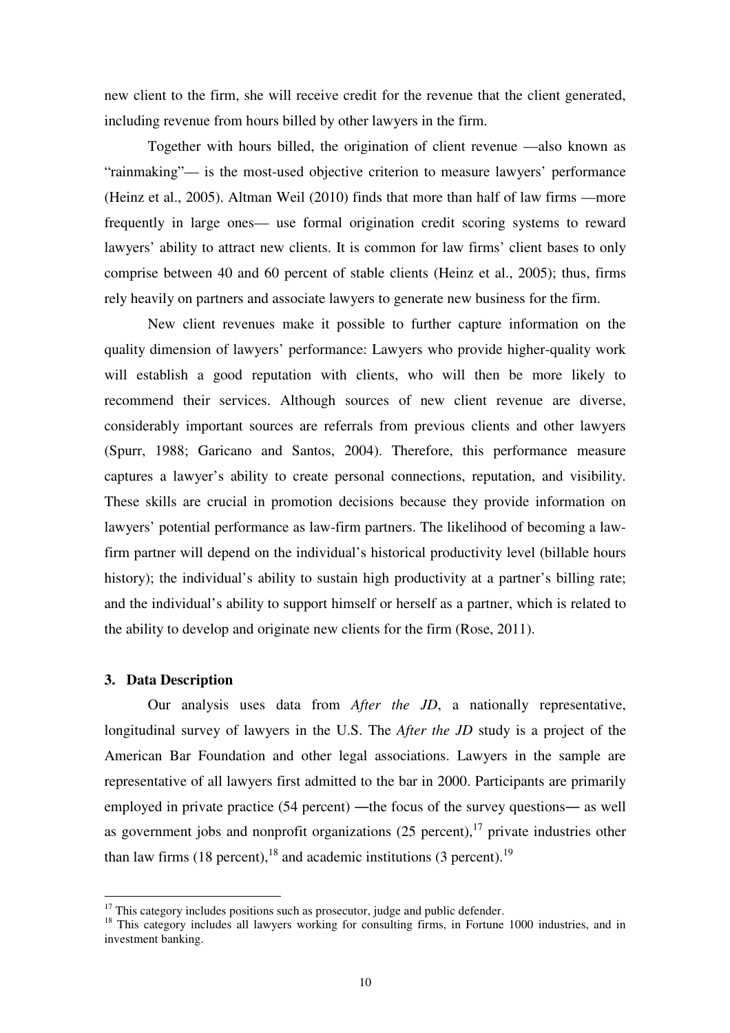new client to the firm, she will receive credit for the revenue that the client generated, including revenue from hours billed by other lawyers in the firm.

Together with hours billed, the origination of client revenue —also known as "rainmaking"— is the most-used objective criterion to measure lawyers' performance (Heinz et al., 2005). Altman Weil (2010) finds that more than half of law firms —more frequently in large ones— use formal origination credit scoring systems to reward lawyers' ability to attract new clients. It is common for law firms' client bases to only comprise between 40 and 60 percent of stable clients (Heinz et al., 2005); thus, firms rely heavily on partners and associate lawyers to generate new business for the firm.

New client revenues make it possible to further capture information on the quality dimension of lawyers' performance: Lawyers who provide higher-quality work will establish a good reputation with clients, who will then be more likely to recommend their services. Although sources of new client revenue are diverse, considerably important sources are referrals from previous clients and other lawyers (Spurr, 1988; Garicano and Santos, 2004). Therefore, this performance measure captures a lawyer's ability to create personal connections, reputation, and visibility. These skills are crucial in promotion decisions because they provide information on lawyers' potential performance as law-firm partners. The likelihood of becoming a law-firm partner will depend on the individual's historical productivity level (billable hours history); the individual's ability to sustain high productivity at a partner's billing rate; and the individual's ability to support himself or herself as a partner, which is related to the ability to develop and originate new clients for the firm (Rose, 2011).

## 3. Data Description

Our analysis uses data from *After the JD*, a nationally representative, longitudinal survey of lawyers in the U.S. The *After the JD* study is a project of the American Bar Foundation and other legal associations. Lawyers in the sample are representative of all lawyers first admitted to the bar in 2000. Participants are primarily employed in private practice (54 percent) ―the focus of the survey questions― as well as government jobs and nonprofit organizations (25 percent),[17] private industries other than law firms (18 percent),[18] and academic institutions (3 percent).[19]

[17] This category includes positions such as prosecutor, judge and public defender.

[18] This category includes all lawyers working for consulting firms, in Fortune 1000 industries, and in investment banking.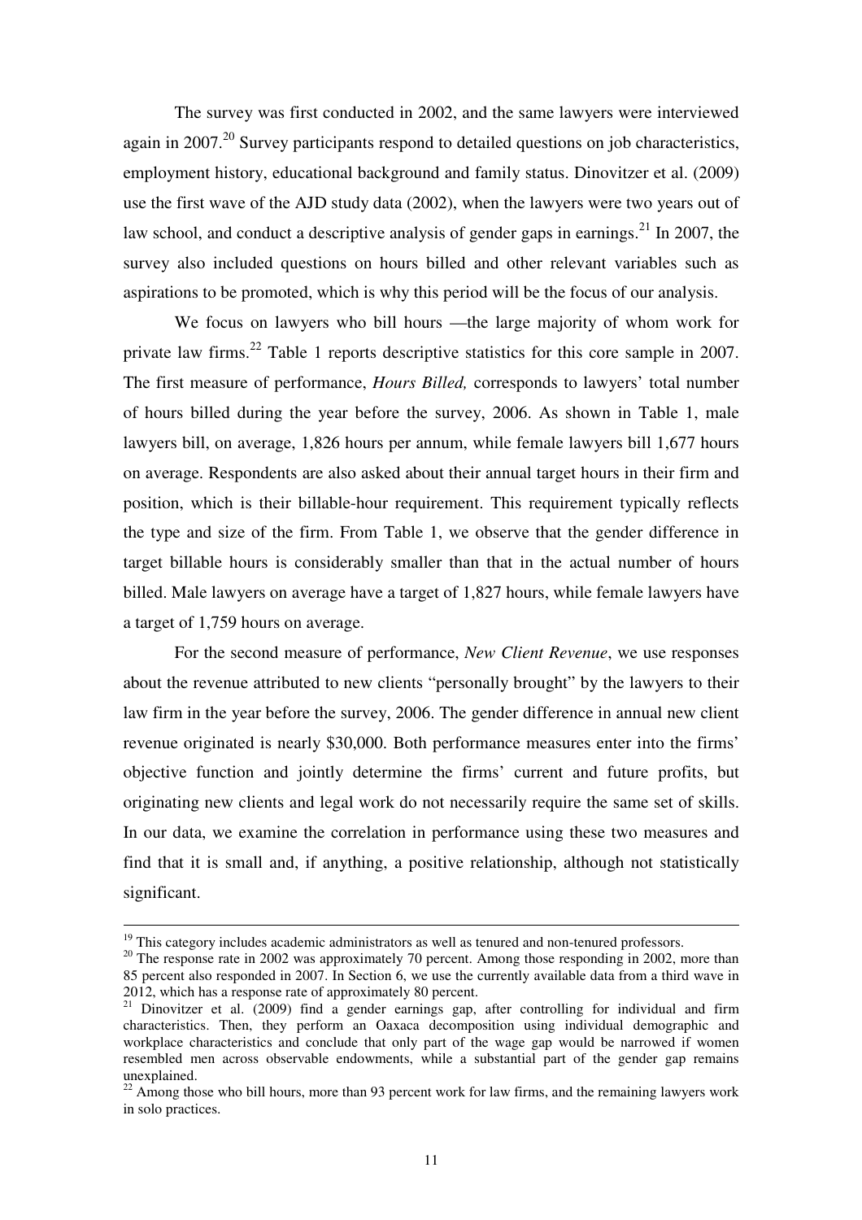The survey was first conducted in 2002, and the same lawyers were interviewed again in 2007.[20] Survey participants respond to detailed questions on job characteristics, employment history, educational background and family status. Dinovitzer et al. (2009) use the first wave of the AJD study data (2002), when the lawyers were two years out of law school, and conduct a descriptive analysis of gender gaps in earnings.[21] In 2007, the survey also included questions on hours billed and other relevant variables such as aspirations to be promoted, which is why this period will be the focus of our analysis.

We focus on lawyers who bill hours —the large majority of whom work for private law firms.[22] Table 1 reports descriptive statistics for this core sample in 2007. The first measure of performance, *Hours Billed,* corresponds to lawyers' total number of hours billed during the year before the survey, 2006. As shown in Table 1, male lawyers bill, on average, 1,826 hours per annum, while female lawyers bill 1,677 hours on average. Respondents are also asked about their annual target hours in their firm and position, which is their billable-hour requirement. This requirement typically reflects the type and size of the firm. From Table 1, we observe that the gender difference in target billable hours is considerably smaller than that in the actual number of hours billed. Male lawyers on average have a target of 1,827 hours, while female lawyers have a target of 1,759 hours on average.

For the second measure of performance, *New Client Revenue*, we use responses about the revenue attributed to new clients "personally brought" by the lawyers to their law firm in the year before the survey, 2006. The gender difference in annual new client revenue originated is nearly $30,000. Both performance measures enter into the firms' objective function and jointly determine the firms' current and future profits, but originating new clients and legal work do not necessarily require the same set of skills. In our data, we examine the correlation in performance using these two measures and find that it is small and, if anything, a positive relationship, although not statistically significant.

---

[19] This category includes academic administrators as well as tenured and non-tenured professors.

[20] The response rate in 2002 was approximately 70 percent. Among those responding in 2002, more than 85 percent also responded in 2007. In Section 6, we use the currently available data from a third wave in 2012, which has a response rate of approximately 80 percent.

[21] Dinovitzer et al. (2009) find a gender earnings gap, after controlling for individual and firm characteristics. Then, they perform an Oaxaca decomposition using individual demographic and workplace characteristics and conclude that only part of the wage gap would be narrowed if women resembled men across observable endowments, while a substantial part of the gender gap remains unexplained.

[22] Among those who bill hours, more than 93 percent work for law firms, and the remaining lawyers work in solo practices.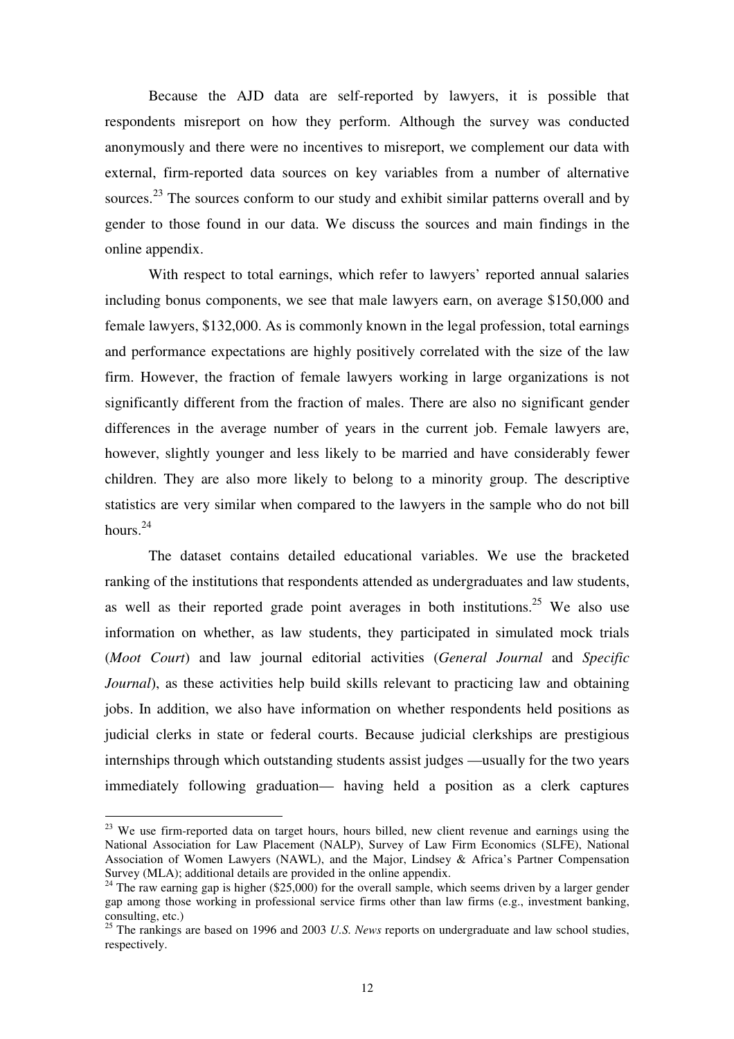Because the AJD data are self-reported by lawyers, it is possible that respondents misreport on how they perform. Although the survey was conducted anonymously and there were no incentives to misreport, we complement our data with external, firm-reported data sources on key variables from a number of alternative sources.[23] The sources conform to our study and exhibit similar patterns overall and by gender to those found in our data. We discuss the sources and main findings in the online appendix.

With respect to total earnings, which refer to lawyers' reported annual salaries including bonus components, we see that male lawyers earn, on average $150,000 and female lawyers, $132,000. As is commonly known in the legal profession, total earnings and performance expectations are highly positively correlated with the size of the law firm. However, the fraction of female lawyers working in large organizations is not significantly different from the fraction of males. There are also no significant gender differences in the average number of years in the current job. Female lawyers are, however, slightly younger and less likely to be married and have considerably fewer children. They are also more likely to belong to a minority group. The descriptive statistics are very similar when compared to the lawyers in the sample who do not bill hours.[24]

The dataset contains detailed educational variables. We use the bracketed ranking of the institutions that respondents attended as undergraduates and law students, as well as their reported grade point averages in both institutions.[25] We also use information on whether, as law students, they participated in simulated mock trials (*Moot Court*) and law journal editorial activities (*General Journal* and *Specific Journal*), as these activities help build skills relevant to practicing law and obtaining jobs. In addition, we also have information on whether respondents held positions as judicial clerks in state or federal courts. Because judicial clerkships are prestigious internships through which outstanding students assist judges —usually for the two years immediately following graduation— having held a position as a clerk captures

[23] We use firm-reported data on target hours, hours billed, new client revenue and earnings using the National Association for Law Placement (NALP), Survey of Law Firm Economics (SLFE), National Association of Women Lawyers (NAWL), and the Major, Lindsey & Africa's Partner Compensation Survey (MLA); additional details are provided in the online appendix.

[24] The raw earning gap is higher ($25,000) for the overall sample, which seems driven by a larger gender gap among those working in professional service firms other than law firms (e.g., investment banking, consulting, etc.)

[25] The rankings are based on 1996 and 2003 *U.S. News* reports on undergraduate and law school studies, respectively.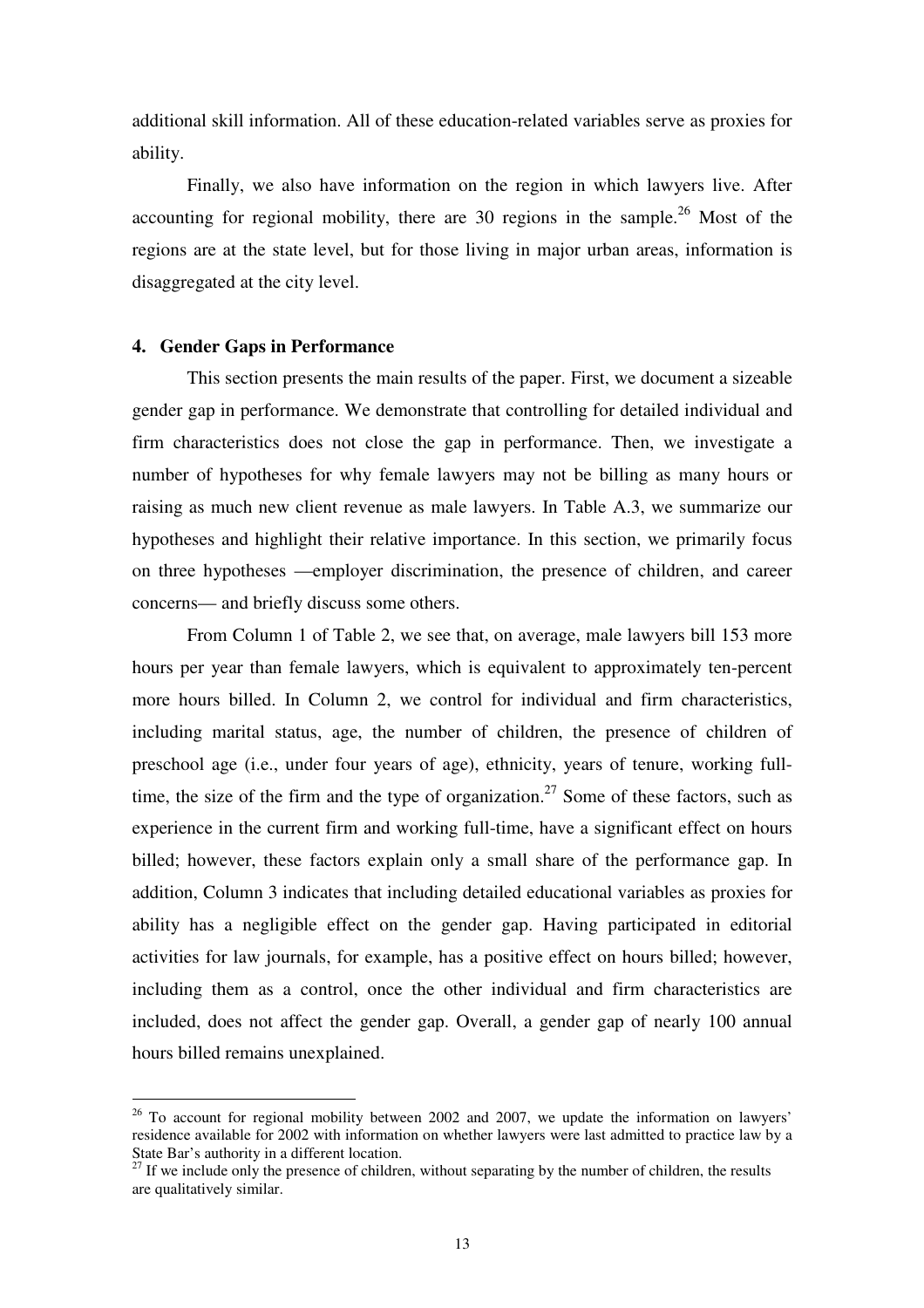additional skill information. All of these education-related variables serve as proxies for ability.

Finally, we also have information on the region in which lawyers live. After accounting for regional mobility, there are 30 regions in the sample.[26] Most of the regions are at the state level, but for those living in major urban areas, information is disaggregated at the city level.

## 4. Gender Gaps in Performance

This section presents the main results of the paper. First, we document a sizeable gender gap in performance. We demonstrate that controlling for detailed individual and firm characteristics does not close the gap in performance. Then, we investigate a number of hypotheses for why female lawyers may not be billing as many hours or raising as much new client revenue as male lawyers. In Table A.3, we summarize our hypotheses and highlight their relative importance. In this section, we primarily focus on three hypotheses —employer discrimination, the presence of children, and career concerns— and briefly discuss some others.

From Column 1 of Table 2, we see that, on average, male lawyers bill 153 more hours per year than female lawyers, which is equivalent to approximately ten-percent more hours billed. In Column 2, we control for individual and firm characteristics, including marital status, age, the number of children, the presence of children of preschool age (i.e., under four years of age), ethnicity, years of tenure, working full-time, the size of the firm and the type of organization.[27] Some of these factors, such as experience in the current firm and working full-time, have a significant effect on hours billed; however, these factors explain only a small share of the performance gap. In addition, Column 3 indicates that including detailed educational variables as proxies for ability has a negligible effect on the gender gap. Having participated in editorial activities for law journals, for example, has a positive effect on hours billed; however, including them as a control, once the other individual and firm characteristics are included, does not affect the gender gap. Overall, a gender gap of nearly 100 annual hours billed remains unexplained.

---

[26] To account for regional mobility between 2002 and 2007, we update the information on lawyers' residence available for 2002 with information on whether lawyers were last admitted to practice law by a State Bar's authority in a different location.

[27] If we include only the presence of children, without separating by the number of children, the results are qualitatively similar.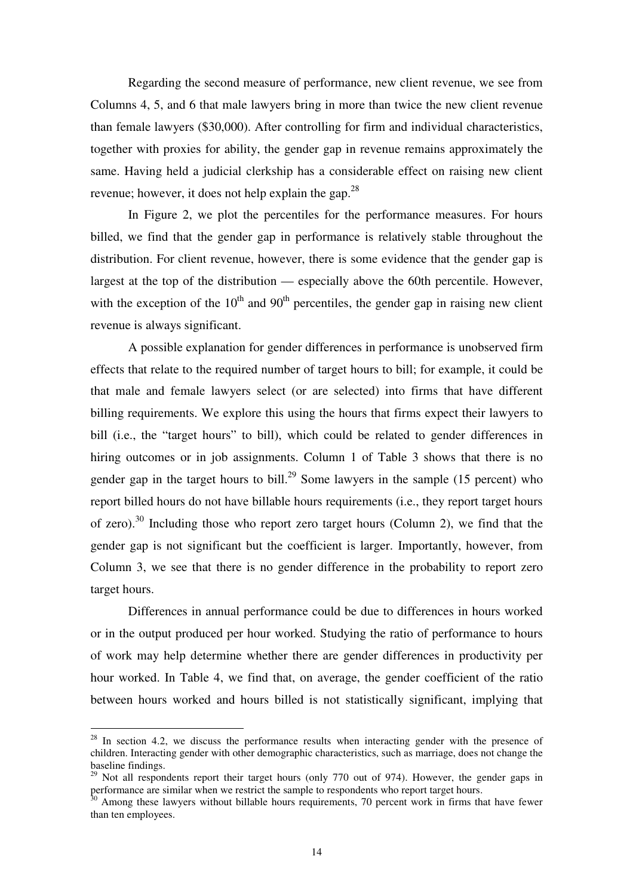Regarding the second measure of performance, new client revenue, we see from Columns 4, 5, and 6 that male lawyers bring in more than twice the new client revenue than female lawyers ($30,000). After controlling for firm and individual characteristics, together with proxies for ability, the gender gap in revenue remains approximately the same. Having held a judicial clerkship has a considerable effect on raising new client revenue; however, it does not help explain the gap.[28]

In Figure 2, we plot the percentiles for the performance measures. For hours billed, we find that the gender gap in performance is relatively stable throughout the distribution. For client revenue, however, there is some evidence that the gender gap is largest at the top of the distribution — especially above the 60th percentile. However, with the exception of the 10th and 90th percentiles, the gender gap in raising new client revenue is always significant.

A possible explanation for gender differences in performance is unobserved firm effects that relate to the required number of target hours to bill; for example, it could be that male and female lawyers select (or are selected) into firms that have different billing requirements. We explore this using the hours that firms expect their lawyers to bill (i.e., the "target hours" to bill), which could be related to gender differences in hiring outcomes or in job assignments. Column 1 of Table 3 shows that there is no gender gap in the target hours to bill.[29] Some lawyers in the sample (15 percent) who report billed hours do not have billable hours requirements (i.e., they report target hours of zero).[30] Including those who report zero target hours (Column 2), we find that the gender gap is not significant but the coefficient is larger. Importantly, however, from Column 3, we see that there is no gender difference in the probability to report zero target hours.

Differences in annual performance could be due to differences in hours worked or in the output produced per hour worked. Studying the ratio of performance to hours of work may help determine whether there are gender differences in productivity per hour worked. In Table 4, we find that, on average, the gender coefficient of the ratio between hours worked and hours billed is not statistically significant, implying that

---

[28] In section 4.2, we discuss the performance results when interacting gender with the presence of children. Interacting gender with other demographic characteristics, such as marriage, does not change the baseline findings.

[29] Not all respondents report their target hours (only 770 out of 974). However, the gender gaps in performance are similar when we restrict the sample to respondents who report target hours.

[30] Among these lawyers without billable hours requirements, 70 percent work in firms that have fewer than ten employees.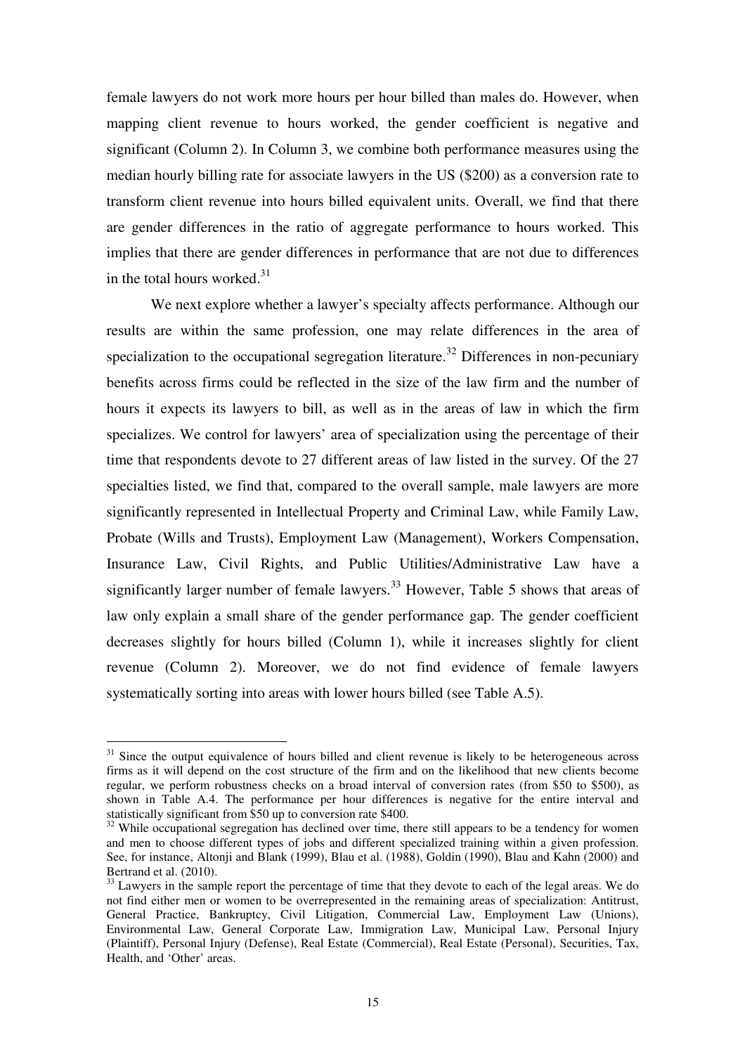female lawyers do not work more hours per hour billed than males do. However, when mapping client revenue to hours worked, the gender coefficient is negative and significant (Column 2). In Column 3, we combine both performance measures using the median hourly billing rate for associate lawyers in the US ($200) as a conversion rate to transform client revenue into hours billed equivalent units. Overall, we find that there are gender differences in the ratio of aggregate performance to hours worked. This implies that there are gender differences in performance that are not due to differences in the total hours worked.[31]

We next explore whether a lawyer's specialty affects performance. Although our results are within the same profession, one may relate differences in the area of specialization to the occupational segregation literature.[32] Differences in non-pecuniary benefits across firms could be reflected in the size of the law firm and the number of hours it expects its lawyers to bill, as well as in the areas of law in which the firm specializes. We control for lawyers' area of specialization using the percentage of their time that respondents devote to 27 different areas of law listed in the survey. Of the 27 specialties listed, we find that, compared to the overall sample, male lawyers are more significantly represented in Intellectual Property and Criminal Law, while Family Law, Probate (Wills and Trusts), Employment Law (Management), Workers Compensation, Insurance Law, Civil Rights, and Public Utilities/Administrative Law have a significantly larger number of female lawyers.[33] However, Table 5 shows that areas of law only explain a small share of the gender performance gap. The gender coefficient decreases slightly for hours billed (Column 1), while it increases slightly for client revenue (Column 2). Moreover, we do not find evidence of female lawyers systematically sorting into areas with lower hours billed (see Table A.5).

---

[31] Since the output equivalence of hours billed and client revenue is likely to be heterogeneous across firms as it will depend on the cost structure of the firm and on the likelihood that new clients become regular, we perform robustness checks on a broad interval of conversion rates (from $50 to $500), as shown in Table A.4. The performance per hour differences is negative for the entire interval and statistically significant from $50 up to conversion rate $400.

[32] While occupational segregation has declined over time, there still appears to be a tendency for women and men to choose different types of jobs and different specialized training within a given profession. See, for instance, Altonji and Blank (1999), Blau et al. (1988), Goldin (1990), Blau and Kahn (2000) and Bertrand et al. (2010).

[33] Lawyers in the sample report the percentage of time that they devote to each of the legal areas. We do not find either men or women to be overrepresented in the remaining areas of specialization: Antitrust, General Practice, Bankruptcy, Civil Litigation, Commercial Law, Employment Law (Unions), Environmental Law, General Corporate Law, Immigration Law, Municipal Law, Personal Injury (Plaintiff), Personal Injury (Defense), Real Estate (Commercial), Real Estate (Personal), Securities, Tax, Health, and 'Other' areas.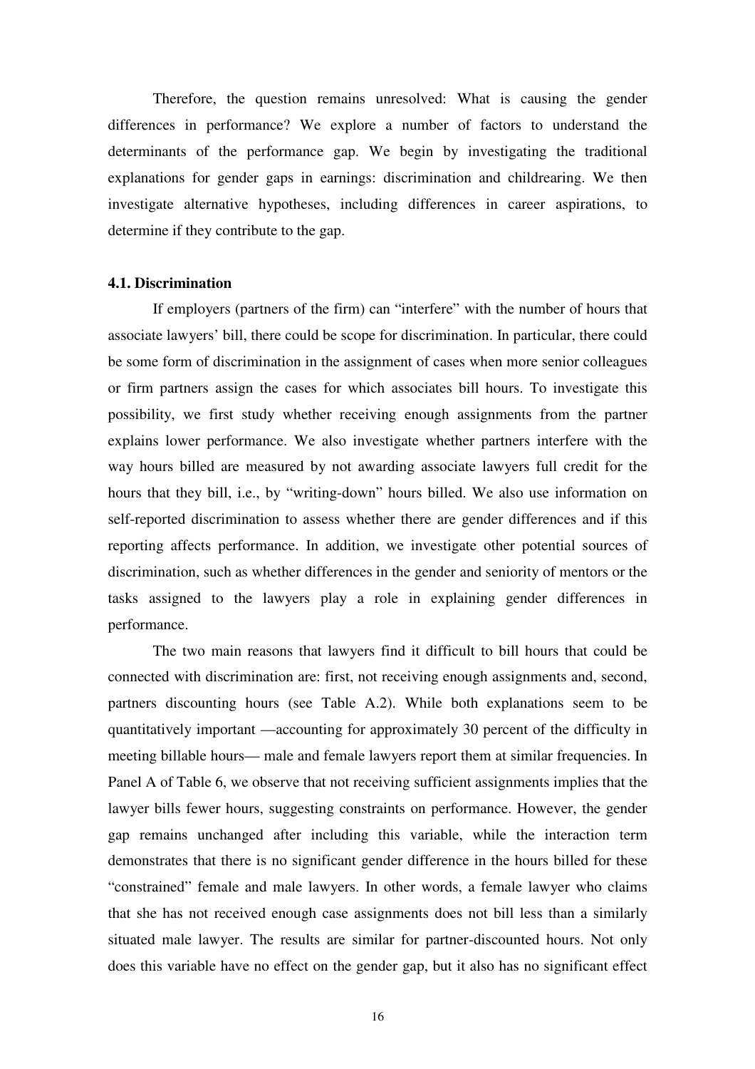Therefore, the question remains unresolved: What is causing the gender differences in performance? We explore a number of factors to understand the determinants of the performance gap. We begin by investigating the traditional explanations for gender gaps in earnings: discrimination and childrearing. We then investigate alternative hypotheses, including differences in career aspirations, to determine if they contribute to the gap.

### 4.1. Discrimination

If employers (partners of the firm) can "interfere" with the number of hours that associate lawyers' bill, there could be scope for discrimination. In particular, there could be some form of discrimination in the assignment of cases when more senior colleagues or firm partners assign the cases for which associates bill hours. To investigate this possibility, we first study whether receiving enough assignments from the partner explains lower performance. We also investigate whether partners interfere with the way hours billed are measured by not awarding associate lawyers full credit for the hours that they bill, i.e., by "writing-down" hours billed. We also use information on self-reported discrimination to assess whether there are gender differences and if this reporting affects performance. In addition, we investigate other potential sources of discrimination, such as whether differences in the gender and seniority of mentors or the tasks assigned to the lawyers play a role in explaining gender differences in performance.

The two main reasons that lawyers find it difficult to bill hours that could be connected with discrimination are: first, not receiving enough assignments and, second, partners discounting hours (see Table A.2). While both explanations seem to be quantitatively important —accounting for approximately 30 percent of the difficulty in meeting billable hours— male and female lawyers report them at similar frequencies. In Panel A of Table 6, we observe that not receiving sufficient assignments implies that the lawyer bills fewer hours, suggesting constraints on performance. However, the gender gap remains unchanged after including this variable, while the interaction term demonstrates that there is no significant gender difference in the hours billed for these "constrained" female and male lawyers. In other words, a female lawyer who claims that she has not received enough case assignments does not bill less than a similarly situated male lawyer. The results are similar for partner-discounted hours. Not only does this variable have no effect on the gender gap, but it also has no significant effect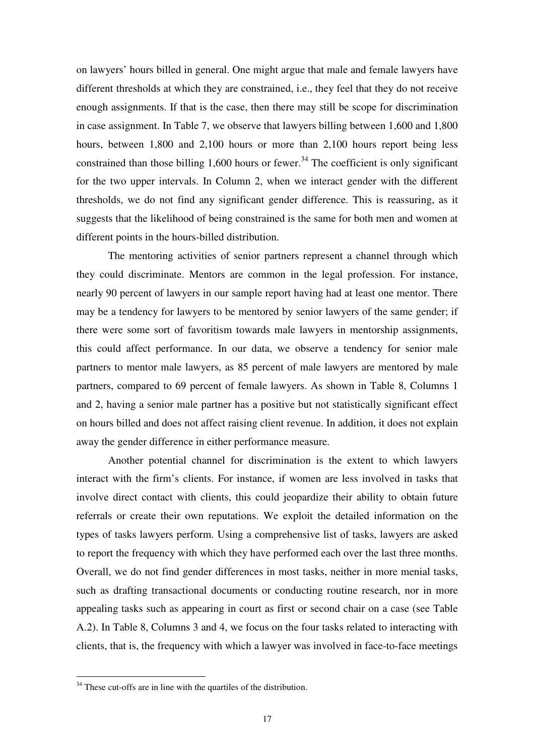on lawyers' hours billed in general. One might argue that male and female lawyers have different thresholds at which they are constrained, i.e., they feel that they do not receive enough assignments. If that is the case, then there may still be scope for discrimination in case assignment. In Table 7, we observe that lawyers billing between 1,600 and 1,800 hours, between 1,800 and 2,100 hours or more than 2,100 hours report being less constrained than those billing 1,600 hours or fewer.[34] The coefficient is only significant for the two upper intervals. In Column 2, when we interact gender with the different thresholds, we do not find any significant gender difference. This is reassuring, as it suggests that the likelihood of being constrained is the same for both men and women at different points in the hours-billed distribution.

The mentoring activities of senior partners represent a channel through which they could discriminate. Mentors are common in the legal profession. For instance, nearly 90 percent of lawyers in our sample report having had at least one mentor. There may be a tendency for lawyers to be mentored by senior lawyers of the same gender; if there were some sort of favoritism towards male lawyers in mentorship assignments, this could affect performance. In our data, we observe a tendency for senior male partners to mentor male lawyers, as 85 percent of male lawyers are mentored by male partners, compared to 69 percent of female lawyers. As shown in Table 8, Columns 1 and 2, having a senior male partner has a positive but not statistically significant effect on hours billed and does not affect raising client revenue. In addition, it does not explain away the gender difference in either performance measure.

Another potential channel for discrimination is the extent to which lawyers interact with the firm's clients. For instance, if women are less involved in tasks that involve direct contact with clients, this could jeopardize their ability to obtain future referrals or create their own reputations. We exploit the detailed information on the types of tasks lawyers perform. Using a comprehensive list of tasks, lawyers are asked to report the frequency with which they have performed each over the last three months. Overall, we do not find gender differences in most tasks, neither in more menial tasks, such as drafting transactional documents or conducting routine research, nor in more appealing tasks such as appearing in court as first or second chair on a case (see Table A.2). In Table 8, Columns 3 and 4, we focus on the four tasks related to interacting with clients, that is, the frequency with which a lawyer was involved in face-to-face meetings

[34] These cut-offs are in line with the quartiles of the distribution.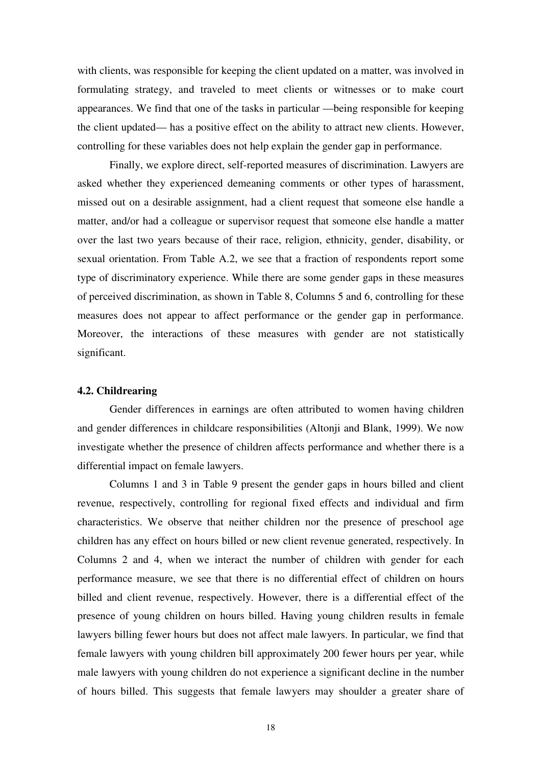with clients, was responsible for keeping the client updated on a matter, was involved in formulating strategy, and traveled to meet clients or witnesses or to make court appearances. We find that one of the tasks in particular —being responsible for keeping the client updated— has a positive effect on the ability to attract new clients. However, controlling for these variables does not help explain the gender gap in performance.

Finally, we explore direct, self-reported measures of discrimination. Lawyers are asked whether they experienced demeaning comments or other types of harassment, missed out on a desirable assignment, had a client request that someone else handle a matter, and/or had a colleague or supervisor request that someone else handle a matter over the last two years because of their race, religion, ethnicity, gender, disability, or sexual orientation. From Table A.2, we see that a fraction of respondents report some type of discriminatory experience. While there are some gender gaps in these measures of perceived discrimination, as shown in Table 8, Columns 5 and 6, controlling for these measures does not appear to affect performance or the gender gap in performance. Moreover, the interactions of these measures with gender are not statistically significant.

### 4.2. Childrearing

Gender differences in earnings are often attributed to women having children and gender differences in childcare responsibilities (Altonji and Blank, 1999). We now investigate whether the presence of children affects performance and whether there is a differential impact on female lawyers.

Columns 1 and 3 in Table 9 present the gender gaps in hours billed and client revenue, respectively, controlling for regional fixed effects and individual and firm characteristics. We observe that neither children nor the presence of preschool age children has any effect on hours billed or new client revenue generated, respectively. In Columns 2 and 4, when we interact the number of children with gender for each performance measure, we see that there is no differential effect of children on hours billed and client revenue, respectively. However, there is a differential effect of the presence of young children on hours billed. Having young children results in female lawyers billing fewer hours but does not affect male lawyers. In particular, we find that female lawyers with young children bill approximately 200 fewer hours per year, while male lawyers with young children do not experience a significant decline in the number of hours billed. This suggests that female lawyers may shoulder a greater share of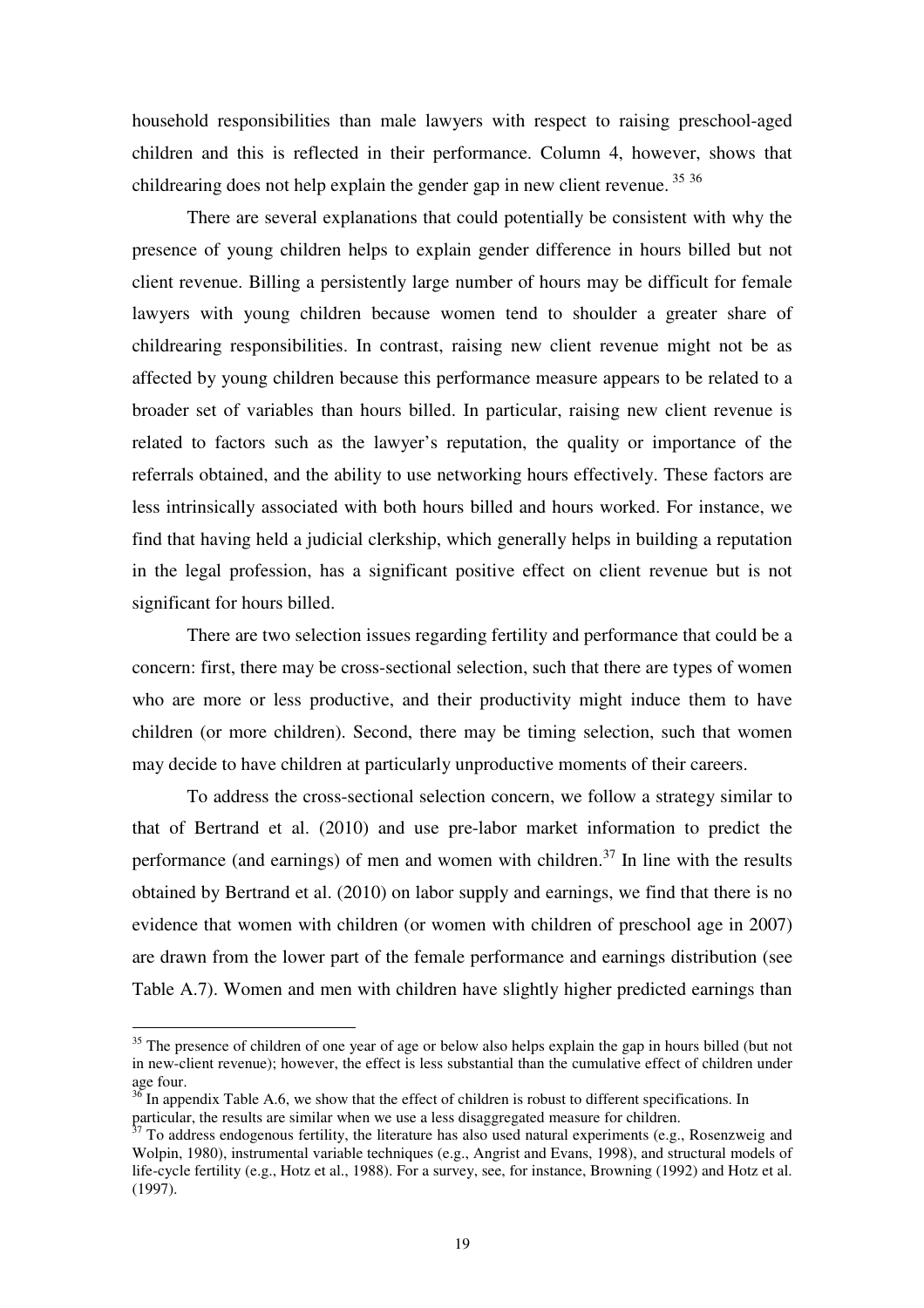household responsibilities than male lawyers with respect to raising preschool-aged children and this is reflected in their performance. Column 4, however, shows that childrearing does not help explain the gender gap in new client revenue. [35] [36]

There are several explanations that could potentially be consistent with why the presence of young children helps to explain gender difference in hours billed but not client revenue. Billing a persistently large number of hours may be difficult for female lawyers with young children because women tend to shoulder a greater share of childrearing responsibilities. In contrast, raising new client revenue might not be as affected by young children because this performance measure appears to be related to a broader set of variables than hours billed. In particular, raising new client revenue is related to factors such as the lawyer's reputation, the quality or importance of the referrals obtained, and the ability to use networking hours effectively. These factors are less intrinsically associated with both hours billed and hours worked. For instance, we find that having held a judicial clerkship, which generally helps in building a reputation in the legal profession, has a significant positive effect on client revenue but is not significant for hours billed.

There are two selection issues regarding fertility and performance that could be a concern: first, there may be cross-sectional selection, such that there are types of women who are more or less productive, and their productivity might induce them to have children (or more children). Second, there may be timing selection, such that women may decide to have children at particularly unproductive moments of their careers.

To address the cross-sectional selection concern, we follow a strategy similar to that of Bertrand et al. (2010) and use pre-labor market information to predict the performance (and earnings) of men and women with children.[37] In line with the results obtained by Bertrand et al. (2010) on labor supply and earnings, we find that there is no evidence that women with children (or women with children of preschool age in 2007) are drawn from the lower part of the female performance and earnings distribution (see Table A.7). Women and men with children have slightly higher predicted earnings than

---

[35] The presence of children of one year of age or below also helps explain the gap in hours billed (but not in new-client revenue); however, the effect is less substantial than the cumulative effect of children under age four.

[36] In appendix Table A.6, we show that the effect of children is robust to different specifications. In particular, the results are similar when we use a less disaggregated measure for children.

[37] To address endogenous fertility, the literature has also used natural experiments (e.g., Rosenzweig and Wolpin, 1980), instrumental variable techniques (e.g., Angrist and Evans, 1998), and structural models of life-cycle fertility (e.g., Hotz et al., 1988). For a survey, see, for instance, Browning (1992) and Hotz et al. (1997).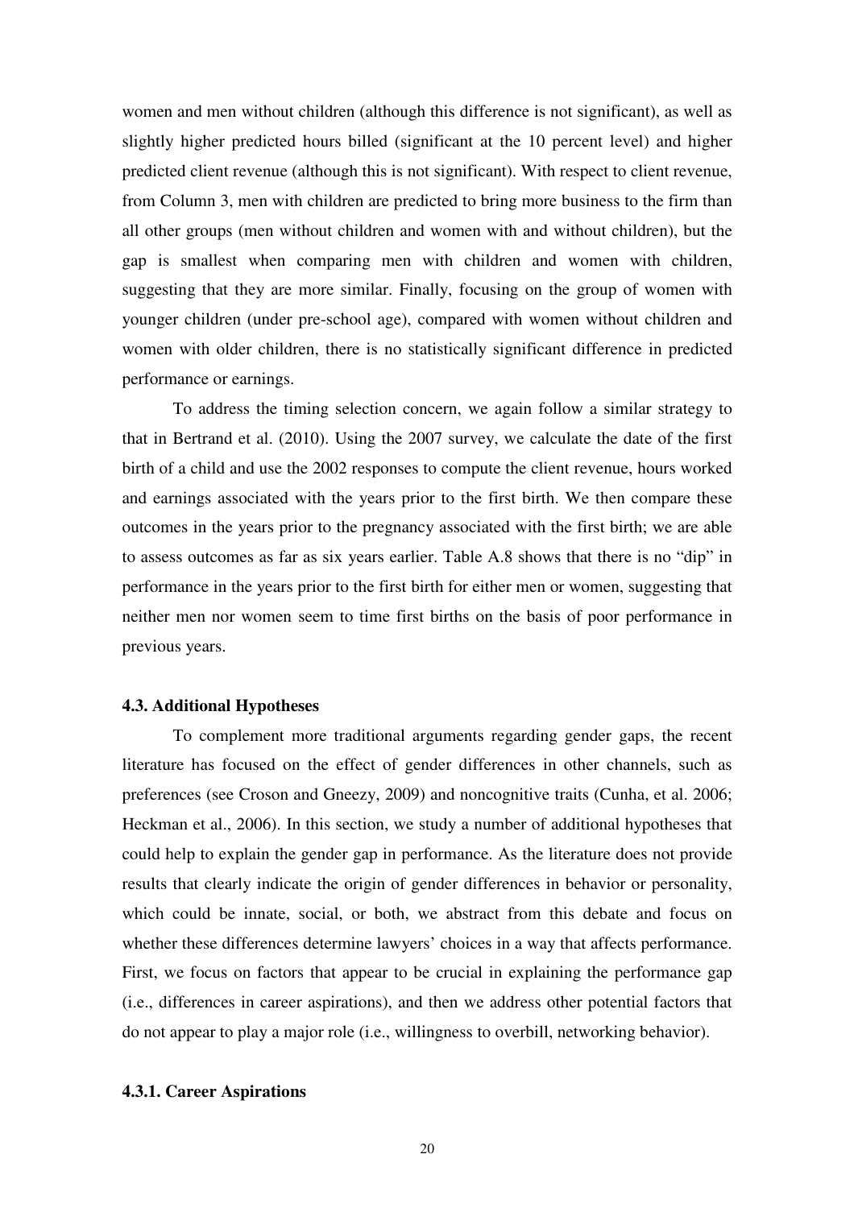women and men without children (although this difference is not significant), as well as slightly higher predicted hours billed (significant at the 10 percent level) and higher predicted client revenue (although this is not significant). With respect to client revenue, from Column 3, men with children are predicted to bring more business to the firm than all other groups (men without children and women with and without children), but the gap is smallest when comparing men with children and women with children, suggesting that they are more similar. Finally, focusing on the group of women with younger children (under pre-school age), compared with women without children and women with older children, there is no statistically significant difference in predicted performance or earnings.

To address the timing selection concern, we again follow a similar strategy to that in Bertrand et al. (2010). Using the 2007 survey, we calculate the date of the first birth of a child and use the 2002 responses to compute the client revenue, hours worked and earnings associated with the years prior to the first birth. We then compare these outcomes in the years prior to the pregnancy associated with the first birth; we are able to assess outcomes as far as six years earlier. Table A.8 shows that there is no "dip" in performance in the years prior to the first birth for either men or women, suggesting that neither men nor women seem to time first births on the basis of poor performance in previous years.

### 4.3. Additional Hypotheses

To complement more traditional arguments regarding gender gaps, the recent literature has focused on the effect of gender differences in other channels, such as preferences (see Croson and Gneezy, 2009) and noncognitive traits (Cunha, et al. 2006; Heckman et al., 2006). In this section, we study a number of additional hypotheses that could help to explain the gender gap in performance. As the literature does not provide results that clearly indicate the origin of gender differences in behavior or personality, which could be innate, social, or both, we abstract from this debate and focus on whether these differences determine lawyers' choices in a way that affects performance. First, we focus on factors that appear to be crucial in explaining the performance gap (i.e., differences in career aspirations), and then we address other potential factors that do not appear to play a major role (i.e., willingness to overbill, networking behavior).

#### 4.3.1. Career Aspirations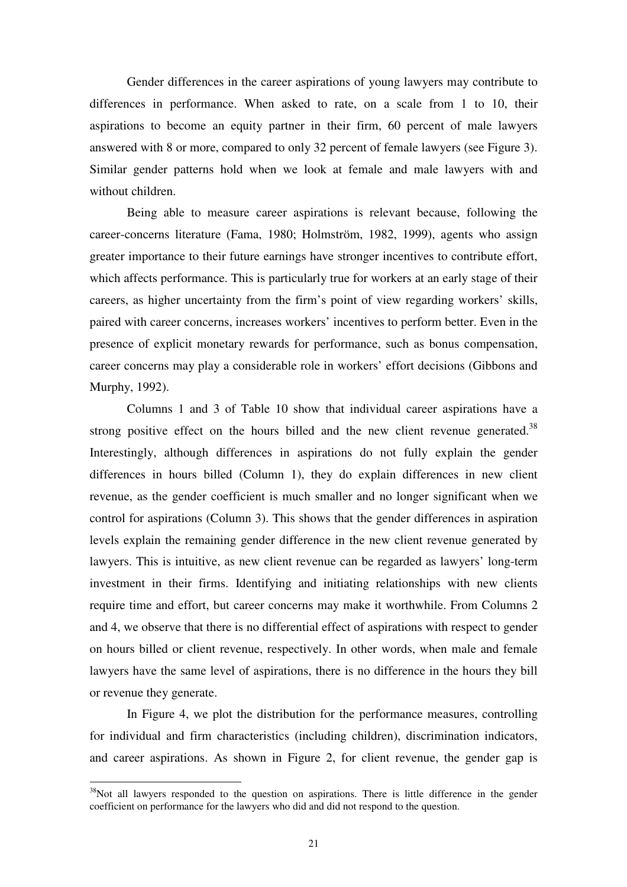Gender differences in the career aspirations of young lawyers may contribute to differences in performance. When asked to rate, on a scale from 1 to 10, their aspirations to become an equity partner in their firm, 60 percent of male lawyers answered with 8 or more, compared to only 32 percent of female lawyers (see Figure 3). Similar gender patterns hold when we look at female and male lawyers with and without children.

Being able to measure career aspirations is relevant because, following the career-concerns literature (Fama, 1980; Holmström, 1982, 1999), agents who assign greater importance to their future earnings have stronger incentives to contribute effort, which affects performance. This is particularly true for workers at an early stage of their careers, as higher uncertainty from the firm's point of view regarding workers' skills, paired with career concerns, increases workers' incentives to perform better. Even in the presence of explicit monetary rewards for performance, such as bonus compensation, career concerns may play a considerable role in workers' effort decisions (Gibbons and Murphy, 1992).

Columns 1 and 3 of Table 10 show that individual career aspirations have a strong positive effect on the hours billed and the new client revenue generated.[38] Interestingly, although differences in aspirations do not fully explain the gender differences in hours billed (Column 1), they do explain differences in new client revenue, as the gender coefficient is much smaller and no longer significant when we control for aspirations (Column 3). This shows that the gender differences in aspiration levels explain the remaining gender difference in the new client revenue generated by lawyers. This is intuitive, as new client revenue can be regarded as lawyers' long-term investment in their firms. Identifying and initiating relationships with new clients require time and effort, but career concerns may make it worthwhile. From Columns 2 and 4, we observe that there is no differential effect of aspirations with respect to gender on hours billed or client revenue, respectively. In other words, when male and female lawyers have the same level of aspirations, there is no difference in the hours they bill or revenue they generate.

In Figure 4, we plot the distribution for the performance measures, controlling for individual and firm characteristics (including children), discrimination indicators, and career aspirations. As shown in Figure 2, for client revenue, the gender gap is

[38] Not all lawyers responded to the question on aspirations. There is little difference in the gender coefficient on performance for the lawyers who did and did not respond to the question.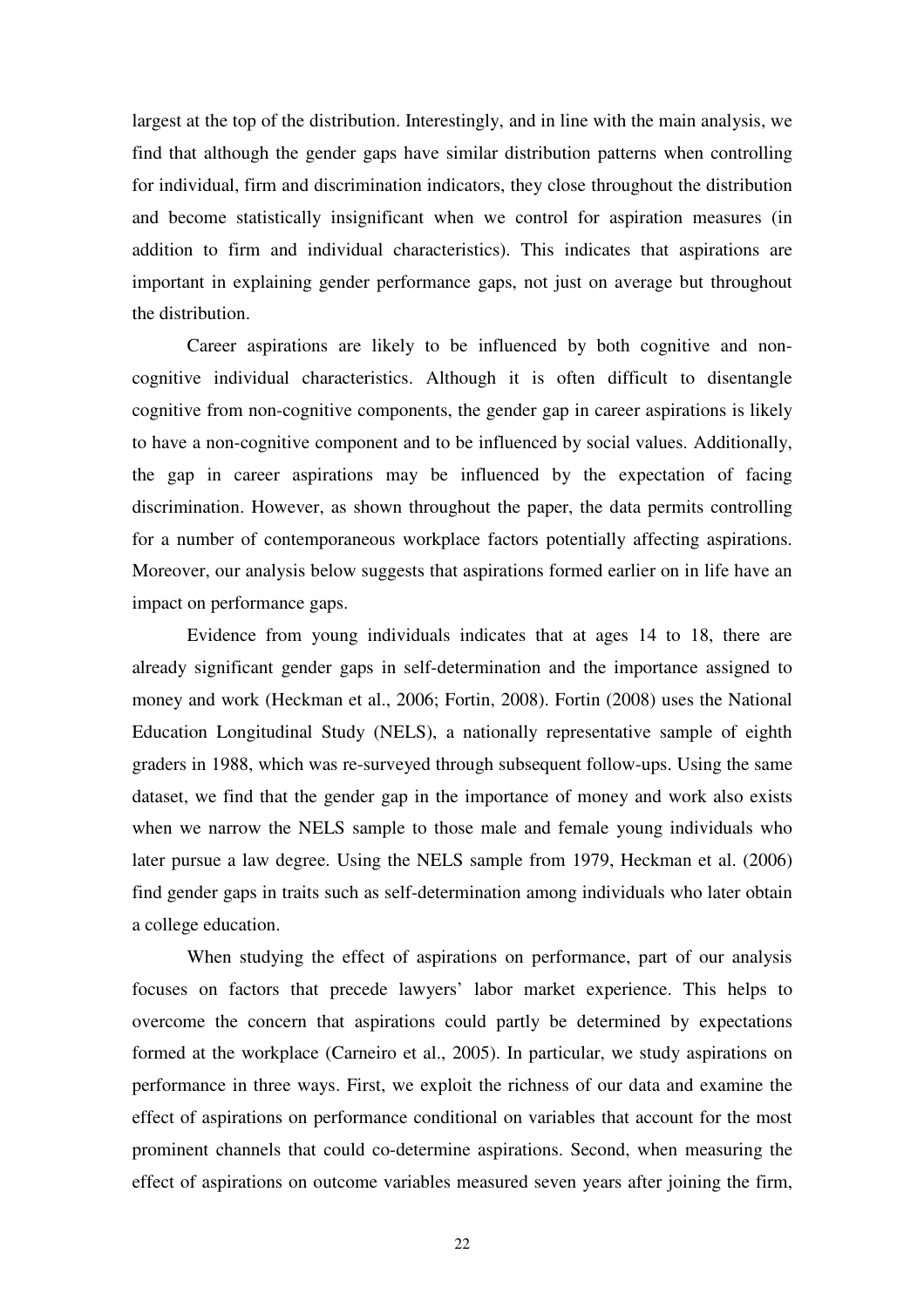largest at the top of the distribution. Interestingly, and in line with the main analysis, we find that although the gender gaps have similar distribution patterns when controlling for individual, firm and discrimination indicators, they close throughout the distribution and become statistically insignificant when we control for aspiration measures (in addition to firm and individual characteristics). This indicates that aspirations are important in explaining gender performance gaps, not just on average but throughout the distribution.

Career aspirations are likely to be influenced by both cognitive and non-cognitive individual characteristics. Although it is often difficult to disentangle cognitive from non-cognitive components, the gender gap in career aspirations is likely to have a non-cognitive component and to be influenced by social values. Additionally, the gap in career aspirations may be influenced by the expectation of facing discrimination. However, as shown throughout the paper, the data permits controlling for a number of contemporaneous workplace factors potentially affecting aspirations. Moreover, our analysis below suggests that aspirations formed earlier on in life have an impact on performance gaps.

Evidence from young individuals indicates that at ages 14 to 18, there are already significant gender gaps in self-determination and the importance assigned to money and work (Heckman et al., 2006; Fortin, 2008). Fortin (2008) uses the National Education Longitudinal Study (NELS), a nationally representative sample of eighth graders in 1988, which was re-surveyed through subsequent follow-ups. Using the same dataset, we find that the gender gap in the importance of money and work also exists when we narrow the NELS sample to those male and female young individuals who later pursue a law degree. Using the NELS sample from 1979, Heckman et al. (2006) find gender gaps in traits such as self-determination among individuals who later obtain a college education.

When studying the effect of aspirations on performance, part of our analysis focuses on factors that precede lawyers' labor market experience. This helps to overcome the concern that aspirations could partly be determined by expectations formed at the workplace (Carneiro et al., 2005). In particular, we study aspirations on performance in three ways. First, we exploit the richness of our data and examine the effect of aspirations on performance conditional on variables that account for the most prominent channels that could co-determine aspirations. Second, when measuring the effect of aspirations on outcome variables measured seven years after joining the firm,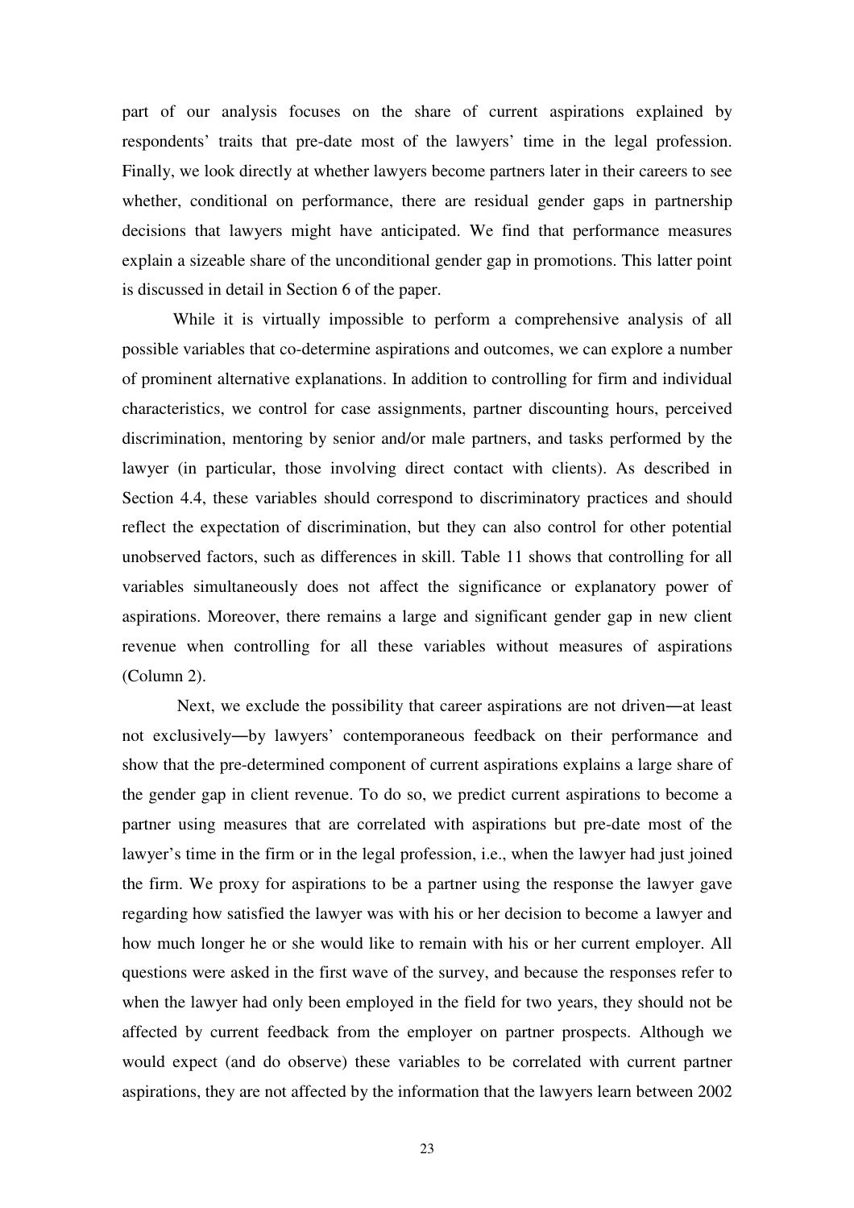part of our analysis focuses on the share of current aspirations explained by respondents' traits that pre-date most of the lawyers' time in the legal profession. Finally, we look directly at whether lawyers become partners later in their careers to see whether, conditional on performance, there are residual gender gaps in partnership decisions that lawyers might have anticipated. We find that performance measures explain a sizeable share of the unconditional gender gap in promotions. This latter point is discussed in detail in Section 6 of the paper.

While it is virtually impossible to perform a comprehensive analysis of all possible variables that co-determine aspirations and outcomes, we can explore a number of prominent alternative explanations. In addition to controlling for firm and individual characteristics, we control for case assignments, partner discounting hours, perceived discrimination, mentoring by senior and/or male partners, and tasks performed by the lawyer (in particular, those involving direct contact with clients). As described in Section 4.4, these variables should correspond to discriminatory practices and should reflect the expectation of discrimination, but they can also control for other potential unobserved factors, such as differences in skill. Table 11 shows that controlling for all variables simultaneously does not affect the significance or explanatory power of aspirations. Moreover, there remains a large and significant gender gap in new client revenue when controlling for all these variables without measures of aspirations (Column 2).

Next, we exclude the possibility that career aspirations are not driven—at least not exclusively—by lawyers' contemporaneous feedback on their performance and show that the pre-determined component of current aspirations explains a large share of the gender gap in client revenue. To do so, we predict current aspirations to become a partner using measures that are correlated with aspirations but pre-date most of the lawyer's time in the firm or in the legal profession, i.e., when the lawyer had just joined the firm. We proxy for aspirations to be a partner using the response the lawyer gave regarding how satisfied the lawyer was with his or her decision to become a lawyer and how much longer he or she would like to remain with his or her current employer. All questions were asked in the first wave of the survey, and because the responses refer to when the lawyer had only been employed in the field for two years, they should not be affected by current feedback from the employer on partner prospects. Although we would expect (and do observe) these variables to be correlated with current partner aspirations, they are not affected by the information that the lawyers learn between 2002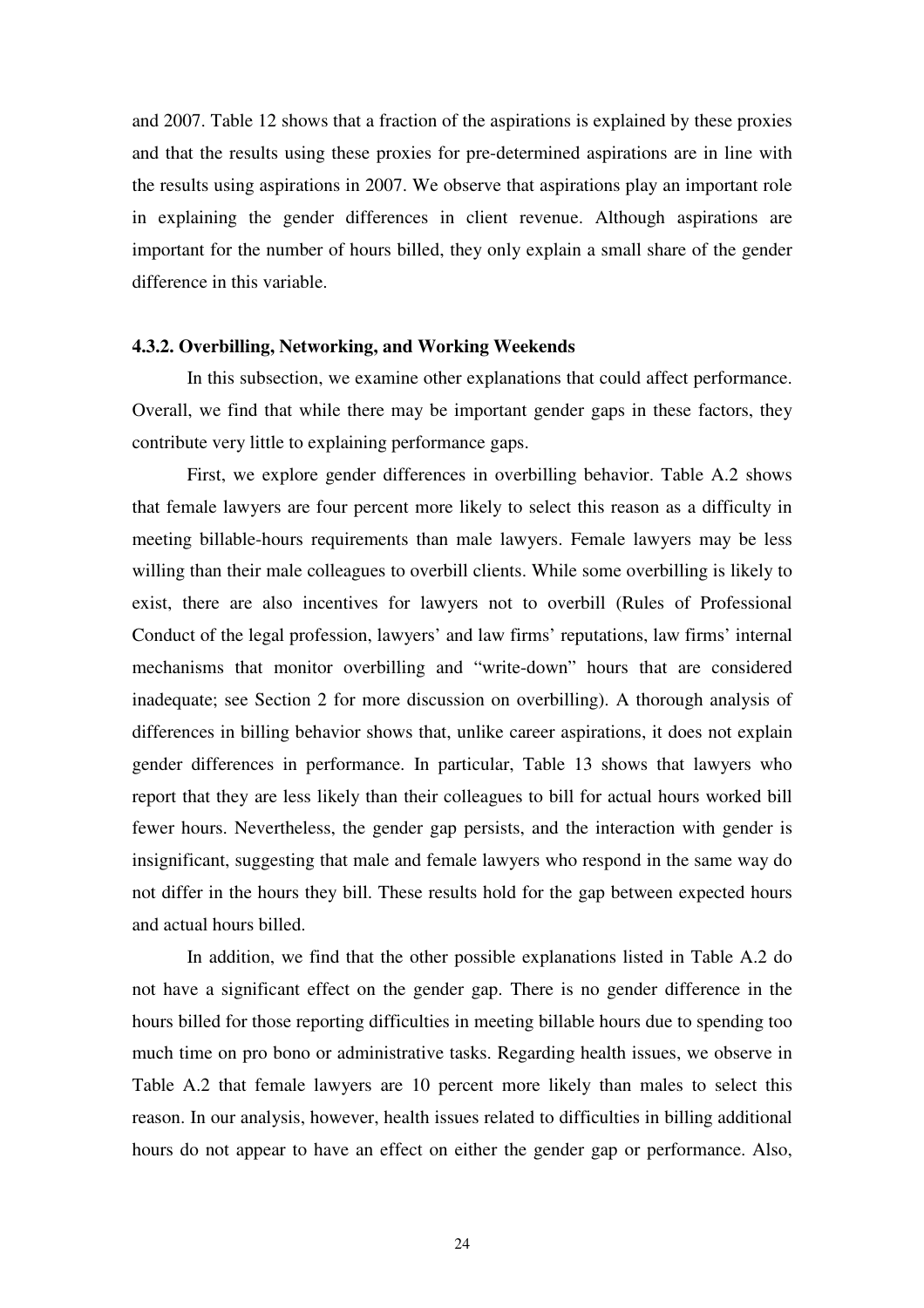and 2007. Table 12 shows that a fraction of the aspirations is explained by these proxies and that the results using these proxies for pre-determined aspirations are in line with the results using aspirations in 2007. We observe that aspirations play an important role in explaining the gender differences in client revenue. Although aspirations are important for the number of hours billed, they only explain a small share of the gender difference in this variable.

### 4.3.2. Overbilling, Networking, and Working Weekends

In this subsection, we examine other explanations that could affect performance. Overall, we find that while there may be important gender gaps in these factors, they contribute very little to explaining performance gaps.

First, we explore gender differences in overbilling behavior. Table A.2 shows that female lawyers are four percent more likely to select this reason as a difficulty in meeting billable-hours requirements than male lawyers. Female lawyers may be less willing than their male colleagues to overbill clients. While some overbilling is likely to exist, there are also incentives for lawyers not to overbill (Rules of Professional Conduct of the legal profession, lawyers' and law firms' reputations, law firms' internal mechanisms that monitor overbilling and "write-down" hours that are considered inadequate; see Section 2 for more discussion on overbilling). A thorough analysis of differences in billing behavior shows that, unlike career aspirations, it does not explain gender differences in performance. In particular, Table 13 shows that lawyers who report that they are less likely than their colleagues to bill for actual hours worked bill fewer hours. Nevertheless, the gender gap persists, and the interaction with gender is insignificant, suggesting that male and female lawyers who respond in the same way do not differ in the hours they bill. These results hold for the gap between expected hours and actual hours billed.

In addition, we find that the other possible explanations listed in Table A.2 do not have a significant effect on the gender gap. There is no gender difference in the hours billed for those reporting difficulties in meeting billable hours due to spending too much time on pro bono or administrative tasks. Regarding health issues, we observe in Table A.2 that female lawyers are 10 percent more likely than males to select this reason. In our analysis, however, health issues related to difficulties in billing additional hours do not appear to have an effect on either the gender gap or performance. Also,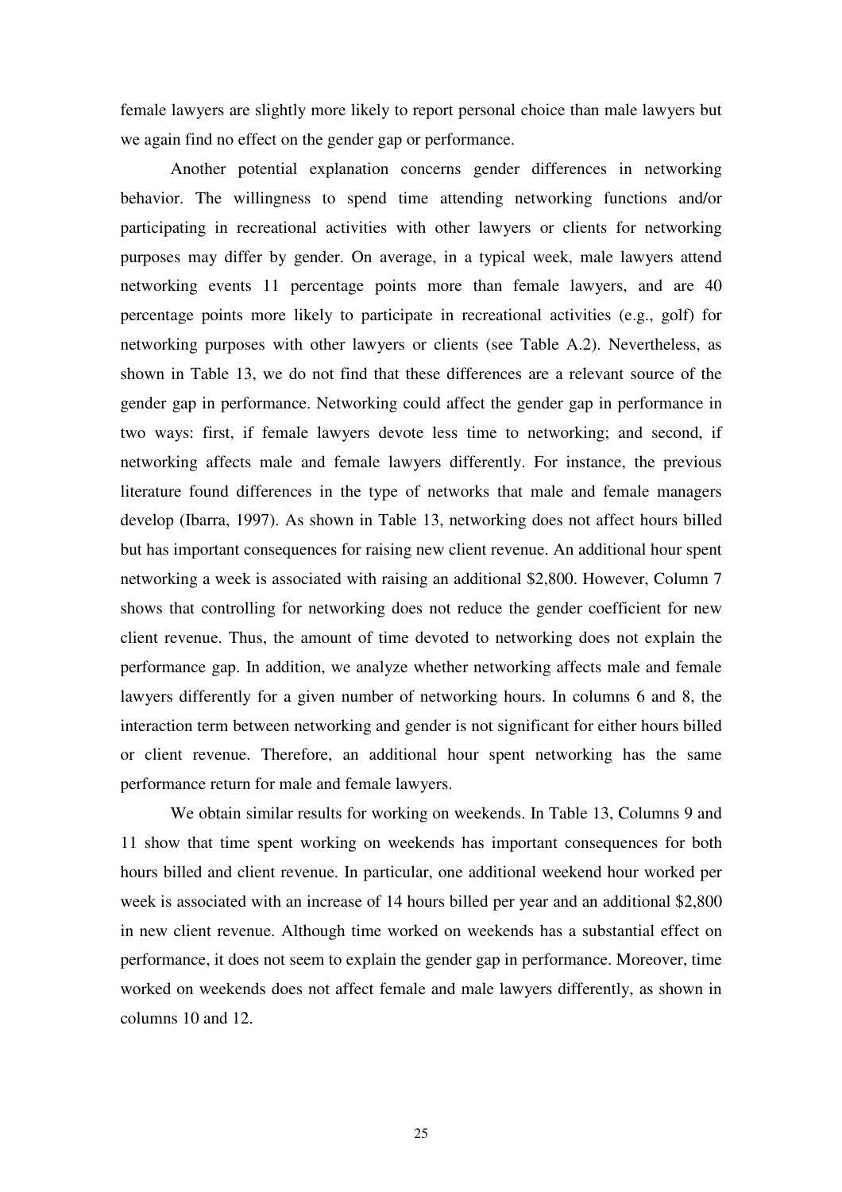female lawyers are slightly more likely to report personal choice than male lawyers but we again find no effect on the gender gap or performance.

Another potential explanation concerns gender differences in networking behavior. The willingness to spend time attending networking functions and/or participating in recreational activities with other lawyers or clients for networking purposes may differ by gender. On average, in a typical week, male lawyers attend networking events 11 percentage points more than female lawyers, and are 40 percentage points more likely to participate in recreational activities (e.g., golf) for networking purposes with other lawyers or clients (see Table A.2). Nevertheless, as shown in Table 13, we do not find that these differences are a relevant source of the gender gap in performance. Networking could affect the gender gap in performance in two ways: first, if female lawyers devote less time to networking; and second, if networking affects male and female lawyers differently. For instance, the previous literature found differences in the type of networks that male and female managers develop (Ibarra, 1997). As shown in Table 13, networking does not affect hours billed but has important consequences for raising new client revenue. An additional hour spent networking a week is associated with raising an additional $2,800. However, Column 7 shows that controlling for networking does not reduce the gender coefficient for new client revenue. Thus, the amount of time devoted to networking does not explain the performance gap. In addition, we analyze whether networking affects male and female lawyers differently for a given number of networking hours. In columns 6 and 8, the interaction term between networking and gender is not significant for either hours billed or client revenue. Therefore, an additional hour spent networking has the same performance return for male and female lawyers.

We obtain similar results for working on weekends. In Table 13, Columns 9 and 11 show that time spent working on weekends has important consequences for both hours billed and client revenue. In particular, one additional weekend hour worked per week is associated with an increase of 14 hours billed per year and an additional $2,800 in new client revenue. Although time worked on weekends has a substantial effect on performance, it does not seem to explain the gender gap in performance. Moreover, time worked on weekends does not affect female and male lawyers differently, as shown in columns 10 and 12.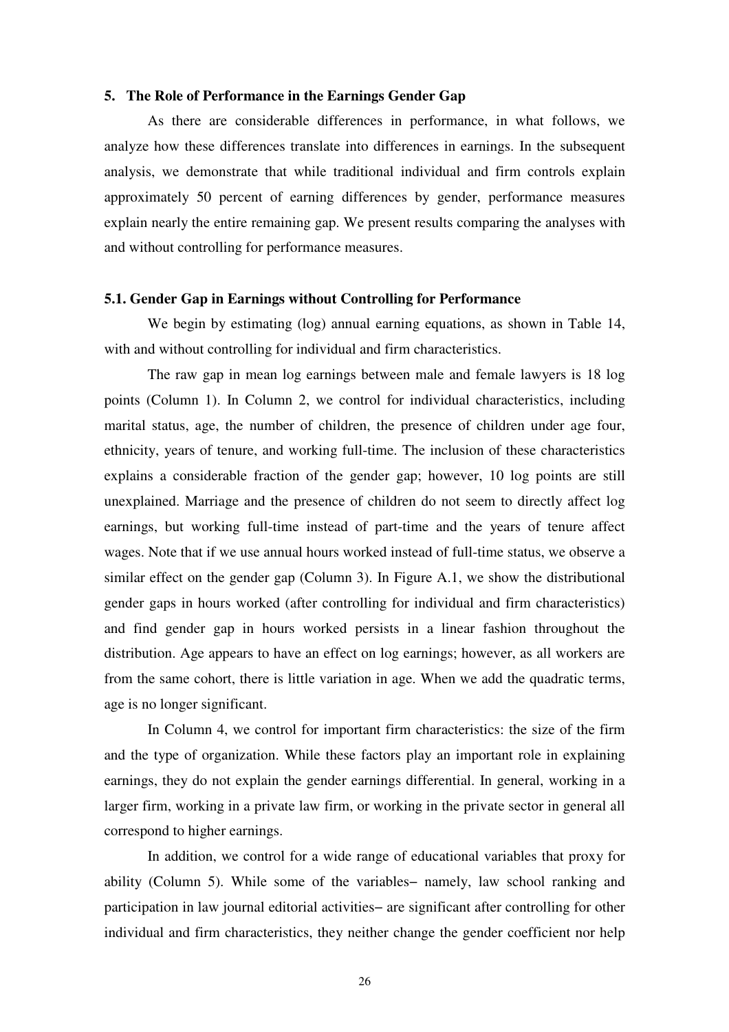## 5. The Role of Performance in the Earnings Gender Gap

As there are considerable differences in performance, in what follows, we analyze how these differences translate into differences in earnings. In the subsequent analysis, we demonstrate that while traditional individual and firm controls explain approximately 50 percent of earning differences by gender, performance measures explain nearly the entire remaining gap. We present results comparing the analyses with and without controlling for performance measures.

### 5.1. Gender Gap in Earnings without Controlling for Performance

We begin by estimating (log) annual earning equations, as shown in Table 14, with and without controlling for individual and firm characteristics.

The raw gap in mean log earnings between male and female lawyers is 18 log points (Column 1). In Column 2, we control for individual characteristics, including marital status, age, the number of children, the presence of children under age four, ethnicity, years of tenure, and working full-time. The inclusion of these characteristics explains a considerable fraction of the gender gap; however, 10 log points are still unexplained. Marriage and the presence of children do not seem to directly affect log earnings, but working full-time instead of part-time and the years of tenure affect wages. Note that if we use annual hours worked instead of full-time status, we observe a similar effect on the gender gap (Column 3). In Figure A.1, we show the distributional gender gaps in hours worked (after controlling for individual and firm characteristics) and find gender gap in hours worked persists in a linear fashion throughout the distribution. Age appears to have an effect on log earnings; however, as all workers are from the same cohort, there is little variation in age. When we add the quadratic terms, age is no longer significant.

In Column 4, we control for important firm characteristics: the size of the firm and the type of organization. While these factors play an important role in explaining earnings, they do not explain the gender earnings differential. In general, working in a larger firm, working in a private law firm, or working in the private sector in general all correspond to higher earnings.

In addition, we control for a wide range of educational variables that proxy for ability (Column 5). While some of the variables– namely, law school ranking and participation in law journal editorial activities– are significant after controlling for other individual and firm characteristics, they neither change the gender coefficient nor help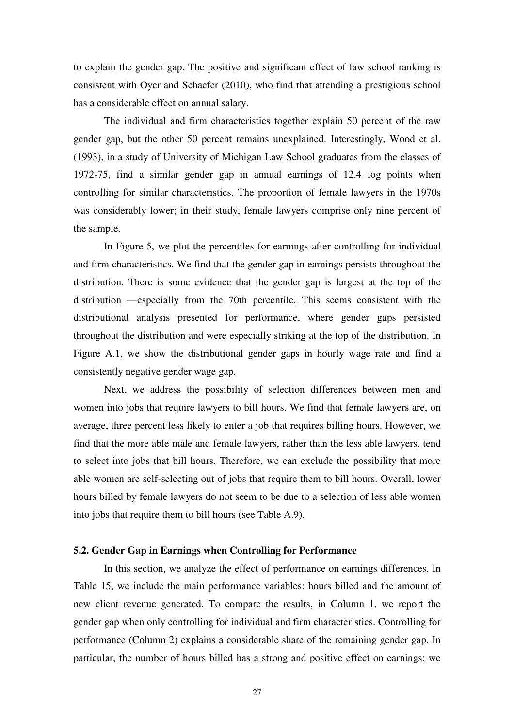to explain the gender gap. The positive and significant effect of law school ranking is consistent with Oyer and Schaefer (2010), who find that attending a prestigious school has a considerable effect on annual salary.

The individual and firm characteristics together explain 50 percent of the raw gender gap, but the other 50 percent remains unexplained. Interestingly, Wood et al. (1993), in a study of University of Michigan Law School graduates from the classes of 1972-75, find a similar gender gap in annual earnings of 12.4 log points when controlling for similar characteristics. The proportion of female lawyers in the 1970s was considerably lower; in their study, female lawyers comprise only nine percent of the sample.

In Figure 5, we plot the percentiles for earnings after controlling for individual and firm characteristics. We find that the gender gap in earnings persists throughout the distribution. There is some evidence that the gender gap is largest at the top of the distribution —especially from the 70th percentile. This seems consistent with the distributional analysis presented for performance, where gender gaps persisted throughout the distribution and were especially striking at the top of the distribution. In Figure A.1, we show the distributional gender gaps in hourly wage rate and find a consistently negative gender wage gap.

Next, we address the possibility of selection differences between men and women into jobs that require lawyers to bill hours. We find that female lawyers are, on average, three percent less likely to enter a job that requires billing hours. However, we find that the more able male and female lawyers, rather than the less able lawyers, tend to select into jobs that bill hours. Therefore, we can exclude the possibility that more able women are self-selecting out of jobs that require them to bill hours. Overall, lower hours billed by female lawyers do not seem to be due to a selection of less able women into jobs that require them to bill hours (see Table A.9).

### 5.2. Gender Gap in Earnings when Controlling for Performance

In this section, we analyze the effect of performance on earnings differences. In Table 15, we include the main performance variables: hours billed and the amount of new client revenue generated. To compare the results, in Column 1, we report the gender gap when only controlling for individual and firm characteristics. Controlling for performance (Column 2) explains a considerable share of the remaining gender gap. In particular, the number of hours billed has a strong and positive effect on earnings; we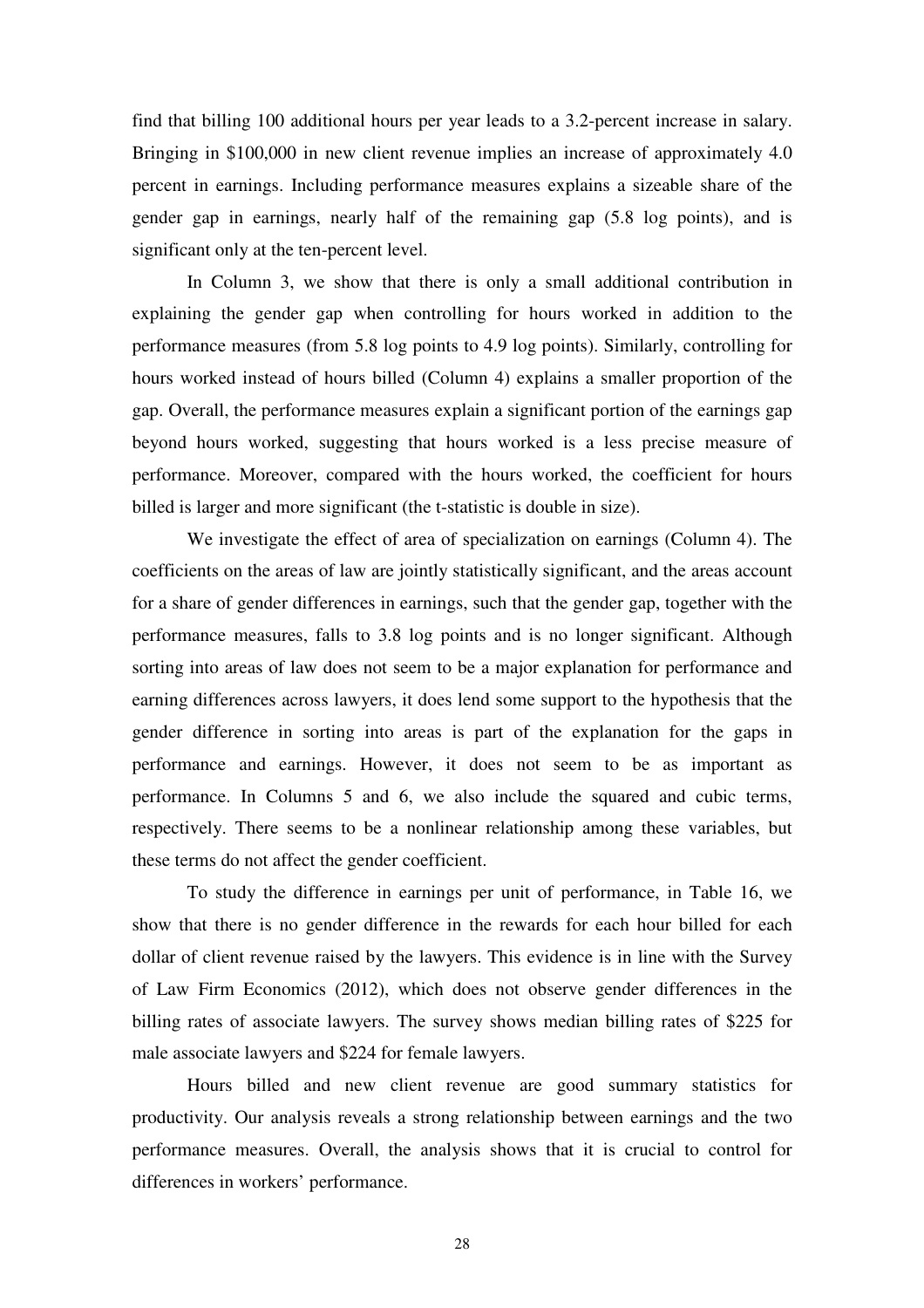find that billing 100 additional hours per year leads to a 3.2-percent increase in salary. Bringing in \$100,000 in new client revenue implies an increase of approximately 4.0 percent in earnings. Including performance measures explains a sizeable share of the gender gap in earnings, nearly half of the remaining gap (5.8 log points), and is significant only at the ten-percent level.

In Column 3, we show that there is only a small additional contribution in explaining the gender gap when controlling for hours worked in addition to the performance measures (from 5.8 log points to 4.9 log points). Similarly, controlling for hours worked instead of hours billed (Column 4) explains a smaller proportion of the gap. Overall, the performance measures explain a significant portion of the earnings gap beyond hours worked, suggesting that hours worked is a less precise measure of performance. Moreover, compared with the hours worked, the coefficient for hours billed is larger and more significant (the t-statistic is double in size).

We investigate the effect of area of specialization on earnings (Column 4). The coefficients on the areas of law are jointly statistically significant, and the areas account for a share of gender differences in earnings, such that the gender gap, together with the performance measures, falls to 3.8 log points and is no longer significant. Although sorting into areas of law does not seem to be a major explanation for performance and earning differences across lawyers, it does lend some support to the hypothesis that the gender difference in sorting into areas is part of the explanation for the gaps in performance and earnings. However, it does not seem to be as important as performance. In Columns 5 and 6, we also include the squared and cubic terms, respectively. There seems to be a nonlinear relationship among these variables, but these terms do not affect the gender coefficient.

To study the difference in earnings per unit of performance, in Table 16, we show that there is no gender difference in the rewards for each hour billed for each dollar of client revenue raised by the lawyers. This evidence is in line with the Survey of Law Firm Economics (2012), which does not observe gender differences in the billing rates of associate lawyers. The survey shows median billing rates of \$225 for male associate lawyers and \$224 for female lawyers.

Hours billed and new client revenue are good summary statistics for productivity. Our analysis reveals a strong relationship between earnings and the two performance measures. Overall, the analysis shows that it is crucial to control for differences in workers' performance.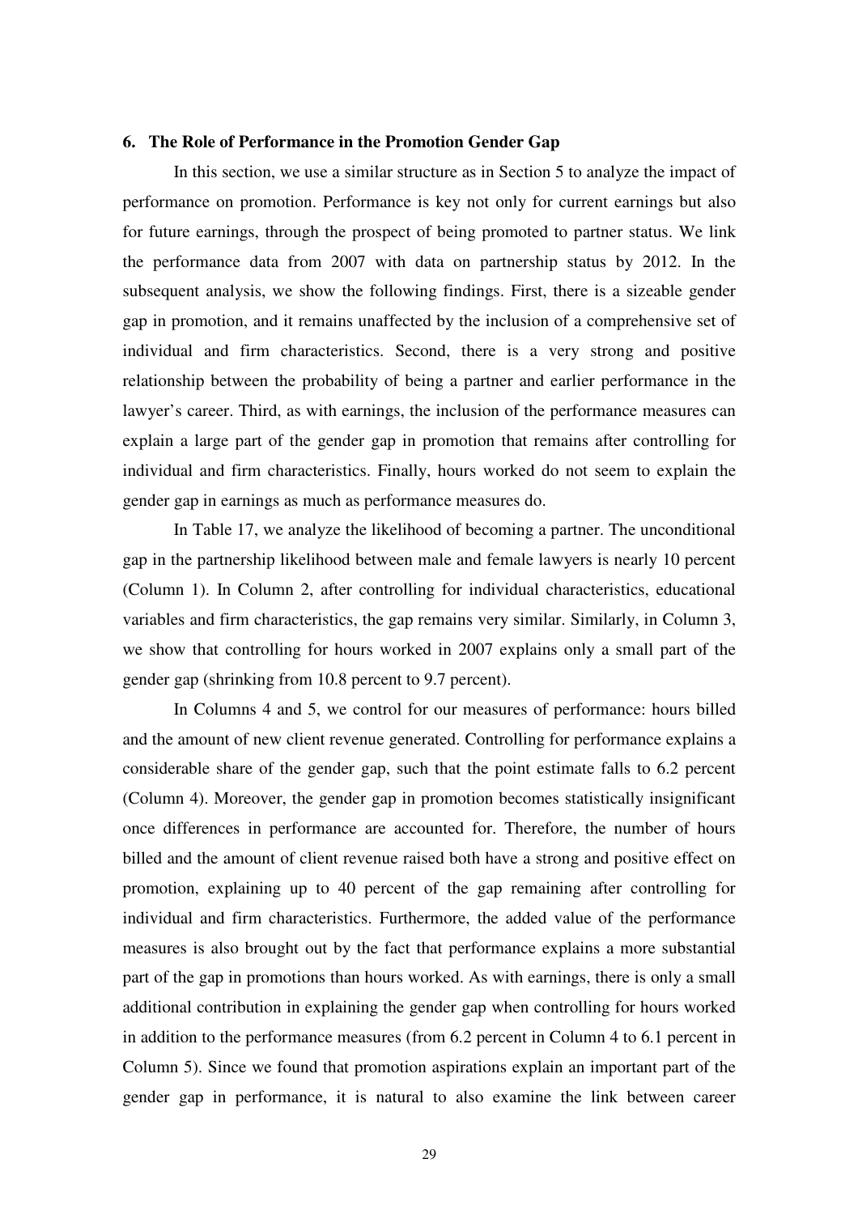## 6. The Role of Performance in the Promotion Gender Gap

In this section, we use a similar structure as in Section 5 to analyze the impact of performance on promotion. Performance is key not only for current earnings but also for future earnings, through the prospect of being promoted to partner status. We link the performance data from 2007 with data on partnership status by 2012. In the subsequent analysis, we show the following findings. First, there is a sizeable gender gap in promotion, and it remains unaffected by the inclusion of a comprehensive set of individual and firm characteristics. Second, there is a very strong and positive relationship between the probability of being a partner and earlier performance in the lawyer's career. Third, as with earnings, the inclusion of the performance measures can explain a large part of the gender gap in promotion that remains after controlling for individual and firm characteristics. Finally, hours worked do not seem to explain the gender gap in earnings as much as performance measures do.

In Table 17, we analyze the likelihood of becoming a partner. The unconditional gap in the partnership likelihood between male and female lawyers is nearly 10 percent (Column 1). In Column 2, after controlling for individual characteristics, educational variables and firm characteristics, the gap remains very similar. Similarly, in Column 3, we show that controlling for hours worked in 2007 explains only a small part of the gender gap (shrinking from 10.8 percent to 9.7 percent).

In Columns 4 and 5, we control for our measures of performance: hours billed and the amount of new client revenue generated. Controlling for performance explains a considerable share of the gender gap, such that the point estimate falls to 6.2 percent (Column 4). Moreover, the gender gap in promotion becomes statistically insignificant once differences in performance are accounted for. Therefore, the number of hours billed and the amount of client revenue raised both have a strong and positive effect on promotion, explaining up to 40 percent of the gap remaining after controlling for individual and firm characteristics. Furthermore, the added value of the performance measures is also brought out by the fact that performance explains a more substantial part of the gap in promotions than hours worked. As with earnings, there is only a small additional contribution in explaining the gender gap when controlling for hours worked in addition to the performance measures (from 6.2 percent in Column 4 to 6.1 percent in Column 5). Since we found that promotion aspirations explain an important part of the gender gap in performance, it is natural to also examine the link between career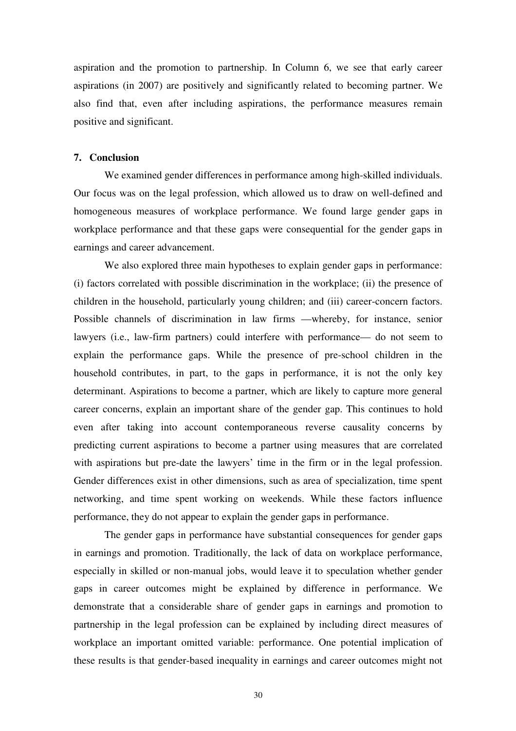aspiration and the promotion to partnership. In Column 6, we see that early career aspirations (in 2007) are positively and significantly related to becoming partner. We also find that, even after including aspirations, the performance measures remain positive and significant.

## 7. Conclusion

We examined gender differences in performance among high-skilled individuals. Our focus was on the legal profession, which allowed us to draw on well-defined and homogeneous measures of workplace performance. We found large gender gaps in workplace performance and that these gaps were consequential for the gender gaps in earnings and career advancement.

We also explored three main hypotheses to explain gender gaps in performance: (i) factors correlated with possible discrimination in the workplace; (ii) the presence of children in the household, particularly young children; and (iii) career-concern factors. Possible channels of discrimination in law firms —whereby, for instance, senior lawyers (i.e., law-firm partners) could interfere with performance— do not seem to explain the performance gaps. While the presence of pre-school children in the household contributes, in part, to the gaps in performance, it is not the only key determinant. Aspirations to become a partner, which are likely to capture more general career concerns, explain an important share of the gender gap. This continues to hold even after taking into account contemporaneous reverse causality concerns by predicting current aspirations to become a partner using measures that are correlated with aspirations but pre-date the lawyers' time in the firm or in the legal profession. Gender differences exist in other dimensions, such as area of specialization, time spent networking, and time spent working on weekends. While these factors influence performance, they do not appear to explain the gender gaps in performance.

The gender gaps in performance have substantial consequences for gender gaps in earnings and promotion. Traditionally, the lack of data on workplace performance, especially in skilled or non-manual jobs, would leave it to speculation whether gender gaps in career outcomes might be explained by difference in performance. We demonstrate that a considerable share of gender gaps in earnings and promotion to partnership in the legal profession can be explained by including direct measures of workplace an important omitted variable: performance. One potential implication of these results is that gender-based inequality in earnings and career outcomes might not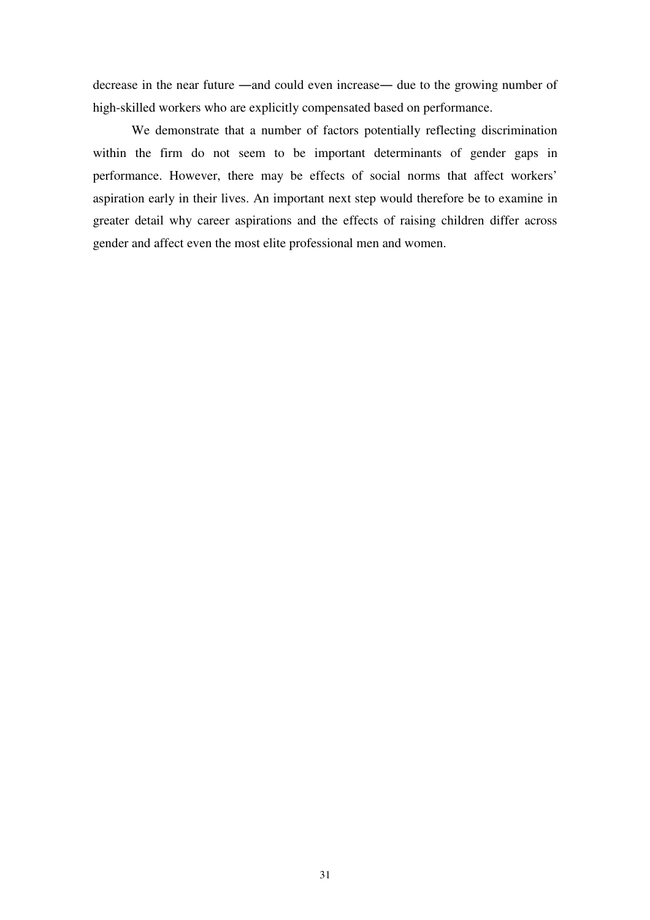decrease in the near future —and could even increase— due to the growing number of high-skilled workers who are explicitly compensated based on performance.

We demonstrate that a number of factors potentially reflecting discrimination within the firm do not seem to be important determinants of gender gaps in performance. However, there may be effects of social norms that affect workers' aspiration early in their lives. An important next step would therefore be to examine in greater detail why career aspirations and the effects of raising children differ across gender and affect even the most elite professional men and women.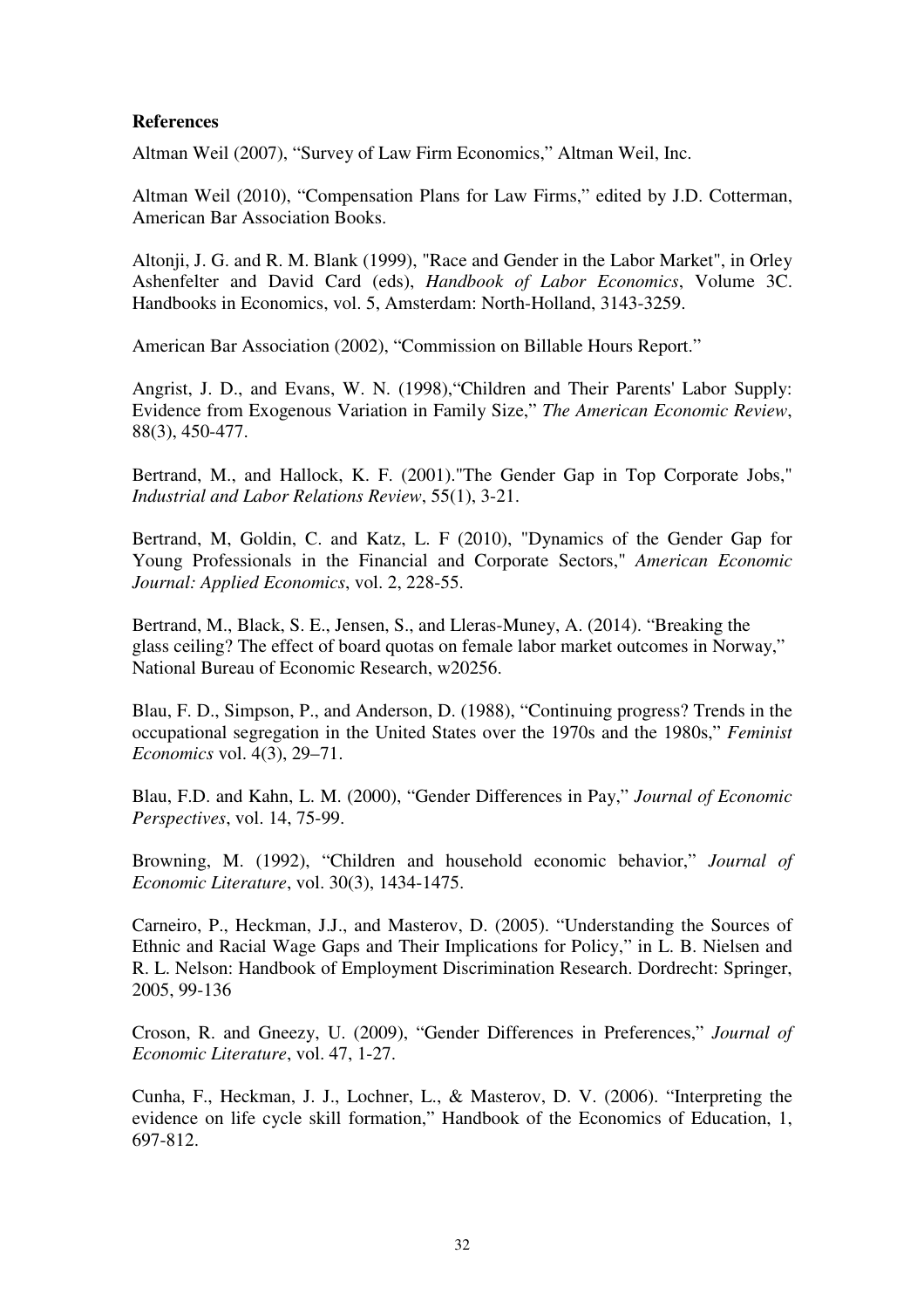**References**

Altman Weil (2007), "Survey of Law Firm Economics," Altman Weil, Inc.

Altman Weil (2010), "Compensation Plans for Law Firms," edited by J.D. Cotterman, American Bar Association Books.

Altonji, J. G. and R. M. Blank (1999), "Race and Gender in the Labor Market", in Orley Ashenfelter and David Card (eds), *Handbook of Labor Economics*, Volume 3C. Handbooks in Economics, vol. 5, Amsterdam: North-Holland, 3143-3259.

American Bar Association (2002), "Commission on Billable Hours Report."

Angrist, J. D., and Evans, W. N. (1998),"Children and Their Parents' Labor Supply: Evidence from Exogenous Variation in Family Size," *The American Economic Review*, 88(3), 450-477.

Bertrand, M., and Hallock, K. F. (2001)."The Gender Gap in Top Corporate Jobs," *Industrial and Labor Relations Review*, 55(1), 3-21.

Bertrand, M, Goldin, C. and Katz, L. F (2010), "Dynamics of the Gender Gap for Young Professionals in the Financial and Corporate Sectors," *American Economic Journal: Applied Economics*, vol. 2, 228-55.

Bertrand, M., Black, S. E., Jensen, S., and Lleras-Muney, A. (2014). "Breaking the glass ceiling? The effect of board quotas on female labor market outcomes in Norway," National Bureau of Economic Research, w20256.

Blau, F. D., Simpson, P., and Anderson, D. (1988), "Continuing progress? Trends in the occupational segregation in the United States over the 1970s and the 1980s," *Feminist Economics* vol. 4(3), 29–71.

Blau, F.D. and Kahn, L. M. (2000), "Gender Differences in Pay," *Journal of Economic Perspectives*, vol. 14, 75-99.

Browning, M. (1992), "Children and household economic behavior," *Journal of Economic Literature*, vol. 30(3), 1434-1475.

Carneiro, P., Heckman, J.J., and Masterov, D. (2005). "Understanding the Sources of Ethnic and Racial Wage Gaps and Their Implications for Policy," in L. B. Nielsen and R. L. Nelson: Handbook of Employment Discrimination Research. Dordrecht: Springer, 2005, 99-136

Croson, R. and Gneezy, U. (2009), "Gender Differences in Preferences," *Journal of Economic Literature*, vol. 47, 1-27.

Cunha, F., Heckman, J. J., Lochner, L., & Masterov, D. V. (2006). "Interpreting the evidence on life cycle skill formation," Handbook of the Economics of Education, 1, 697-812.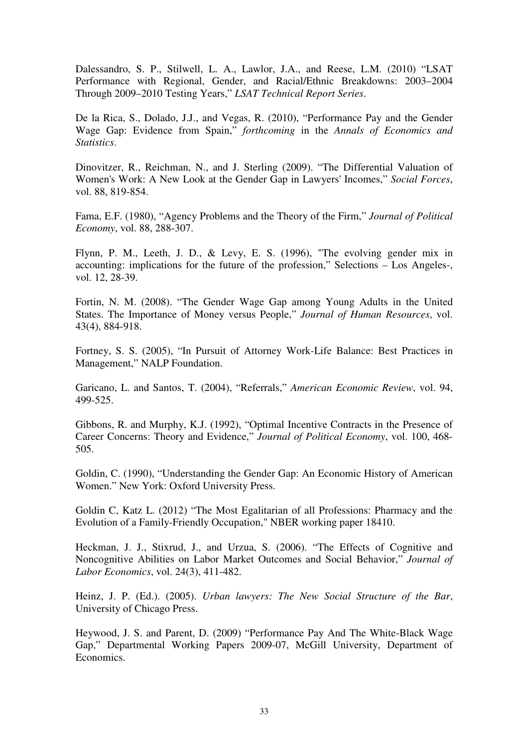Dalessandro, S. P., Stilwell, L. A., Lawlor, J.A., and Reese, L.M. (2010) “LSAT Performance with Regional, Gender, and Racial/Ethnic Breakdowns: 2003–2004 Through 2009–2010 Testing Years,” *LSAT Technical Report Series*.

De la Rica, S., Dolado, J.J., and Vegas, R. (2010), “Performance Pay and the Gender Wage Gap: Evidence from Spain,” *forthcoming* in the *Annals of Economics and Statistics*.

Dinovitzer, R., Reichman, N., and J. Sterling (2009). “The Differential Valuation of Women's Work: A New Look at the Gender Gap in Lawyers' Incomes,” *Social Forces*, vol. 88, 819-854.

Fama, E.F. (1980), “Agency Problems and the Theory of the Firm,” *Journal of Political Economy*, vol. 88, 288-307.

Flynn, P. M., Leeth, J. D., & Levy, E. S. (1996), "The evolving gender mix in accounting: implications for the future of the profession," Selections – Los Angeles-, vol. 12, 28-39.

Fortin, N. M. (2008). “The Gender Wage Gap among Young Adults in the United States. The Importance of Money versus People,” *Journal of Human Resources*, vol. 43(4), 884-918.

Fortney, S. S. (2005), “In Pursuit of Attorney Work-Life Balance: Best Practices in Management,” NALP Foundation.

Garicano, L. and Santos, T. (2004), “Referrals,” *American Economic Review*, vol. 94, 499-525.

Gibbons, R. and Murphy, K.J. (1992), “Optimal Incentive Contracts in the Presence of Career Concerns: Theory and Evidence,” *Journal of Political Economy*, vol. 100, 468-505.

Goldin, C. (1990), “Understanding the Gender Gap: An Economic History of American Women.” New York: Oxford University Press.

Goldin C, Katz L. (2012) “The Most Egalitarian of all Professions: Pharmacy and the Evolution of a Family-Friendly Occupation," NBER working paper 18410.

Heckman, J. J., Stixrud, J., and Urzua, S. (2006). “The Effects of Cognitive and Noncognitive Abilities on Labor Market Outcomes and Social Behavior,” *Journal of Labor Economics*, vol. 24(3), 411-482.

Heinz, J. P. (Ed.). (2005). *Urban lawyers: The New Social Structure of the Bar*, University of Chicago Press.

Heywood, J. S. and Parent, D. (2009) “Performance Pay And The White-Black Wage Gap,” Departmental Working Papers 2009-07, McGill University, Department of Economics.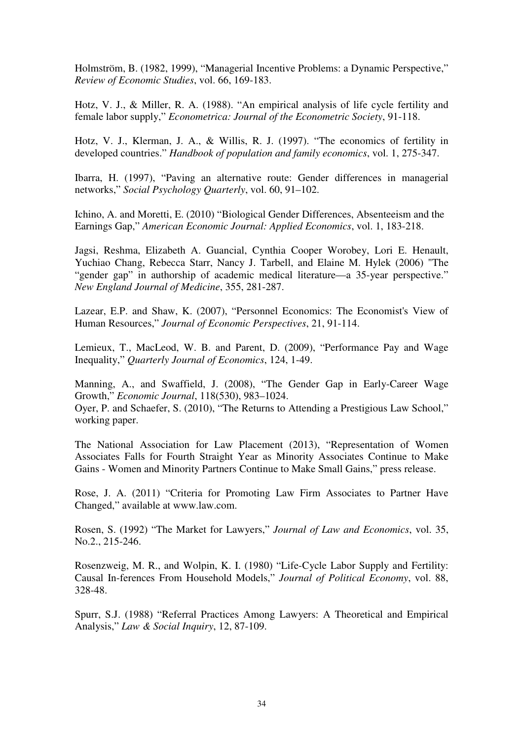Holmström, B. (1982, 1999), "Managerial Incentive Problems: a Dynamic Perspective," *Review of Economic Studies*, vol. 66, 169-183.

Hotz, V. J., & Miller, R. A. (1988). "An empirical analysis of life cycle fertility and female labor supply," *Econometrica: Journal of the Econometric Society*, 91-118.

Hotz, V. J., Klerman, J. A., & Willis, R. J. (1997). "The economics of fertility in developed countries." *Handbook of population and family economics*, vol. 1, 275-347.

Ibarra, H. (1997), "Paving an alternative route: Gender differences in managerial networks," *Social Psychology Quarterly*, vol. 60, 91–102.

Ichino, A. and Moretti, E. (2010) "Biological Gender Differences, Absenteeism and the Earnings Gap," *American Economic Journal: Applied Economics*, vol. 1, 183-218.

Jagsi, Reshma, Elizabeth A. Guancial, Cynthia Cooper Worobey, Lori E. Henault, Yuchiao Chang, Rebecca Starr, Nancy J. Tarbell, and Elaine M. Hylek (2006) "The "gender gap" in authorship of academic medical literature—a 35-year perspective." *New England Journal of Medicine*, 355, 281-287.

Lazear, E.P. and Shaw, K. (2007), "Personnel Economics: The Economist's View of Human Resources," *Journal of Economic Perspectives*, 21, 91-114.

Lemieux, T., MacLeod, W. B. and Parent, D. (2009), "Performance Pay and Wage Inequality," *Quarterly Journal of Economics*, 124, 1-49.

Manning, A., and Swaffield, J. (2008), "The Gender Gap in Early-Career Wage Growth," *Economic Journal*, 118(530), 983–1024.

Oyer, P. and Schaefer, S. (2010), "The Returns to Attending a Prestigious Law School," working paper.

The National Association for Law Placement (2013), "Representation of Women Associates Falls for Fourth Straight Year as Minority Associates Continue to Make Gains - Women and Minority Partners Continue to Make Small Gains," press release.

Rose, J. A. (2011) "Criteria for Promoting Law Firm Associates to Partner Have Changed," available at www.law.com.

Rosen, S. (1992) "The Market for Lawyers," *Journal of Law and Economics*, vol. 35, No.2., 215-246.

Rosenzweig, M. R., and Wolpin, K. I. (1980) "Life-Cycle Labor Supply and Fertility: Causal In-ferences From Household Models," *Journal of Political Economy*, vol. 88, 328-48.

Spurr, S.J. (1988) "Referral Practices Among Lawyers: A Theoretical and Empirical Analysis," *Law & Social Inquiry*, 12, 87-109.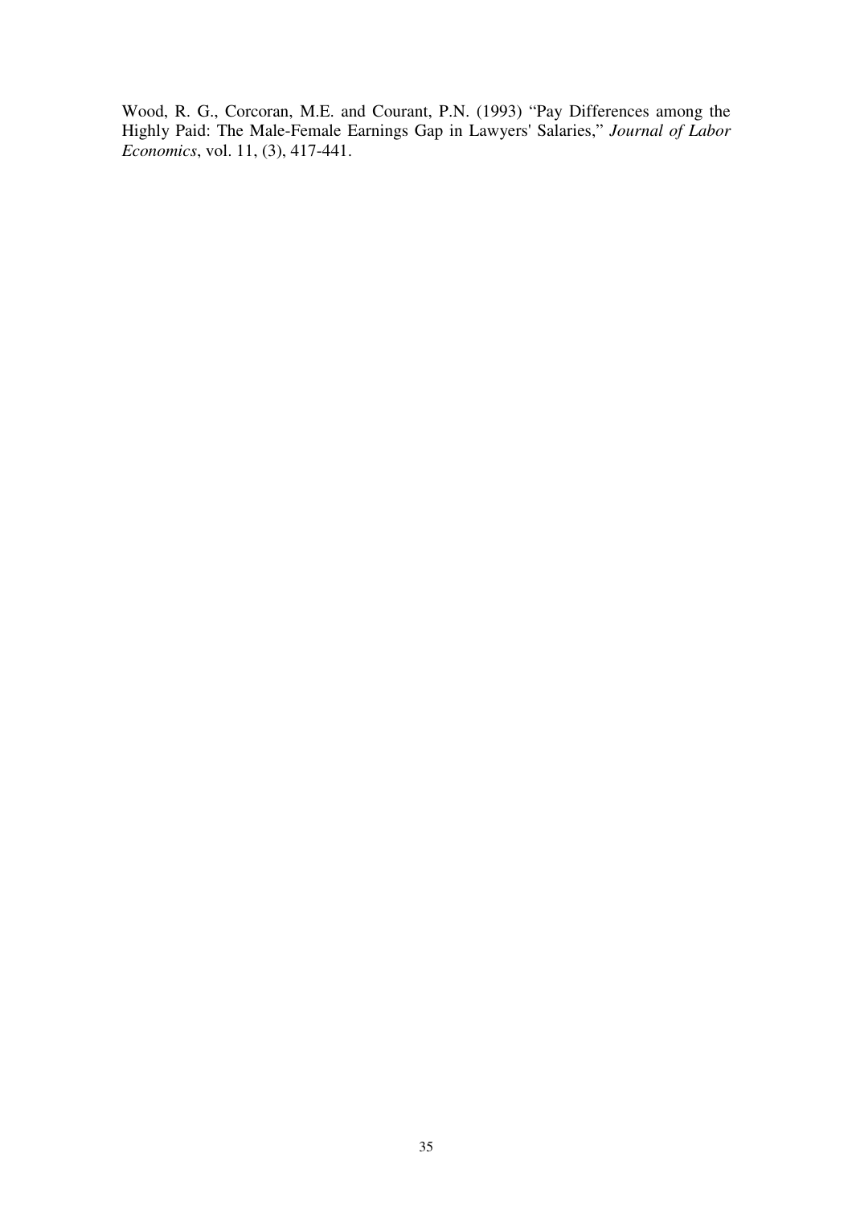Wood, R. G., Corcoran, M.E. and Courant, P.N. (1993) "Pay Differences among the Highly Paid: The Male-Female Earnings Gap in Lawyers' Salaries," *Journal of Labor Economics*, vol. 11, (3), 417-441.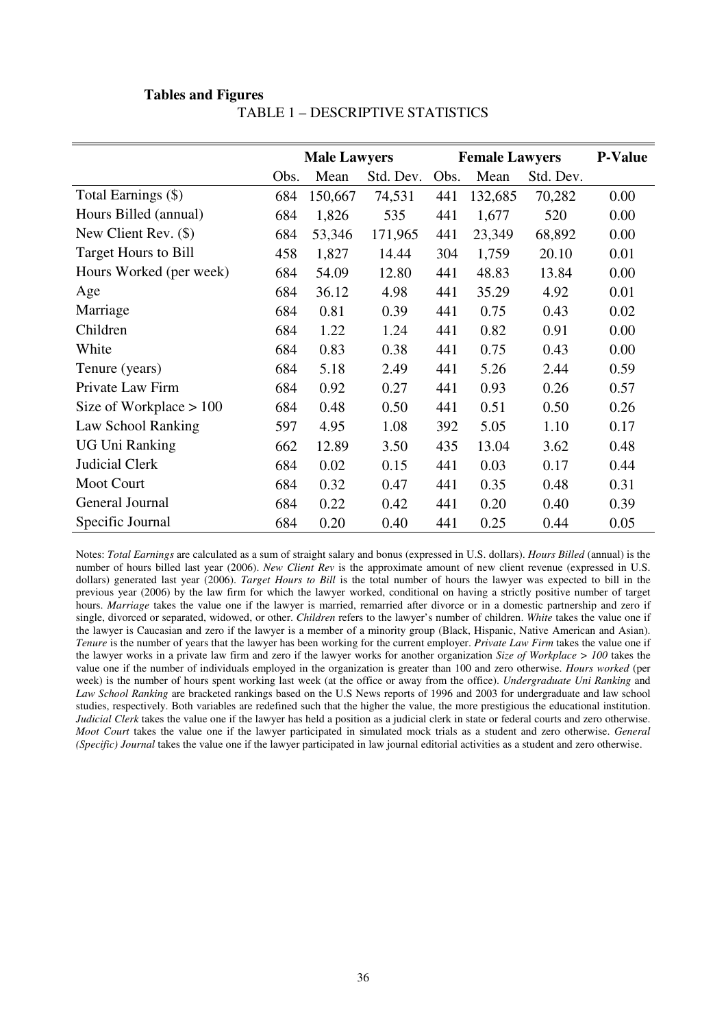**Tables and Figures**

TABLE 1 – DESCRIPTIVE STATISTICS

| | Male Lawyers | | | Female Lawyers | | | P-Value |
|---|---|---|---|---|---|---|---|
| | Obs. | Mean | Std. Dev. | Obs. | Mean | Std. Dev. | |
| Total Earnings ($) | 684 | 150,667 | 74,531 | 441 | 132,685 | 70,282 | 0.00 |
| Hours Billed (annual) | 684 | 1,826 | 535 | 441 | 1,677 | 520 | 0.00 |
| New Client Rev. ($) | 684 | 53,346 | 171,965 | 441 | 23,349 | 68,892 | 0.00 |
| Target Hours to Bill | 458 | 1,827 | 14.44 | 304 | 1,759 | 20.10 | 0.01 |
| Hours Worked (per week) | 684 | 54.09 | 12.80 | 441 | 48.83 | 13.84 | 0.00 |
| Age | 684 | 36.12 | 4.98 | 441 | 35.29 | 4.92 | 0.01 |
| Marriage | 684 | 0.81 | 0.39 | 441 | 0.75 | 0.43 | 0.02 |
| Children | 684 | 1.22 | 1.24 | 441 | 0.82 | 0.91 | 0.00 |
| White | 684 | 0.83 | 0.38 | 441 | 0.75 | 0.43 | 0.00 |
| Tenure (years) | 684 | 5.18 | 2.49 | 441 | 5.26 | 2.44 | 0.59 |
| Private Law Firm | 684 | 0.92 | 0.27 | 441 | 0.93 | 0.26 | 0.57 |
| Size of Workplace > 100 | 684 | 0.48 | 0.50 | 441 | 0.51 | 0.50 | 0.26 |
| Law School Ranking | 597 | 4.95 | 1.08 | 392 | 5.05 | 1.10 | 0.17 |
| UG Uni Ranking | 662 | 12.89 | 3.50 | 435 | 13.04 | 3.62 | 0.48 |
| Judicial Clerk | 684 | 0.02 | 0.15 | 441 | 0.03 | 0.17 | 0.44 |
| Moot Court | 684 | 0.32 | 0.47 | 441 | 0.35 | 0.48 | 0.31 |
| General Journal | 684 | 0.22 | 0.42 | 441 | 0.20 | 0.40 | 0.39 |
| Specific Journal | 684 | 0.20 | 0.40 | 441 | 0.25 | 0.44 | 0.05 |

Notes: *Total Earnings* are calculated as a sum of straight salary and bonus (expressed in U.S. dollars). *Hours Billed* (annual) is the number of hours billed last year (2006). *New Client Rev* is the approximate amount of new client revenue (expressed in U.S. dollars) generated last year (2006). *Target Hours to Bill* is the total number of hours the lawyer was expected to bill in the previous year (2006) by the law firm for which the lawyer worked, conditional on having a strictly positive number of target hours. *Marriage* takes the value one if the lawyer is married, remarried after divorce or in a domestic partnership and zero if single, divorced or separated, widowed, or other. *Children* refers to the lawyer's number of children. *White* takes the value one if the lawyer is Caucasian and zero if the lawyer is a member of a minority group (Black, Hispanic, Native American and Asian). *Tenure* is the number of years that the lawyer has been working for the current employer. *Private Law Firm* takes the value one if the lawyer works in a private law firm and zero if the lawyer works for another organization *Size of Workplace > 100* takes the value one if the number of individuals employed in the organization is greater than 100 and zero otherwise. *Hours worked* (per week) is the number of hours spent working last week (at the office or away from the office). *Undergraduate Uni Ranking* and *Law School Ranking* are bracketed rankings based on the U.S News reports of 1996 and 2003 for undergraduate and law school studies, respectively. Both variables are redefined such that the higher the value, the more prestigious the educational institution. *Judicial Clerk* takes the value one if the lawyer has held a position as a judicial clerk in state or federal courts and zero otherwise. *Moot Court* takes the value one if the lawyer participated in simulated mock trials as a student and zero otherwise. *General (Specific) Journal* takes the value one if the lawyer participated in law journal editorial activities as a student and zero otherwise.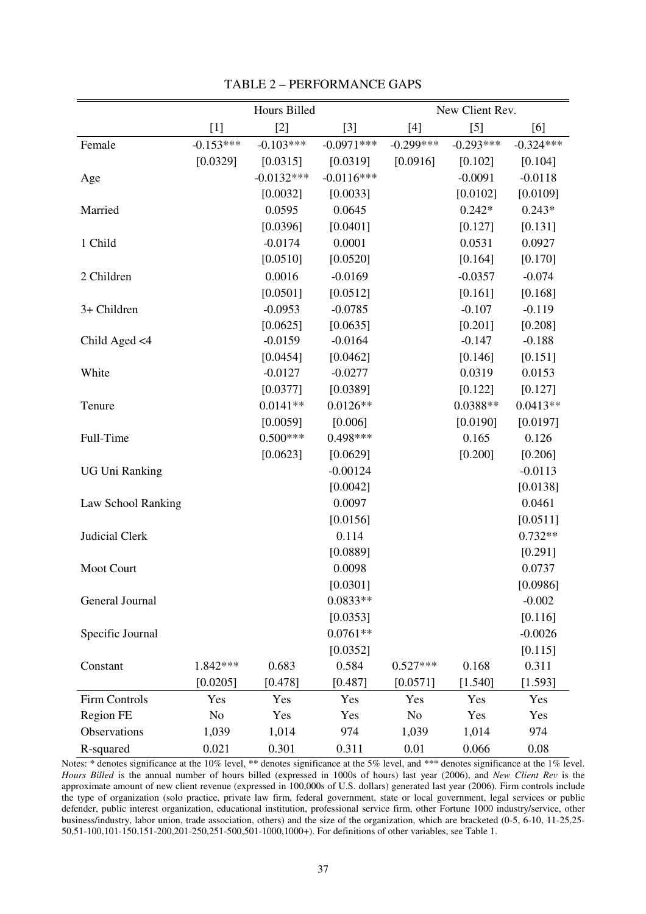TABLE 2 – PERFORMANCE GAPS

| | Hours Billed | | | New Client Rev. | | |
|---|---|---|---|---|---|---|
| | [1] | [2] | [3] | [4] | [5] | [6] |
| Female | -0.153*** | -0.103*** | -0.0971*** | -0.299*** | -0.293*** | -0.324*** |
| | [0.0329] | [0.0315] | [0.0319] | [0.0916] | [0.102] | [0.104] |
| Age | | -0.0132*** | -0.0116*** | | -0.0091 | -0.0118 |
| | | [0.0032] | [0.0033] | | [0.0102] | [0.0109] |
| Married | | 0.0595 | 0.0645 | | 0.242* | 0.243* |
| | | [0.0396] | [0.0401] | | [0.127] | [0.131] |
| 1 Child | | -0.0174 | 0.0001 | | 0.0531 | 0.0927 |
| | | [0.0510] | [0.0520] | | [0.164] | [0.170] |
| 2 Children | | 0.0016 | -0.0169 | | -0.0357 | -0.074 |
| | | [0.0501] | [0.0512] | | [0.161] | [0.168] |
| 3+ Children | | -0.0953 | -0.0785 | | -0.107 | -0.119 |
| | | [0.0625] | [0.0635] | | [0.201] | [0.208] |
| Child Aged <4 | | -0.0159 | -0.0164 | | -0.147 | -0.188 |
| | | [0.0454] | [0.0462] | | [0.146] | [0.151] |
| White | | -0.0127 | -0.0277 | | 0.0319 | 0.0153 |
| | | [0.0377] | [0.0389] | | [0.122] | [0.127] |
| Tenure | | 0.0141** | 0.0126** | | 0.0388** | 0.0413** |
| | | [0.0059] | [0.006] | | [0.0190] | [0.0197] |
| Full-Time | | 0.500*** | 0.498*** | | 0.165 | 0.126 |
| | | [0.0623] | [0.0629] | | [0.200] | [0.206] |
| UG Uni Ranking | | | -0.00124 | | | -0.0113 |
| | | | [0.0042] | | | [0.0138] |
| Law School Ranking | | | 0.0097 | | | 0.0461 |
| | | | [0.0156] | | | [0.0511] |
| Judicial Clerk | | | 0.114 | | | 0.732** |
| | | | [0.0889] | | | [0.291] |
| Moot Court | | | 0.0098 | | | 0.0737 |
| | | | [0.0301] | | | [0.0986] |
| General Journal | | | 0.0833** | | | -0.002 |
| | | | [0.0353] | | | [0.116] |
| Specific Journal | | | 0.0761** | | | -0.0026 |
| | | | [0.0352] | | | [0.115] |
| Constant | 1.842*** | 0.683 | 0.584 | 0.527*** | 0.168 | 0.311 |
| | [0.0205] | [0.478] | [0.487] | [0.0571] | [1.540] | [1.593] |
| Firm Controls | Yes | Yes | Yes | Yes | Yes | Yes |
| Region FE | No | Yes | Yes | No | Yes | Yes |
| Observations | 1,039 | 1,014 | 974 | 1,039 | 1,014 | 974 |
| R-squared | 0.021 | 0.301 | 0.311 | 0.01 | 0.066 | 0.08 |

Notes: * denotes significance at the 10% level, ** denotes significance at the 5% level, and *** denotes significance at the 1% level. *Hours Billed* is the annual number of hours billed (expressed in 1000s of hours) last year (2006), and *New Client Rev* is the approximate amount of new client revenue (expressed in 100,000s of U.S. dollars) generated last year (2006). Firm controls include the type of organization (solo practice, private law firm, federal government, state or local government, legal services or public defender, public interest organization, educational institution, professional service firm, other Fortune 1000 industry/service, other business/industry, labor union, trade association, others) and the size of the organization, which are bracketed (0-5, 6-10, 11-25,25-50,51-100,101-150,151-200,201-250,251-500,501-1000,1000+). For definitions of other variables, see Table 1.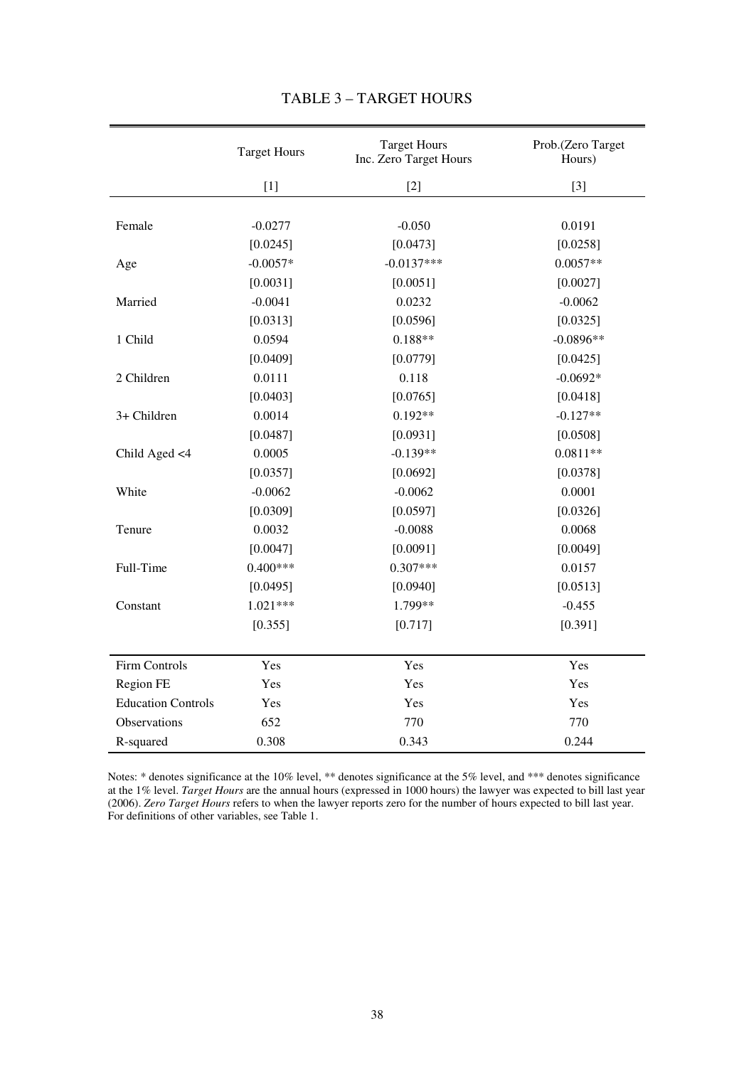# TABLE 3 – TARGET HOURS

| | Target Hours | Target Hours Inc. Zero Target Hours | Prob.(Zero Target Hours) |
|---|---|---|---|
| | [1] | [2] | [3] |
| Female | -0.0277 | -0.050 | 0.0191 |
| | [0.0245] | [0.0473] | [0.0258] |
| Age | -0.0057* | -0.0137*** | 0.0057** |
| | [0.0031] | [0.0051] | [0.0027] |
| Married | -0.0041 | 0.0232 | -0.0062 |
| | [0.0313] | [0.0596] | [0.0325] |
| 1 Child | 0.0594 | 0.188** | -0.0896** |
| | [0.0409] | [0.0779] | [0.0425] |
| 2 Children | 0.0111 | 0.118 | -0.0692* |
| | [0.0403] | [0.0765] | [0.0418] |
| 3+ Children | 0.0014 | 0.192** | -0.127** |
| | [0.0487] | [0.0931] | [0.0508] |
| Child Aged <4 | 0.0005 | -0.139** | 0.0811** |
| | [0.0357] | [0.0692] | [0.0378] |
| White | -0.0062 | -0.0062 | 0.0001 |
| | [0.0309] | [0.0597] | [0.0326] |
| Tenure | 0.0032 | -0.0088 | 0.0068 |
| | [0.0047] | [0.0091] | [0.0049] |
| Full-Time | 0.400*** | 0.307*** | 0.0157 |
| | [0.0495] | [0.0940] | [0.0513] |
| Constant | 1.021*** | 1.799** | -0.455 |
| | [0.355] | [0.717] | [0.391] |
| Firm Controls | Yes | Yes | Yes |
| Region FE | Yes | Yes | Yes |
| Education Controls | Yes | Yes | Yes |
| Observations | 652 | 770 | 770 |
| R-squared | 0.308 | 0.343 | 0.244 |

Notes: * denotes significance at the 10% level, ** denotes significance at the 5% level, and *** denotes significance at the 1% level. *Target Hours* are the annual hours (expressed in 1000 hours) the lawyer was expected to bill last year (2006). *Zero Target Hours* refers to when the lawyer reports zero for the number of hours expected to bill last year. For definitions of other variables, see Table 1.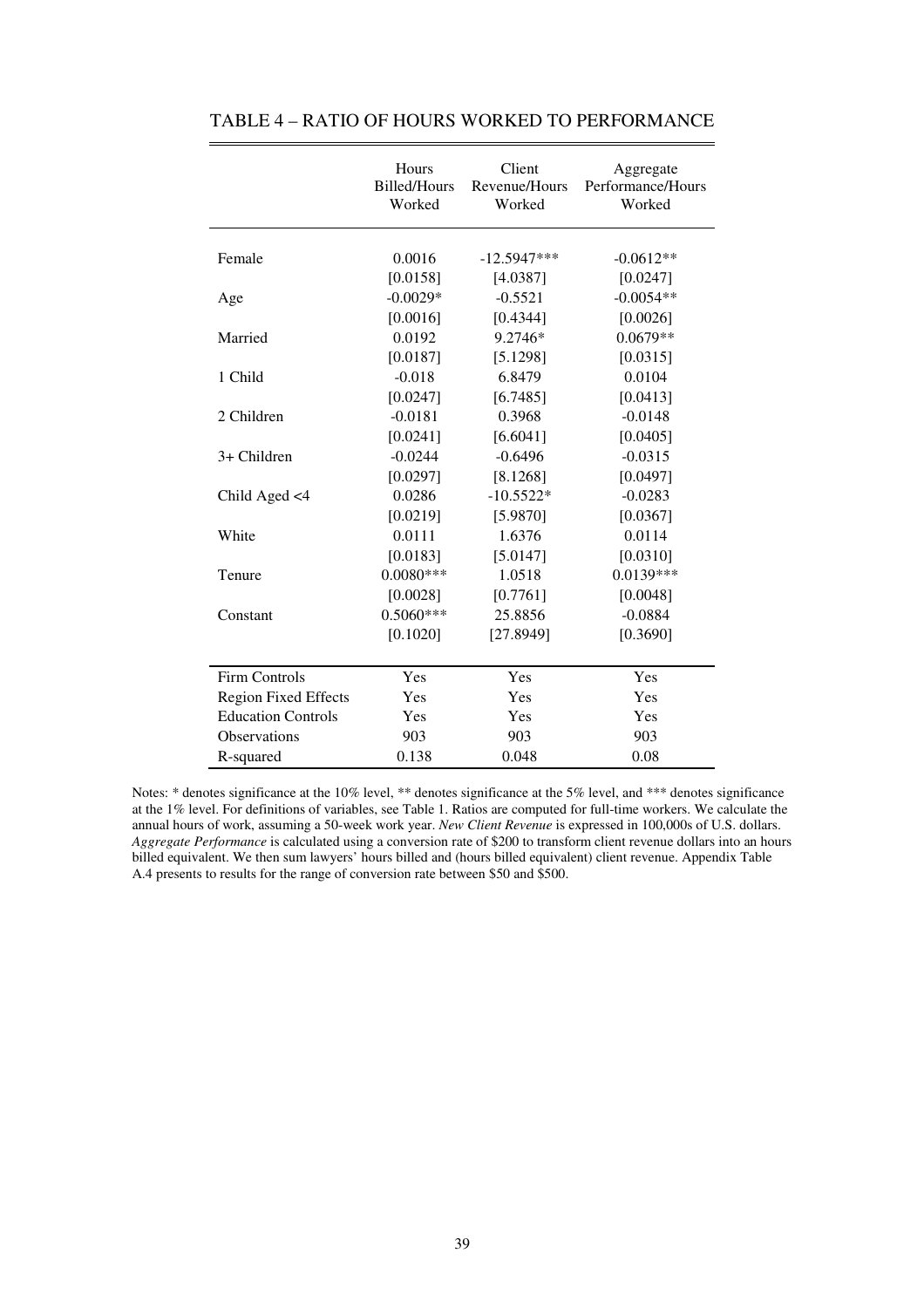# TABLE 4 – RATIO OF HOURS WORKED TO PERFORMANCE

| | Hours Billed/Hours Worked | Client Revenue/Hours Worked | Aggregate Performance/Hours Worked |
|---|---|---|---|
| Female | 0.0016 | -12.5947*** | -0.0612** |
| | [0.0158] | [4.0387] | [0.0247] |
| Age | -0.0029* | -0.5521 | -0.0054** |
| | [0.0016] | [0.4344] | [0.0026] |
| Married | 0.0192 | 9.2746* | 0.0679** |
| | [0.0187] | [5.1298] | [0.0315] |
| 1 Child | -0.018 | 6.8479 | 0.0104 |
| | [0.0247] | [6.7485] | [0.0413] |
| 2 Children | -0.0181 | 0.3968 | -0.0148 |
| | [0.0241] | [6.6041] | [0.0405] |
| 3+ Children | -0.0244 | -0.6496 | -0.0315 |
| | [0.0297] | [8.1268] | [0.0497] |
| Child Aged <4 | 0.0286 | -10.5522* | -0.0283 |
| | [0.0219] | [5.9870] | [0.0367] |
| White | 0.0111 | 1.6376 | 0.0114 |
| | [0.0183] | [5.0147] | [0.0310] |
| Tenure | 0.0080*** | 1.0518 | 0.0139*** |
| | [0.0028] | [0.7761] | [0.0048] |
| Constant | 0.5060*** | 25.8856 | -0.0884 |
| | [0.1020] | [27.8949] | [0.3690] |
| Firm Controls | Yes | Yes | Yes |
| Region Fixed Effects | Yes | Yes | Yes |
| Education Controls | Yes | Yes | Yes |
| Observations | 903 | 903 | 903 |
| R-squared | 0.138 | 0.048 | 0.08 |

Notes: * denotes significance at the 10% level, ** denotes significance at the 5% level, and *** denotes significance at the 1% level. For definitions of variables, see Table 1. Ratios are computed for full-time workers. We calculate the annual hours of work, assuming a 50-week work year. *New Client Revenue* is expressed in 100,000s of U.S. dollars. *Aggregate Performance* is calculated using a conversion rate of $200 to transform client revenue dollars into an hours billed equivalent. We then sum lawyers' hours billed and (hours billed equivalent) client revenue. Appendix Table A.4 presents to results for the range of conversion rate between $50 and $500.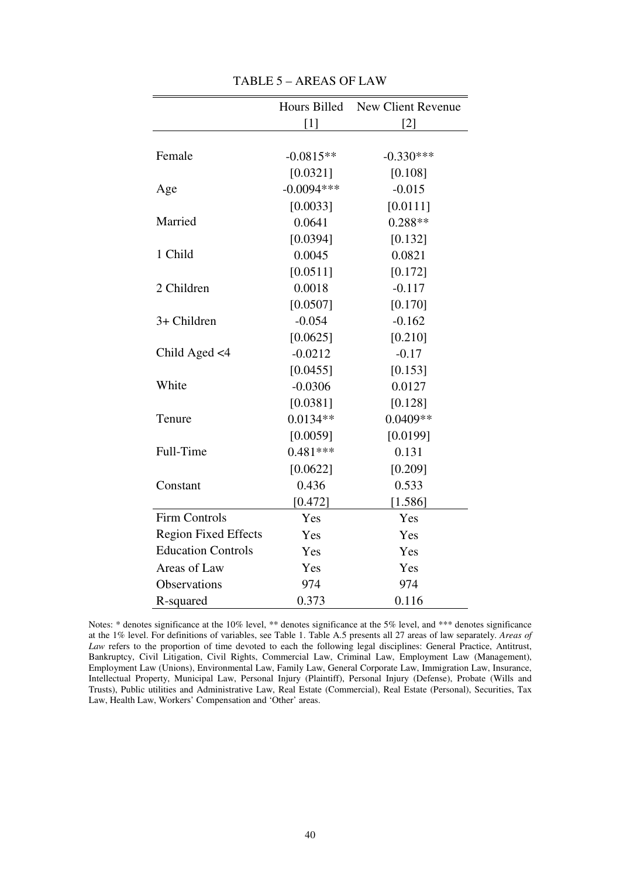TABLE 5 – AREAS OF LAW

| | Hours Billed | New Client Revenue |
|---|---|---|
| | [1] | [2] |
| Female | -0.0815** | -0.330*** |
| | [0.0321] | [0.108] |
| Age | -0.0094*** | -0.015 |
| | [0.0033] | [0.0111] |
| Married | 0.0641 | 0.288** |
| | [0.0394] | [0.132] |
| 1 Child | 0.0045 | 0.0821 |
| | [0.0511] | [0.172] |
| 2 Children | 0.0018 | -0.117 |
| | [0.0507] | [0.170] |
| 3+ Children | -0.054 | -0.162 |
| | [0.0625] | [0.210] |
| Child Aged <4 | -0.0212 | -0.17 |
| | [0.0455] | [0.153] |
| White | -0.0306 | 0.0127 |
| | [0.0381] | [0.128] |
| Tenure | 0.0134** | 0.0409** |
| | [0.0059] | [0.0199] |
| Full-Time | 0.481*** | 0.131 |
| | [0.0622] | [0.209] |
| Constant | 0.436 | 0.533 |
| | [0.472] | [1.586] |
| Firm Controls | Yes | Yes |
| Region Fixed Effects | Yes | Yes |
| Education Controls | Yes | Yes |
| Areas of Law | Yes | Yes |
| Observations | 974 | 974 |
| R-squared | 0.373 | 0.116 |

Notes: * denotes significance at the 10% level, ** denotes significance at the 5% level, and *** denotes significance at the 1% level. For definitions of variables, see Table 1. Table A.5 presents all 27 areas of law separately. *Areas of Law* refers to the proportion of time devoted to each the following legal disciplines: General Practice, Antitrust, Bankruptcy, Civil Litigation, Civil Rights, Commercial Law, Criminal Law, Employment Law (Management), Employment Law (Unions), Environmental Law, Family Law, General Corporate Law, Immigration Law, Insurance, Intellectual Property, Municipal Law, Personal Injury (Plaintiff), Personal Injury (Defense), Probate (Wills and Trusts), Public utilities and Administrative Law, Real Estate (Commercial), Real Estate (Personal), Securities, Tax Law, Health Law, Workers' Compensation and 'Other' areas.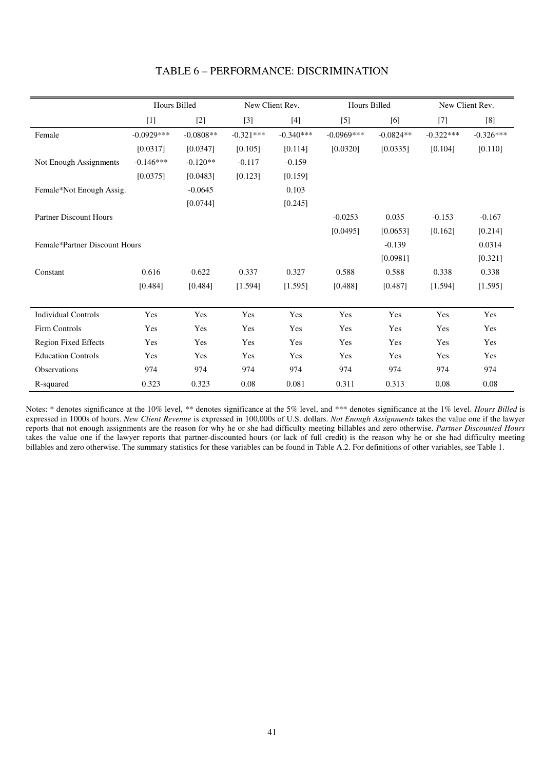# TABLE 6 – PERFORMANCE: DISCRIMINATION

| | Hours Billed | | New Client Rev. | | Hours Billed | | New Client Rev. | |
|---|---|---|---|---|---|---|---|---|
| | [1] | [2] | [3] | [4] | [5] | [6] | [7] | [8] |
| Female | -0.0929*** | -0.0808** | -0.321*** | -0.340*** | -0.0969*** | -0.0824** | -0.322*** | -0.326*** |
| | [0.0317] | [0.0347] | [0.105] | [0.114] | [0.0320] | [0.0335] | [0.104] | [0.110] |
| Not Enough Assignments | -0.146*** | -0.120** | -0.117 | -0.159 | | | | |
| | [0.0375] | [0.0483] | [0.123] | [0.159] | | | | |
| Female*Not Enough Assig. | | -0.0645 | | 0.103 | | | | |
| | | [0.0744] | | [0.245] | | | | |
| Partner Discount Hours | | | | | -0.0253 | 0.035 | -0.153 | -0.167 |
| | | | | | [0.0495] | [0.0653] | [0.162] | [0.214] |
| Female*Partner Discount Hours | | | | | | -0.139 | | 0.0314 |
| | | | | | | [0.0981] | | [0.321] |
| Constant | 0.616 | 0.622 | 0.337 | 0.327 | 0.588 | 0.588 | 0.338 | 0.338 |
| | [0.484] | [0.484] | [1.594] | [1.595] | [0.488] | [0.487] | [1.594] | [1.595] |
| Individual Controls | Yes | Yes | Yes | Yes | Yes | Yes | Yes | Yes |
| Firm Controls | Yes | Yes | Yes | Yes | Yes | Yes | Yes | Yes |
| Region Fixed Effects | Yes | Yes | Yes | Yes | Yes | Yes | Yes | Yes |
| Education Controls | Yes | Yes | Yes | Yes | Yes | Yes | Yes | Yes |
| Observations | 974 | 974 | 974 | 974 | 974 | 974 | 974 | 974 |
| R-squared | 0.323 | 0.323 | 0.08 | 0.081 | 0.311 | 0.313 | 0.08 | 0.08 |

Notes: * denotes significance at the 10% level, ** denotes significance at the 5% level, and *** denotes significance at the 1% level. *Hours Billed* is expressed in 1000s of hours. *New Client Revenue* is expressed in 100,000s of U.S. dollars. *Not Enough Assignments* takes the value one if the lawyer reports that not enough assignments are the reason for why he or she had difficulty meeting billables and zero otherwise. *Partner Discounted Hours* takes the value one if the lawyer reports that partner-discounted hours (or lack of full credit) is the reason why he or she had difficulty meeting billables and zero otherwise. The summary statistics for these variables can be found in Table A.2. For definitions of other variables, see Table 1.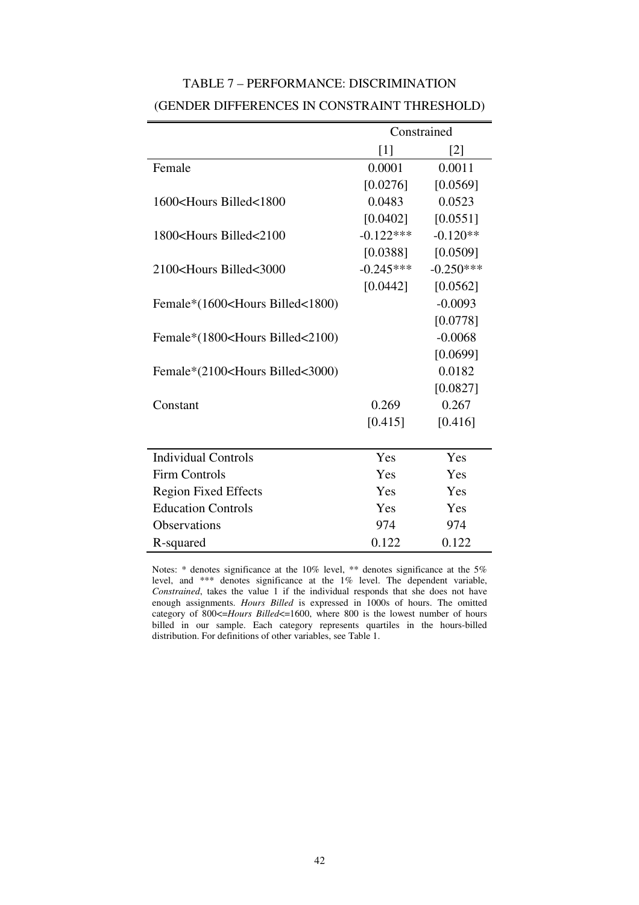# TABLE 7 – PERFORMANCE: DISCRIMINATION

## (GENDER DIFFERENCES IN CONSTRAINT THRESHOLD)

| | Constrained | |
|---|---|---|
| | [1] | [2] |
| Female | 0.0001 | 0.0011 |
| | [0.0276] | [0.0569] |
| 1600<Hours Billed<1800 | 0.0483 | 0.0523 |
| | [0.0402] | [0.0551] |
| 1800<Hours Billed<2100 | -0.122*** | -0.120** |
| | [0.0388] | [0.0509] |
| 2100<Hours Billed<3000 | -0.245*** | -0.250*** |
| | [0.0442] | [0.0562] |
| Female*(1600<Hours Billed<1800) | | -0.0093 |
| | | [0.0778] |
| Female*(1800<Hours Billed<2100) | | -0.0068 |
| | | [0.0699] |
| Female*(2100<Hours Billed<3000) | | 0.0182 |
| | | [0.0827] |
| Constant | 0.269 | 0.267 |
| | [0.415] | [0.416] |
| Individual Controls | Yes | Yes |
| Firm Controls | Yes | Yes |
| Region Fixed Effects | Yes | Yes |
| Education Controls | Yes | Yes |
| Observations | 974 | 974 |
| R-squared | 0.122 | 0.122 |

Notes: * denotes significance at the 10% level, ** denotes significance at the 5% level, and *** denotes significance at the 1% level. The dependent variable, *Constrained*, takes the value 1 if the individual responds that she does not have enough assignments. *Hours Billed* is expressed in 1000s of hours. The omitted category of 800<=*Hours Billed*<=1600, where 800 is the lowest number of hours billed in our sample. Each category represents quartiles in the hours-billed distribution. For definitions of other variables, see Table 1.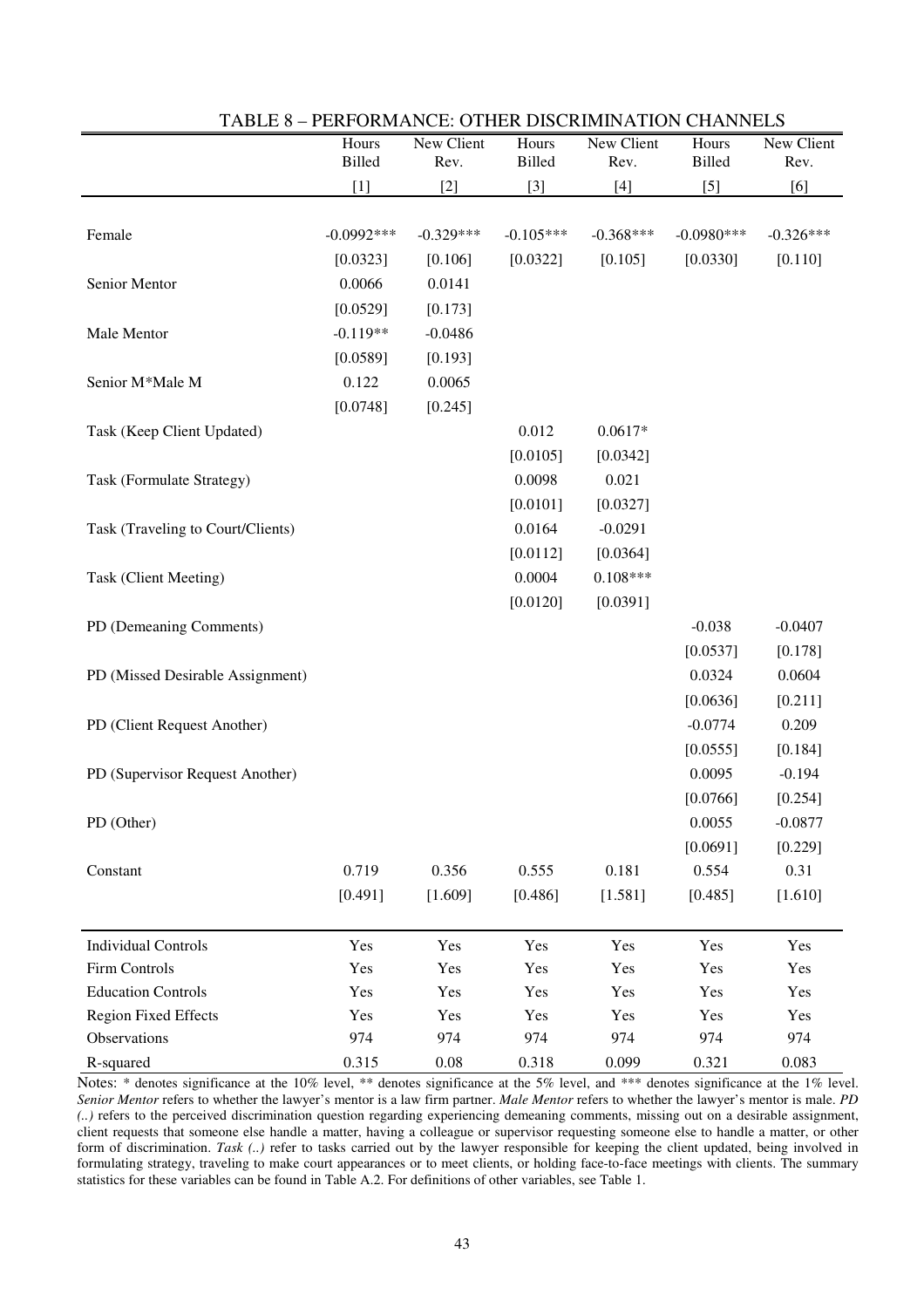TABLE 8 – PERFORMANCE: OTHER DISCRIMINATION CHANNELS

| | Hours Billed | New Client Rev. | Hours Billed | New Client Rev. | Hours Billed | New Client Rev. |
|---|---|---|---|---|---|---|
| | [1] | [2] | [3] | [4] | [5] | [6] |
| Female | -0.0992*** | -0.329*** | -0.105*** | -0.368*** | -0.0980*** | -0.326*** |
| | [0.0323] | [0.106] | [0.0322] | [0.105] | [0.0330] | [0.110] |
| Senior Mentor | 0.0066 | 0.0141 | | | | |
| | [0.0529] | [0.173] | | | | |
| Male Mentor | -0.119** | -0.0486 | | | | |
| | [0.0589] | [0.193] | | | | |
| Senior M*Male M | 0.122 | 0.0065 | | | | |
| | [0.0748] | [0.245] | | | | |
| Task (Keep Client Updated) | | | 0.012 | 0.0617* | | |
| | | | [0.0105] | [0.0342] | | |
| Task (Formulate Strategy) | | | 0.0098 | 0.021 | | |
| | | | [0.0101] | [0.0327] | | |
| Task (Traveling to Court/Clients) | | | 0.0164 | -0.0291 | | |
| | | | [0.0112] | [0.0364] | | |
| Task (Client Meeting) | | | 0.0004 | 0.108*** | | |
| | | | [0.0120] | [0.0391] | | |
| PD (Demeaning Comments) | | | | | -0.038 | -0.0407 |
| | | | | | [0.0537] | [0.178] |
| PD (Missed Desirable Assignment) | | | | | 0.0324 | 0.0604 |
| | | | | | [0.0636] | [0.211] |
| PD (Client Request Another) | | | | | -0.0774 | 0.209 |
| | | | | | [0.0555] | [0.184] |
| PD (Supervisor Request Another) | | | | | 0.0095 | -0.194 |
| | | | | | [0.0766] | [0.254] |
| PD (Other) | | | | | 0.0055 | -0.0877 |
| | | | | | [0.0691] | [0.229] |
| Constant | 0.719 | 0.356 | 0.555 | 0.181 | 0.554 | 0.31 |
| | [0.491] | [1.609] | [0.486] | [1.581] | [0.485] | [1.610] |
| Individual Controls | Yes | Yes | Yes | Yes | Yes | Yes |
| Firm Controls | Yes | Yes | Yes | Yes | Yes | Yes |
| Education Controls | Yes | Yes | Yes | Yes | Yes | Yes |
| Region Fixed Effects | Yes | Yes | Yes | Yes | Yes | Yes |
| Observations | 974 | 974 | 974 | 974 | 974 | 974 |
| R-squared | 0.315 | 0.08 | 0.318 | 0.099 | 0.321 | 0.083 |

Notes: * denotes significance at the 10% level, ** denotes significance at the 5% level, and *** denotes significance at the 1% level. *Senior Mentor* refers to whether the lawyer's mentor is a law firm partner. *Male Mentor* refers to whether the lawyer's mentor is male. *PD (..)* refers to the perceived discrimination question regarding experiencing demeaning comments, missing out on a desirable assignment, client requests that someone else handle a matter, having a colleague or supervisor requesting someone else to handle a matter, or other form of discrimination. *Task (..)* refer to tasks carried out by the lawyer responsible for keeping the client updated, being involved in formulating strategy, traveling to make court appearances or to meet clients, or holding face-to-face meetings with clients. The summary statistics for these variables can be found in Table A.2. For definitions of other variables, see Table 1.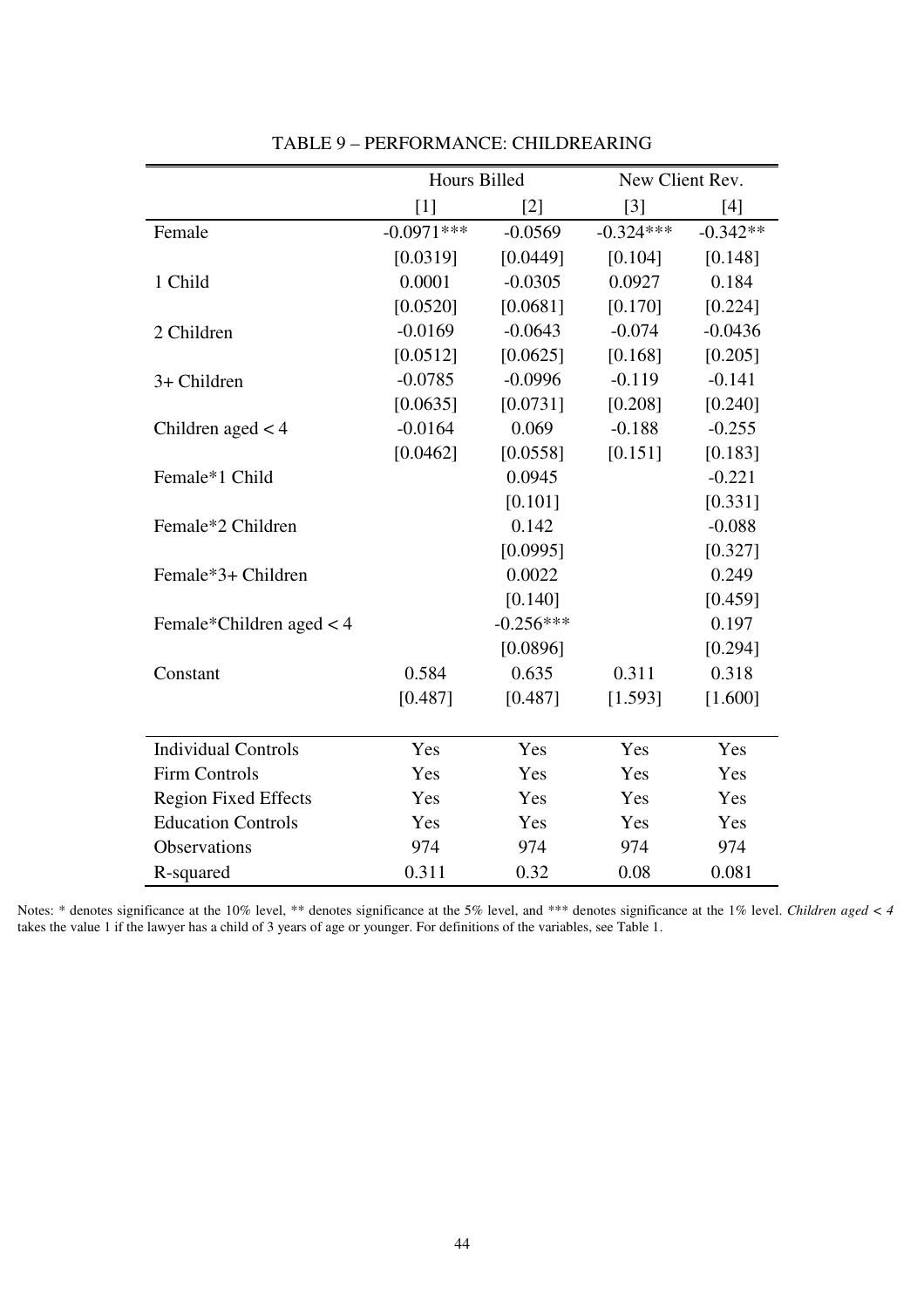TABLE 9 – PERFORMANCE: CHILDREARING

| | Hours Billed | | New Client Rev. | |
|---|---|---|---|---|
| | [1] | [2] | [3] | [4] |
| Female | -0.0971*** | -0.0569 | -0.324*** | -0.342** |
| | [0.0319] | [0.0449] | [0.104] | [0.148] |
| 1 Child | 0.0001 | -0.0305 | 0.0927 | 0.184 |
| | [0.0520] | [0.0681] | [0.170] | [0.224] |
| 2 Children | -0.0169 | -0.0643 | -0.074 | -0.0436 |
| | [0.0512] | [0.0625] | [0.168] | [0.205] |
| 3+ Children | -0.0785 | -0.0996 | -0.119 | -0.141 |
| | [0.0635] | [0.0731] | [0.208] | [0.240] |
| Children aged < 4 | -0.0164 | 0.069 | -0.188 | -0.255 |
| | [0.0462] | [0.0558] | [0.151] | [0.183] |
| Female*1 Child | | 0.0945 | | -0.221 |
| | | [0.101] | | [0.331] |
| Female*2 Children | | 0.142 | | -0.088 |
| | | [0.0995] | | [0.327] |
| Female*3+ Children | | 0.0022 | | 0.249 |
| | | [0.140] | | [0.459] |
| Female*Children aged < 4 | | -0.256*** | | 0.197 |
| | | [0.0896] | | [0.294] |
| Constant | 0.584 | 0.635 | 0.311 | 0.318 |
| | [0.487] | [0.487] | [1.593] | [1.600] |
| Individual Controls | Yes | Yes | Yes | Yes |
| Firm Controls | Yes | Yes | Yes | Yes |
| Region Fixed Effects | Yes | Yes | Yes | Yes |
| Education Controls | Yes | Yes | Yes | Yes |
| Observations | 974 | 974 | 974 | 974 |
| R-squared | 0.311 | 0.32 | 0.08 | 0.081 |

Notes: * denotes significance at the 10% level, ** denotes significance at the 5% level, and *** denotes significance at the 1% level. *Children aged < 4* takes the value 1 if the lawyer has a child of 3 years of age or younger. For definitions of the variables, see Table 1.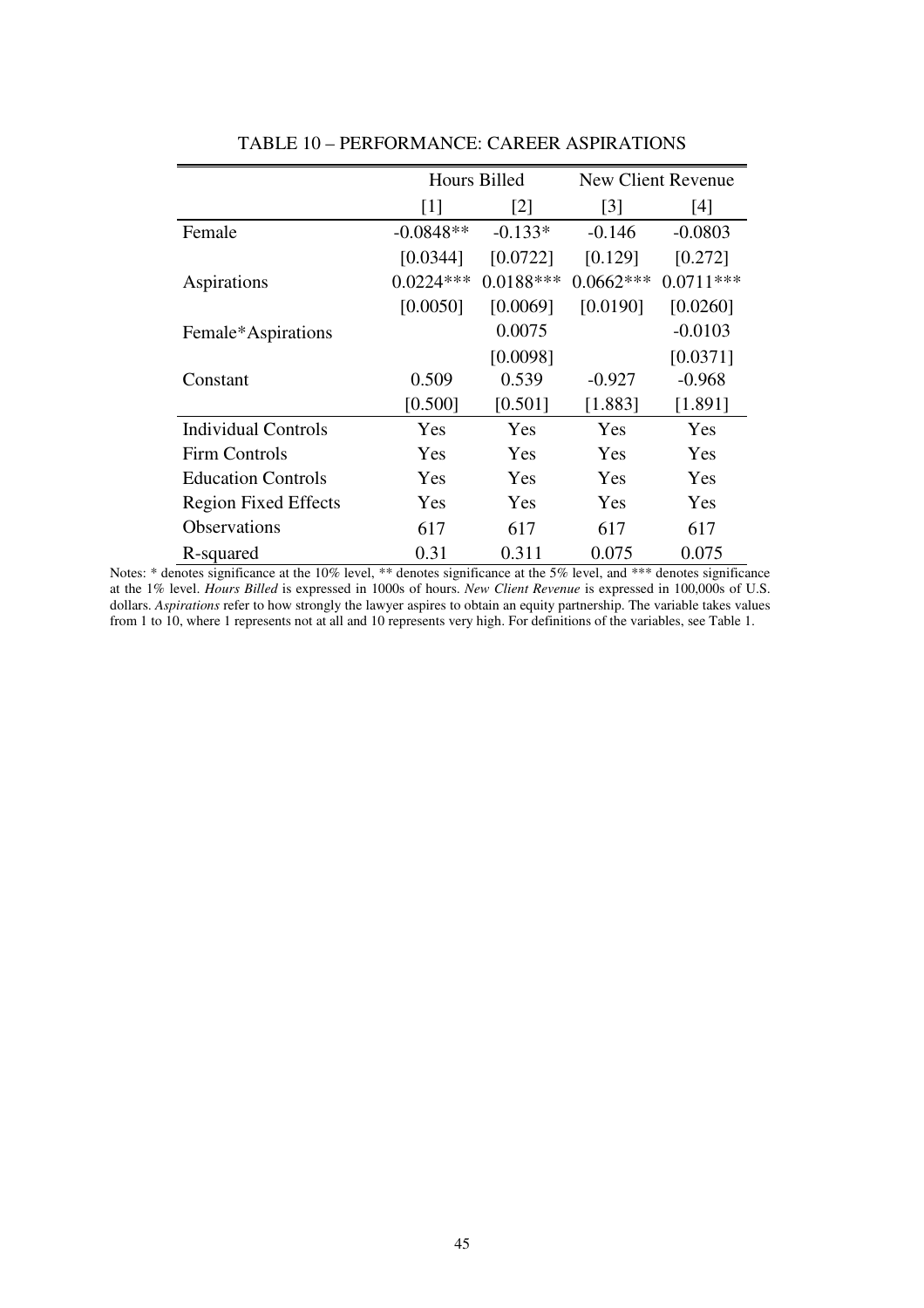TABLE 10 – PERFORMANCE: CAREER ASPIRATIONS

| | Hours Billed | | New Client Revenue | |
|---|---|---|---|---|
| | [1] | [2] | [3] | [4] |
| Female | -0.0848** | -0.133* | -0.146 | -0.0803 |
| | [0.0344] | [0.0722] | [0.129] | [0.272] |
| Aspirations | 0.0224*** | 0.0188*** | 0.0662*** | 0.0711*** |
| | [0.0050] | [0.0069] | [0.0190] | [0.0260] |
| Female*Aspirations | | 0.0075 | | -0.0103 |
| | | [0.0098] | | [0.0371] |
| Constant | 0.509 | 0.539 | -0.927 | -0.968 |
| | [0.500] | [0.501] | [1.883] | [1.891] |
| Individual Controls | Yes | Yes | Yes | Yes |
| Firm Controls | Yes | Yes | Yes | Yes |
| Education Controls | Yes | Yes | Yes | Yes |
| Region Fixed Effects | Yes | Yes | Yes | Yes |
| Observations | 617 | 617 | 617 | 617 |
| R-squared | 0.31 | 0.311 | 0.075 | 0.075 |

Notes: * denotes significance at the 10% level, ** denotes significance at the 5% level, and *** denotes significance at the 1% level. *Hours Billed* is expressed in 1000s of hours. *New Client Revenue* is expressed in 100,000s of U.S. dollars. *Aspirations* refer to how strongly the lawyer aspires to obtain an equity partnership. The variable takes values from 1 to 10, where 1 represents not at all and 10 represents very high. For definitions of the variables, see Table 1.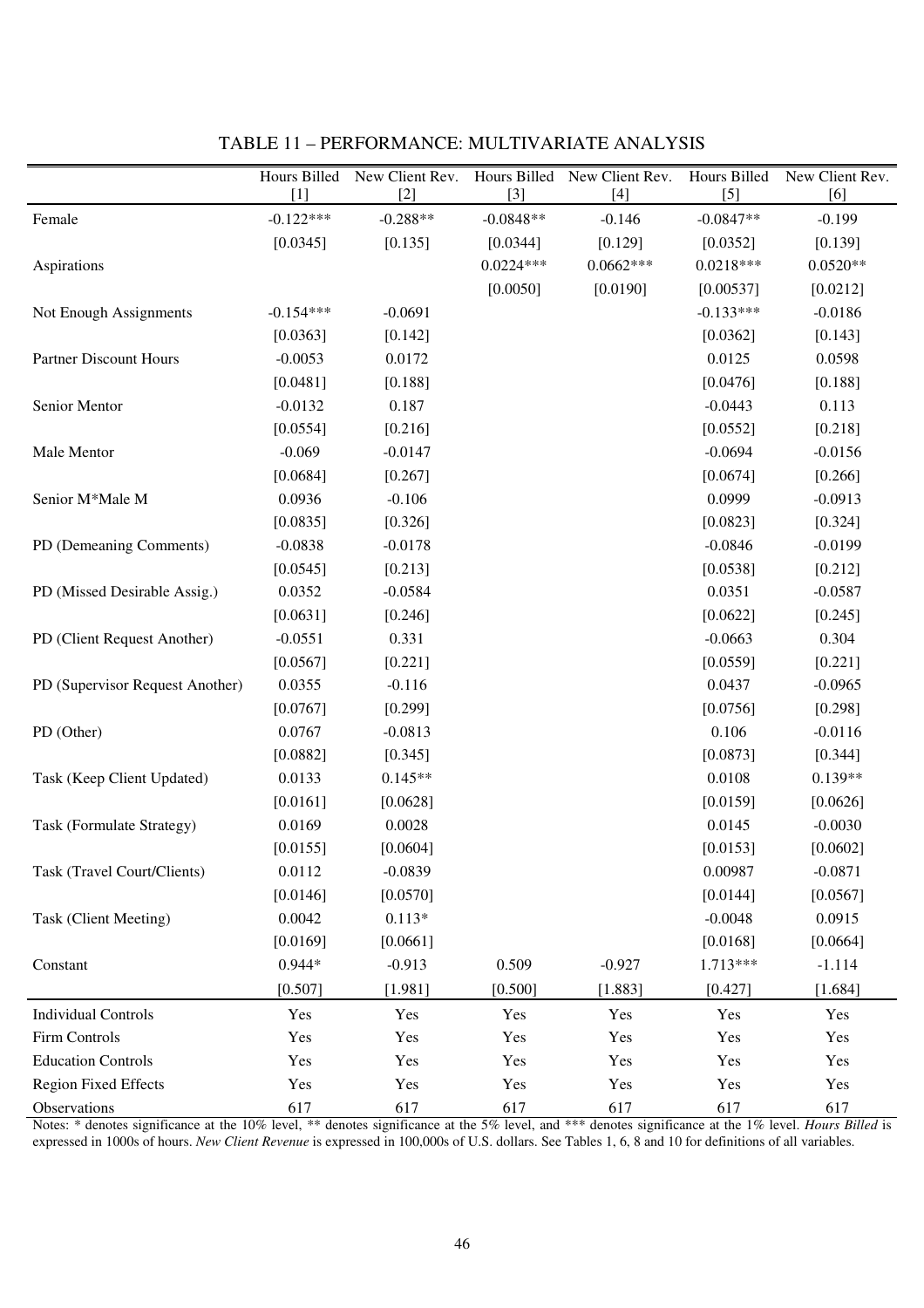TABLE 11 – PERFORMANCE: MULTIVARIATE ANALYSIS

| | Hours Billed [1] | New Client Rev. [2] | Hours Billed [3] | New Client Rev. [4] | Hours Billed [5] | New Client Rev. [6] |
|---|---|---|---|---|---|---|
| Female | -0.122*** | -0.288** | -0.0848** | -0.146 | -0.0847** | -0.199 |
| | [0.0345] | [0.135] | [0.0344] | [0.129] | [0.0352] | [0.139] |
| Aspirations | | | 0.0224*** | 0.0662*** | 0.0218*** | 0.0520** |
| | | | [0.0050] | [0.0190] | [0.00537] | [0.0212] |
| Not Enough Assignments | -0.154*** | -0.0691 | | | -0.133*** | -0.0186 |
| | [0.0363] | [0.142] | | | [0.0362] | [0.143] |
| Partner Discount Hours | -0.0053 | 0.0172 | | | 0.0125 | 0.0598 |
| | [0.0481] | [0.188] | | | [0.0476] | [0.188] |
| Senior Mentor | -0.0132 | 0.187 | | | -0.0443 | 0.113 |
| | [0.0554] | [0.216] | | | [0.0552] | [0.218] |
| Male Mentor | -0.069 | -0.0147 | | | -0.0694 | -0.0156 |
| | [0.0684] | [0.267] | | | [0.0674] | [0.266] |
| Senior M*Male M | 0.0936 | -0.106 | | | 0.0999 | -0.0913 |
| | [0.0835] | [0.326] | | | [0.0823] | [0.324] |
| PD (Demeaning Comments) | -0.0838 | -0.0178 | | | -0.0846 | -0.0199 |
| | [0.0545] | [0.213] | | | [0.0538] | [0.212] |
| PD (Missed Desirable Assig.) | 0.0352 | -0.0584 | | | 0.0351 | -0.0587 |
| | [0.0631] | [0.246] | | | [0.0622] | [0.245] |
| PD (Client Request Another) | -0.0551 | 0.331 | | | -0.0663 | 0.304 |
| | [0.0567] | [0.221] | | | [0.0559] | [0.221] |
| PD (Supervisor Request Another) | 0.0355 | -0.116 | | | 0.0437 | -0.0965 |
| | [0.0767] | [0.299] | | | [0.0756] | [0.298] |
| PD (Other) | 0.0767 | -0.0813 | | | 0.106 | -0.0116 |
| | [0.0882] | [0.345] | | | [0.0873] | [0.344] |
| Task (Keep Client Updated) | 0.0133 | 0.145** | | | 0.0108 | 0.139** |
| | [0.0161] | [0.0628] | | | [0.0159] | [0.0626] |
| Task (Formulate Strategy) | 0.0169 | 0.0028 | | | 0.0145 | -0.0030 |
| | [0.0155] | [0.0604] | | | [0.0153] | [0.0602] |
| Task (Travel Court/Clients) | 0.0112 | -0.0839 | | | 0.00987 | -0.0871 |
| | [0.0146] | [0.0570] | | | [0.0144] | [0.0567] |
| Task (Client Meeting) | 0.0042 | 0.113* | | | -0.0048 | 0.0915 |
| | [0.0169] | [0.0661] | | | [0.0168] | [0.0664] |
| Constant | 0.944* | -0.913 | 0.509 | -0.927 | 1.713*** | -1.114 |
| | [0.507] | [1.981] | [0.500] | [1.883] | [0.427] | [1.684] |
| Individual Controls | Yes | Yes | Yes | Yes | Yes | Yes |
| Firm Controls | Yes | Yes | Yes | Yes | Yes | Yes |
| Education Controls | Yes | Yes | Yes | Yes | Yes | Yes |
| Region Fixed Effects | Yes | Yes | Yes | Yes | Yes | Yes |
| Observations | 617 | 617 | 617 | 617 | 617 | 617 |

Notes: * denotes significance at the 10% level, ** denotes significance at the 5% level, and *** denotes significance at the 1% level. *Hours Billed* is expressed in 1000s of hours. *New Client Revenue* is expressed in 100,000s of U.S. dollars. See Tables 1, 6, 8 and 10 for definitions of all variables.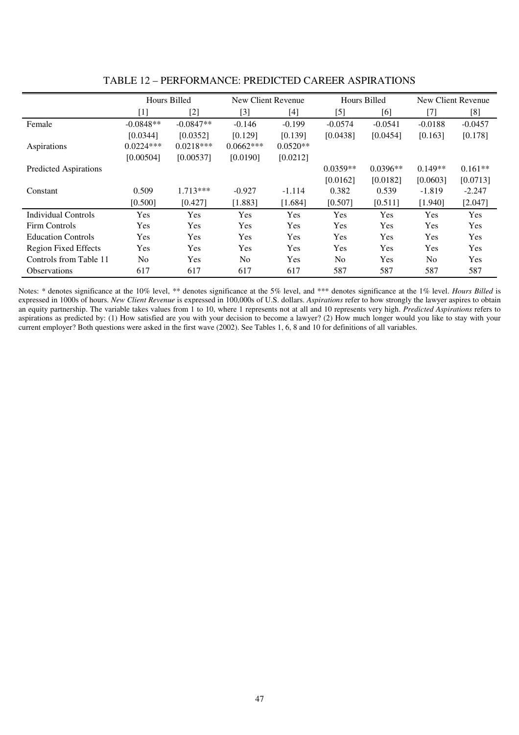## TABLE 12 – PERFORMANCE: PREDICTED CAREER ASPIRATIONS

| | Hours Billed | | New Client Revenue | | Hours Billed | | New Client Revenue | |
|---|---|---|---|---|---|---|---|---|
| | [1] | [2] | [3] | [4] | [5] | [6] | [7] | [8] |
| Female | -0.0848** | -0.0847** | -0.146 | -0.199 | -0.0574 | -0.0541 | -0.0188 | -0.0457 |
| | [0.0344] | [0.0352] | [0.129] | [0.139] | [0.0438] | [0.0454] | [0.163] | [0.178] |
| Aspirations | 0.0224*** | 0.0218*** | 0.0662*** | 0.0520** | | | | |
| | [0.00504] | [0.00537] | [0.0190] | [0.0212] | | | | |
| Predicted Aspirations | | | | | 0.0359** | 0.0396** | 0.149** | 0.161** |
| | | | | | [0.0162] | [0.0182] | [0.0603] | [0.0713] |
| Constant | 0.509 | 1.713*** | -0.927 | -1.114 | 0.382 | 0.539 | -1.819 | -2.247 |
| | [0.500] | [0.427] | [1.883] | [1.684] | [0.507] | [0.511] | [1.940] | [2.047] |
| Individual Controls | Yes | Yes | Yes | Yes | Yes | Yes | Yes | Yes |
| Firm Controls | Yes | Yes | Yes | Yes | Yes | Yes | Yes | Yes |
| Education Controls | Yes | Yes | Yes | Yes | Yes | Yes | Yes | Yes |
| Region Fixed Effects | Yes | Yes | Yes | Yes | Yes | Yes | Yes | Yes |
| Controls from Table 11 | No | Yes | No | Yes | No | Yes | No | Yes |
| Observations | 617 | 617 | 617 | 617 | 587 | 587 | 587 | 587 |

Notes: * denotes significance at the 10% level, ** denotes significance at the 5% level, and *** denotes significance at the 1% level. *Hours Billed* is expressed in 1000s of hours. *New Client Revenue* is expressed in 100,000s of U.S. dollars. *Aspirations* refer to how strongly the lawyer aspires to obtain an equity partnership. The variable takes values from 1 to 10, where 1 represents not at all and 10 represents very high. *Predicted Aspirations* refers to aspirations as predicted by: (1) How satisfied are you with your decision to become a lawyer? (2) How much longer would you like to stay with your current employer? Both questions were asked in the first wave (2002). See Tables 1, 6, 8 and 10 for definitions of all variables.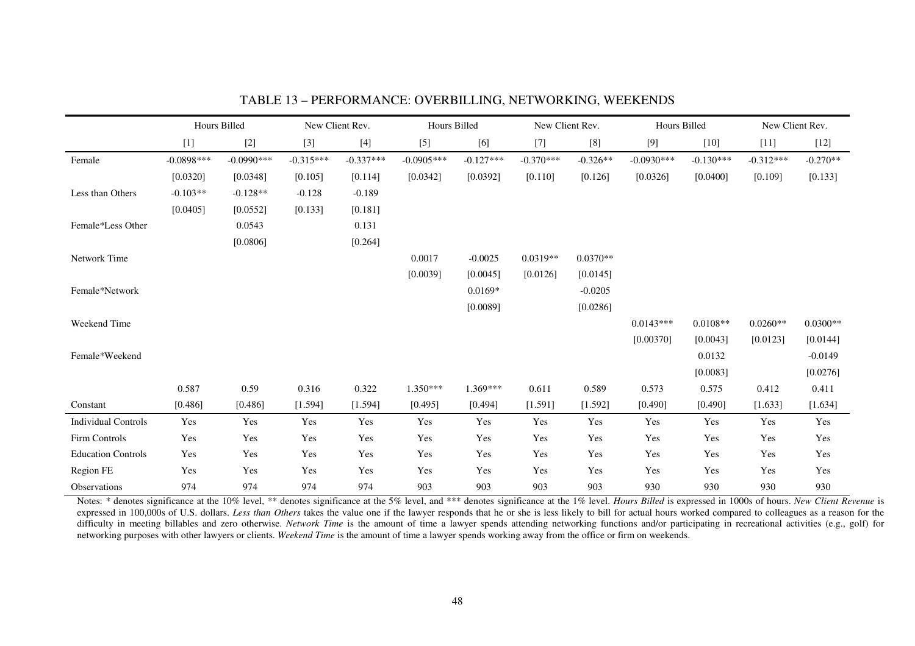## TABLE 13 – PERFORMANCE: OVERBILLING, NETWORKING, WEEKENDS

| | Hours Billed | | New Client Rev. | | Hours Billed | | New Client Rev. | | Hours Billed | | New Client Rev. | |
|---|---|---|---|---|---|---|---|---|---|---|---|---|
| | [1] | [2] | [3] | [4] | [5] | [6] | [7] | [8] | [9] | [10] | [11] | [12] |
| Female | -0.0898*** | -0.0990*** | -0.315*** | -0.337*** | -0.0905*** | -0.127*** | -0.370*** | -0.326** | -0.0930*** | -0.130*** | -0.312*** | -0.270** |
| | [0.0320] | [0.0348] | [0.105] | [0.114] | [0.0342] | [0.0392] | [0.110] | [0.126] | [0.0326] | [0.0400] | [0.109] | [0.133] |
| Less than Others | -0.103** | -0.128** | -0.128 | -0.189 | | | | | | | | |
| | [0.0405] | [0.0552] | [0.133] | [0.181] | | | | | | | | |
| Female*Less Other | | 0.0543 | | 0.131 | | | | | | | | |
| | | [0.0806] | | [0.264] | | | | | | | | |
| Network Time | | | | | 0.0017 | -0.0025 | 0.0319** | 0.0370** | | | | |
| | | | | | [0.0039] | [0.0045] | [0.0126] | [0.0145] | | | | |
| Female*Network | | | | | | 0.0169* | | -0.0205 | | | | |
| | | | | | | [0.0089] | | [0.0286] | | | | |
| Weekend Time | | | | | | | | | 0.0143*** | 0.0108** | 0.0260** | 0.0300** |
| | | | | | | | | | [0.00370] | [0.0043] | [0.0123] | [0.0144] |
| Female*Weekend | | | | | | | | | | 0.0132 | | -0.0149 |
| | | | | | | | | | | [0.0083] | | [0.0276] |
| | 0.587 | 0.59 | 0.316 | 0.322 | 1.350*** | 1.369*** | 0.611 | 0.589 | 0.573 | 0.575 | 0.412 | 0.411 |
| Constant | [0.486] | [0.486] | [1.594] | [1.594] | [0.495] | [0.494] | [1.591] | [1.592] | [0.490] | [0.490] | [1.633] | [1.634] |
| Individual Controls | Yes | Yes | Yes | Yes | Yes | Yes | Yes | Yes | Yes | Yes | Yes | Yes |
| Firm Controls | Yes | Yes | Yes | Yes | Yes | Yes | Yes | Yes | Yes | Yes | Yes | Yes |
| Education Controls | Yes | Yes | Yes | Yes | Yes | Yes | Yes | Yes | Yes | Yes | Yes | Yes |
| Region FE | Yes | Yes | Yes | Yes | Yes | Yes | Yes | Yes | Yes | Yes | Yes | Yes |
| Observations | 974 | 974 | 974 | 974 | 903 | 903 | 903 | 903 | 930 | 930 | 930 | 930 |

Notes: * denotes significance at the 10% level, ** denotes significance at the 5% level, and *** denotes significance at the 1% level. *Hours Billed* is expressed in 1000s of hours. *New Client Revenue* is expressed in 100,000s of U.S. dollars. *Less than Others* takes the value one if the lawyer responds that he or she is less likely to bill for actual hours worked compared to colleagues as a reason for the difficulty in meeting billables and zero otherwise. *Network Time* is the amount of time a lawyer spends attending networking functions and/or participating in recreational activities (e.g., golf) for networking purposes with other lawyers or clients. *Weekend Time* is the amount of time a lawyer spends working away from the office or firm on weekends.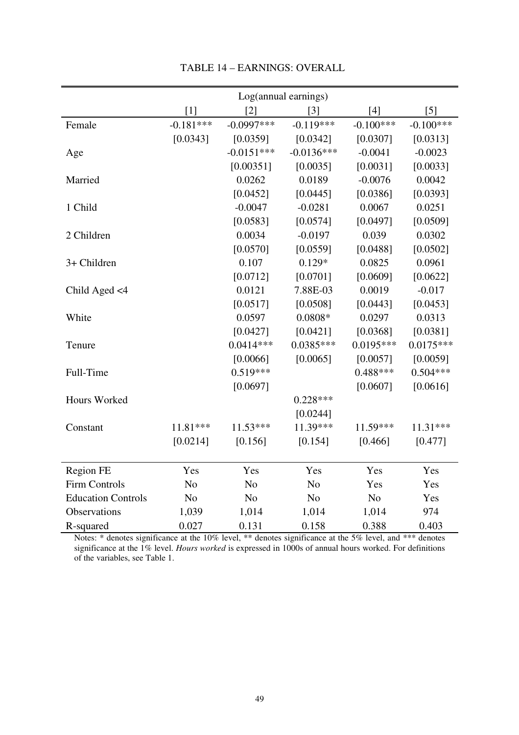TABLE 14 – EARNINGS: OVERALL

| | Log(annual earnings) | | | | |
|---|---|---|---|---|---|
| | [1] | [2] | [3] | [4] | [5] |
| Female | -0.181*** | -0.0997*** | -0.119*** | -0.100*** | -0.100*** |
| | [0.0343] | [0.0359] | [0.0342] | [0.0307] | [0.0313] |
| Age | | -0.0151*** | -0.0136*** | -0.0041 | -0.0023 |
| | | [0.00351] | [0.0035] | [0.0031] | [0.0033] |
| Married | | 0.0262 | 0.0189 | -0.0076 | 0.0042 |
| | | [0.0452] | [0.0445] | [0.0386] | [0.0393] |
| 1 Child | | -0.0047 | -0.0281 | 0.0067 | 0.0251 |
| | | [0.0583] | [0.0574] | [0.0497] | [0.0509] |
| 2 Children | | 0.0034 | -0.0197 | 0.039 | 0.0302 |
| | | [0.0570] | [0.0559] | [0.0488] | [0.0502] |
| 3+ Children | | 0.107 | 0.129* | 0.0825 | 0.0961 |
| | | [0.0712] | [0.0701] | [0.0609] | [0.0622] |
| Child Aged <4 | | 0.0121 | 7.88E-03 | 0.0019 | -0.017 |
| | | [0.0517] | [0.0508] | [0.0443] | [0.0453] |
| White | | 0.0597 | 0.0808* | 0.0297 | 0.0313 |
| | | [0.0427] | [0.0421] | [0.0368] | [0.0381] |
| Tenure | | 0.0414*** | 0.0385*** | 0.0195*** | 0.0175*** |
| | | [0.0066] | [0.0065] | [0.0057] | [0.0059] |
| Full-Time | | 0.519*** | | 0.488*** | 0.504*** |
| | | [0.0697] | | [0.0607] | [0.0616] |
| Hours Worked | | | 0.228*** | | |
| | | | [0.0244] | | |
| Constant | 11.81*** | 11.53*** | 11.39*** | 11.59*** | 11.31*** |
| | [0.0214] | [0.156] | [0.154] | [0.466] | [0.477] |
| Region FE | Yes | Yes | Yes | Yes | Yes |
| Firm Controls | No | No | No | Yes | Yes |
| Education Controls | No | No | No | No | Yes |
| Observations | 1,039 | 1,014 | 1,014 | 1,014 | 974 |
| R-squared | 0.027 | 0.131 | 0.158 | 0.388 | 0.403 |

Notes: * denotes significance at the 10% level, ** denotes significance at the 5% level, and *** denotes significance at the 1% level. *Hours worked* is expressed in 1000s of annual hours worked. For definitions of the variables, see Table 1.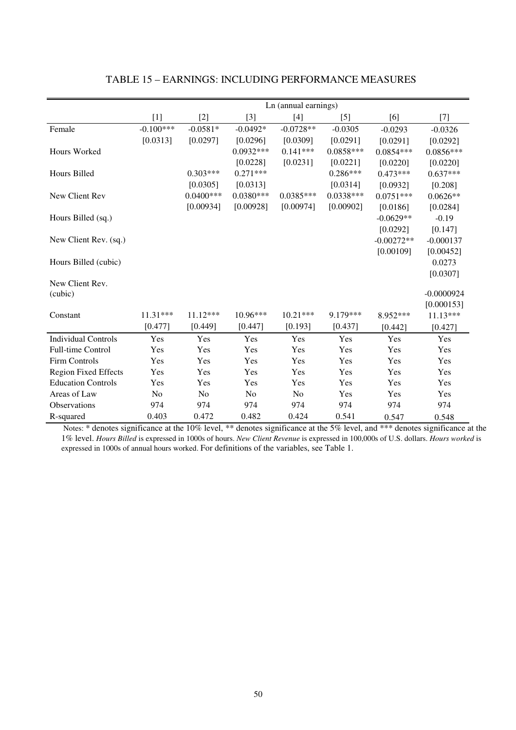# TABLE 15 – EARNINGS: INCLUDING PERFORMANCE MEASURES

| | Ln (annual earnings) | | | | | | |
|---|---|---|---|---|---|---|---|
| | [1] | [2] | [3] | [4] | [5] | [6] | [7] |
| Female | -0.100*** | -0.0581* | -0.0492* | -0.0728** | -0.0305 | -0.0293 | -0.0326 |
| | [0.0313] | [0.0297] | [0.0296] | [0.0309] | [0.0291] | [0.0291] | [0.0292] |
| Hours Worked | | | 0.0932*** | 0.141*** | 0.0858*** | 0.0854*** | 0.0856*** |
| | | | [0.0228] | [0.0231] | [0.0221] | [0.0220] | [0.0220] |
| Hours Billed | | 0.303*** | 0.271*** | | 0.286*** | 0.473*** | 0.637*** |
| | | [0.0305] | [0.0313] | | [0.0314] | [0.0932] | [0.208] |
| New Client Rev | | 0.0400*** | 0.0380*** | 0.0385*** | 0.0338*** | 0.0751*** | 0.0626** |
| | | [0.00934] | [0.00928] | [0.00974] | [0.00902] | [0.0186] | [0.0284] |
| Hours Billed (sq.) | | | | | | -0.0629** | -0.19 |
| | | | | | | [0.0292] | [0.147] |
| New Client Rev. (sq.) | | | | | | -0.00272** | -0.000137 |
| | | | | | | [0.00109] | [0.00452] |
| Hours Billed (cubic) | | | | | | | 0.0273 |
| | | | | | | | [0.0307] |
| New Client Rev. (cubic) | | | | | | | -0.0000924 |
| | | | | | | | [0.000153] |
| Constant | 11.31*** | 11.12*** | 10.96*** | 10.21*** | 9.179*** | 8.952*** | 11.13*** |
| | [0.477] | [0.449] | [0.447] | [0.193] | [0.437] | [0.442] | [0.427] |
| Individual Controls | Yes | Yes | Yes | Yes | Yes | Yes | Yes |
| Full-time Control | Yes | Yes | Yes | Yes | Yes | Yes | Yes |
| Firm Controls | Yes | Yes | Yes | Yes | Yes | Yes | Yes |
| Region Fixed Effects | Yes | Yes | Yes | Yes | Yes | Yes | Yes |
| Education Controls | Yes | Yes | Yes | Yes | Yes | Yes | Yes |
| Areas of Law | No | No | No | No | Yes | Yes | Yes |
| Observations | 974 | 974 | 974 | 974 | 974 | 974 | 974 |
| R-squared | 0.403 | 0.472 | 0.482 | 0.424 | 0.541 | 0.547 | 0.548 |

Notes: * denotes significance at the 10% level, ** denotes significance at the 5% level, and *** denotes significance at the 1% level. *Hours Billed* is expressed in 1000s of hours. *New Client Revenue* is expressed in 100,000s of U.S. dollars. *Hours worked* is expressed in 1000s of annual hours worked. For definitions of the variables, see Table 1.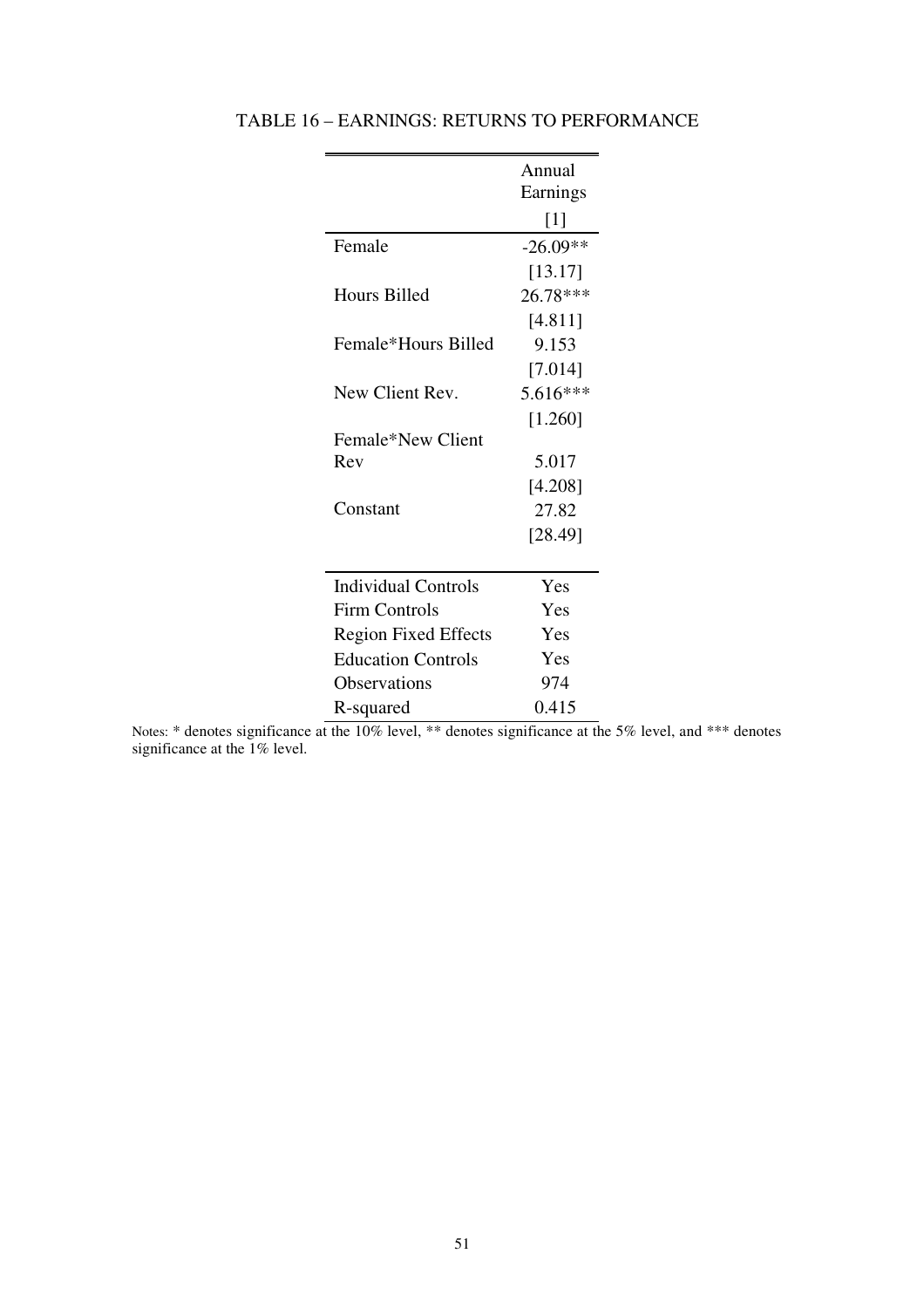TABLE 16 – EARNINGS: RETURNS TO PERFORMANCE

| | Annual Earnings |
|---|---|
| | [1] |
| Female | -26.09** |
| | [13.17] |
| Hours Billed | 26.78*** |
| | [4.811] |
| Female*Hours Billed | 9.153 |
| | [7.014] |
| New Client Rev. | 5.616*** |
| | [1.260] |
| Female*New Client Rev | 5.017 |
| | [4.208] |
| Constant | 27.82 |
| | [28.49] |
| Individual Controls | Yes |
| Firm Controls | Yes |
| Region Fixed Effects | Yes |
| Education Controls | Yes |
| Observations | 974 |
| R-squared | 0.415 |

Notes: * denotes significance at the 10% level, ** denotes significance at the 5% level, and *** denotes significance at the 1% level.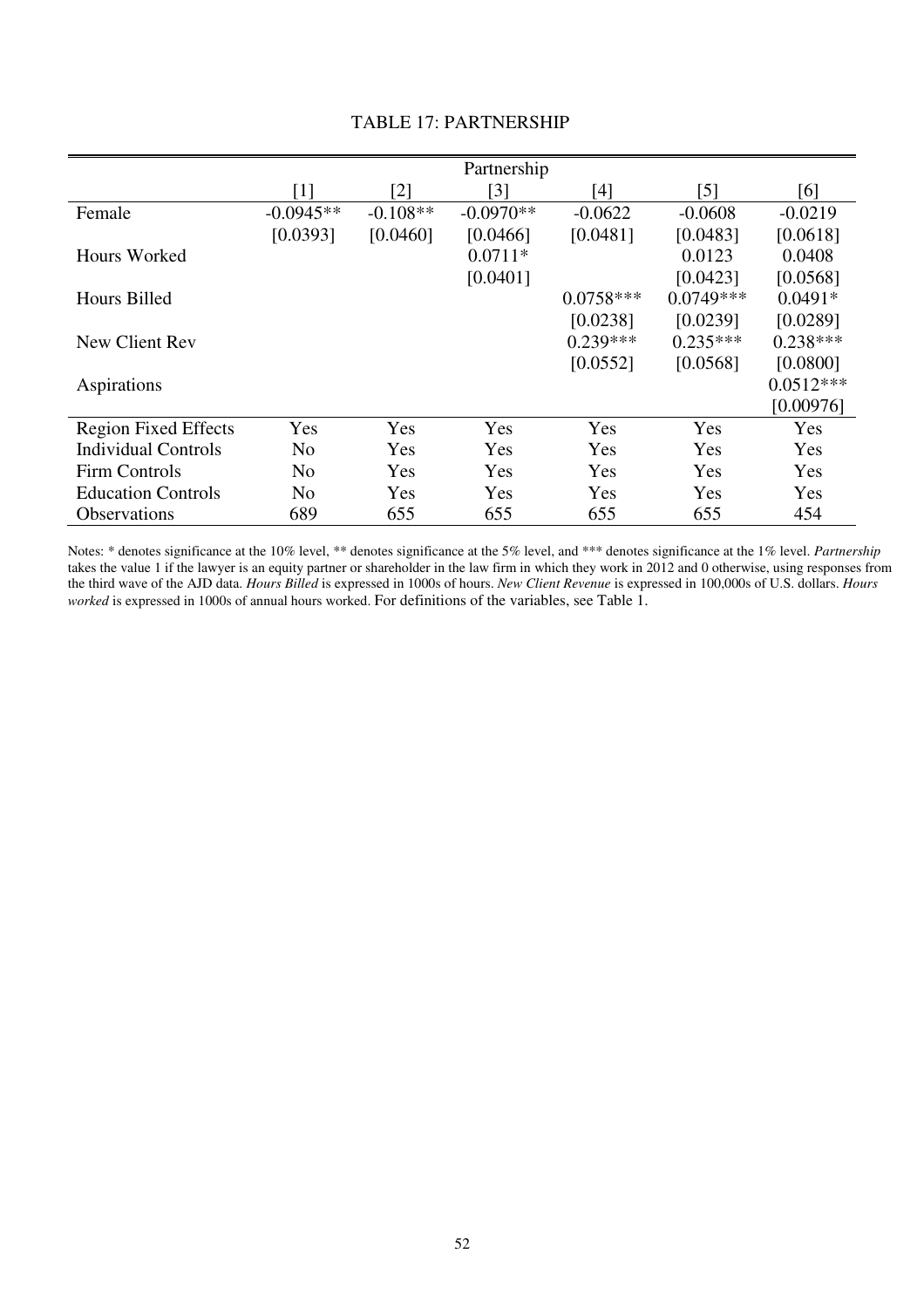# TABLE 17: PARTNERSHIP

| | Partnership | | | | | |
|---|---|---|---|---|---|---|
| | [1] | [2] | [3] | [4] | [5] | [6] |
| Female | -0.0945** | -0.108** | -0.0970** | -0.0622 | -0.0608 | -0.0219 |
| | [0.0393] | [0.0460] | [0.0466] | [0.0481] | [0.0483] | [0.0618] |
| Hours Worked | | | 0.0711* | | 0.0123 | 0.0408 |
| | | | [0.0401] | | [0.0423] | [0.0568] |
| Hours Billed | | | | 0.0758*** | 0.0749*** | 0.0491* |
| | | | | [0.0238] | [0.0239] | [0.0289] |
| New Client Rev | | | | 0.239*** | 0.235*** | 0.238*** |
| | | | | [0.0552] | [0.0568] | [0.0800] |
| Aspirations | | | | | | 0.0512*** |
| | | | | | | [0.00976] |
| Region Fixed Effects | Yes | Yes | Yes | Yes | Yes | Yes |
| Individual Controls | No | Yes | Yes | Yes | Yes | Yes |
| Firm Controls | No | Yes | Yes | Yes | Yes | Yes |
| Education Controls | No | Yes | Yes | Yes | Yes | Yes |
| Observations | 689 | 655 | 655 | 655 | 655 | 454 |

Notes: * denotes significance at the 10% level, ** denotes significance at the 5% level, and *** denotes significance at the 1% level. *Partnership* takes the value 1 if the lawyer is an equity partner or shareholder in the law firm in which they work in 2012 and 0 otherwise, using responses from the third wave of the AJD data. *Hours Billed* is expressed in 1000s of hours. *New Client Revenue* is expressed in 100,000s of U.S. dollars. *Hours worked* is expressed in 1000s of annual hours worked. For definitions of the variables, see Table 1.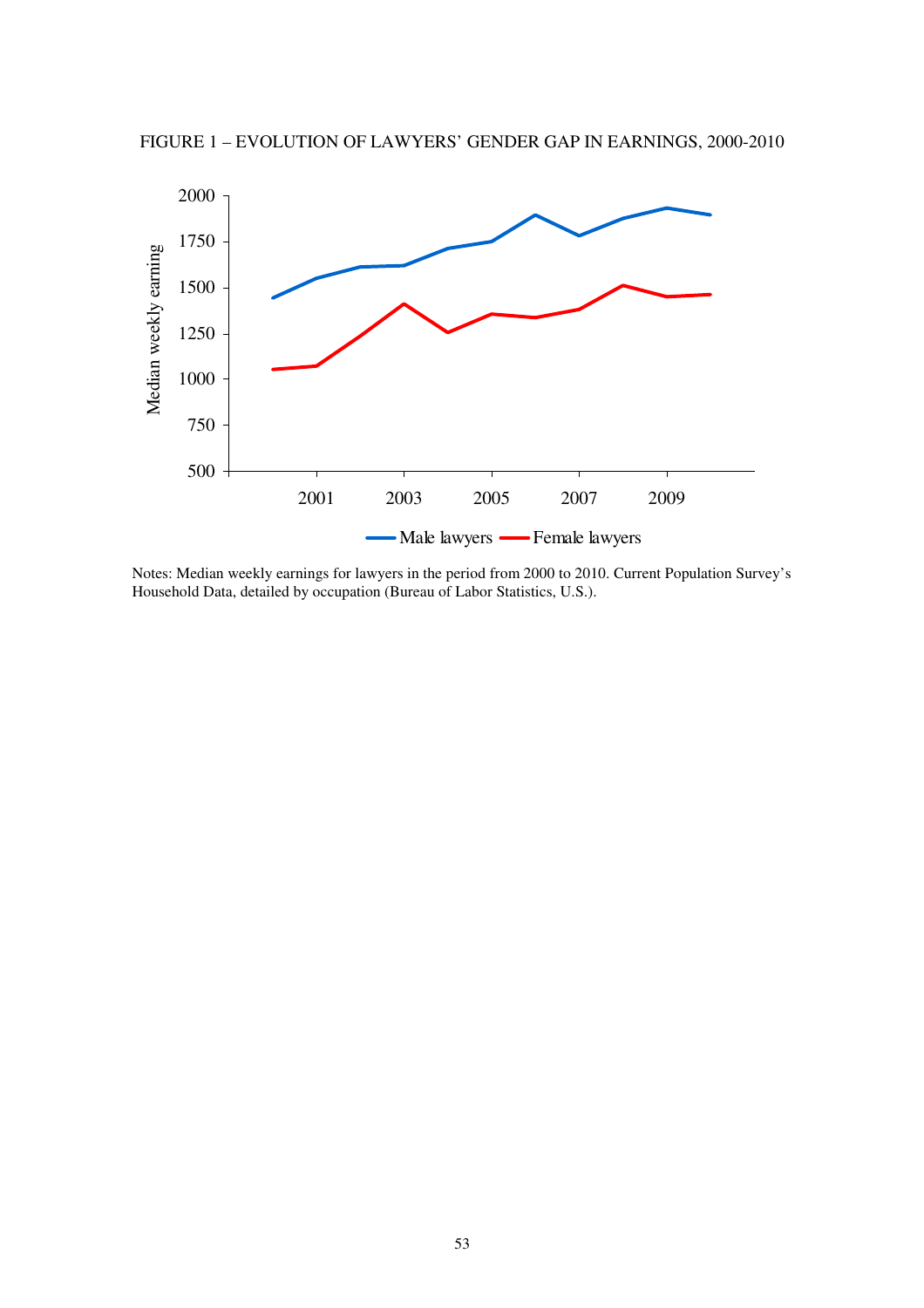FIGURE 1 – EVOLUTION OF LAWYERS' GENDER GAP IN EARNINGS, 2000-2010

Notes: Median weekly earnings for lawyers in the period from 2000 to 2010. Current Population Survey's Household Data, detailed by occupation (Bureau of Labor Statistics, U.S.).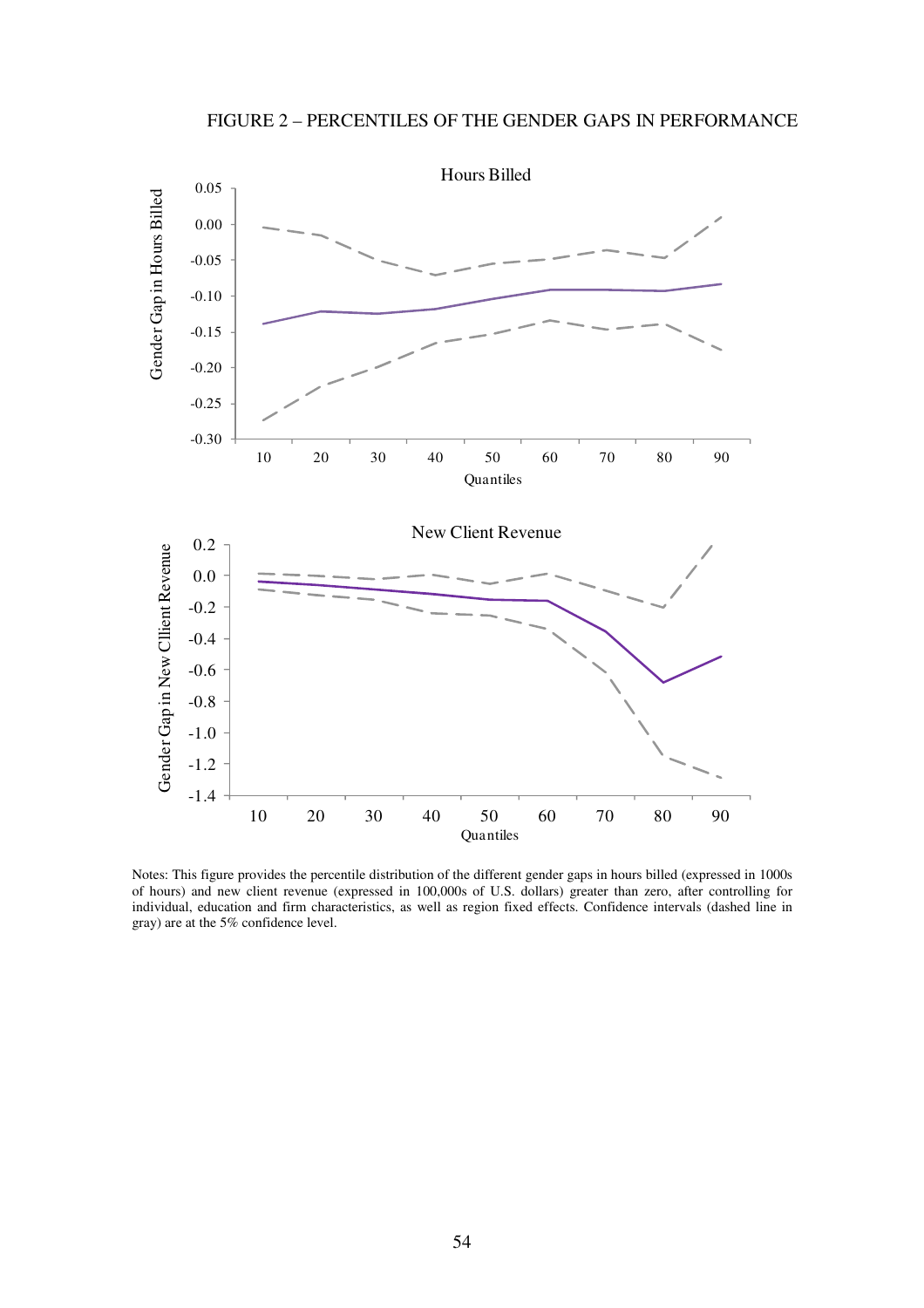FIGURE 2 – PERCENTILES OF THE GENDER GAPS IN PERFORMANCE

Notes: This figure provides the percentile distribution of the different gender gaps in hours billed (expressed in 1000s of hours) and new client revenue (expressed in 100,000s of U.S. dollars) greater than zero, after controlling for individual, education and firm characteristics, as well as region fixed effects. Confidence intervals (dashed line in gray) are at the 5% confidence level.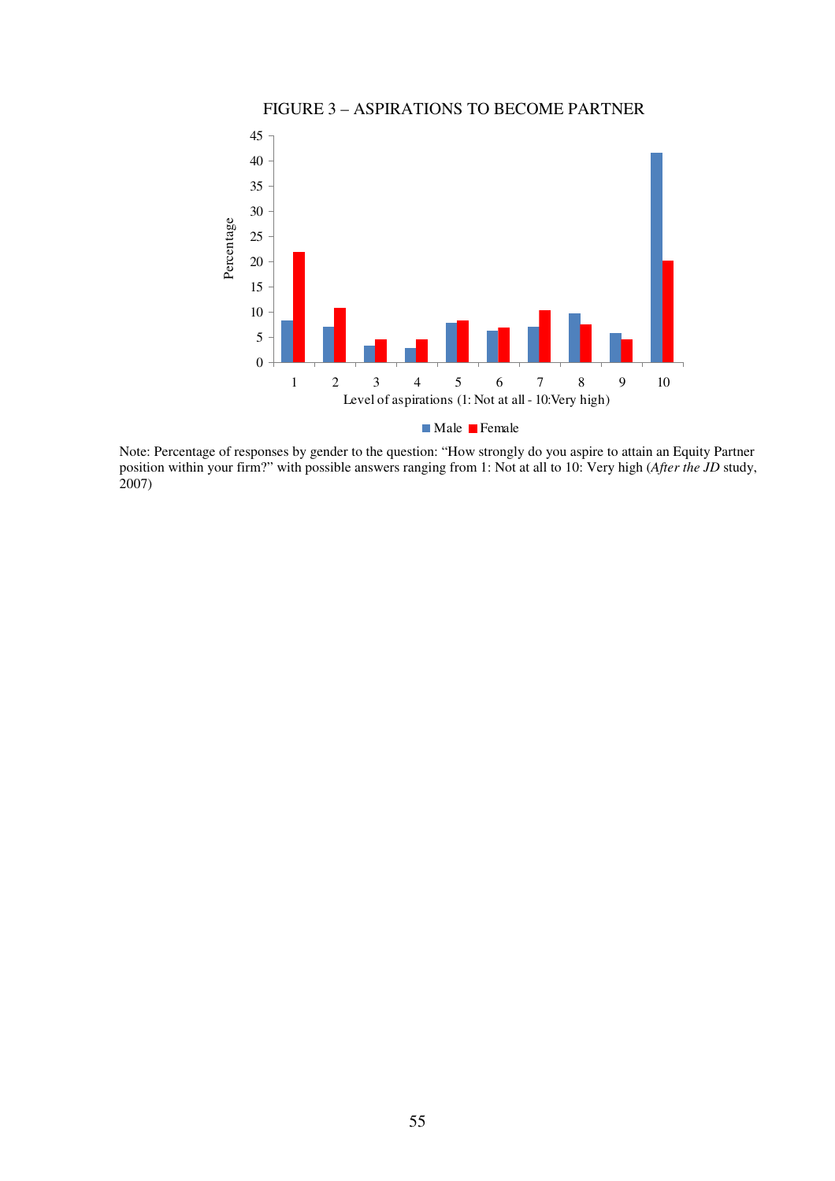FIGURE 3 – ASPIRATIONS TO BECOME PARTNER

Note: Percentage of responses by gender to the question: "How strongly do you aspire to attain an Equity Partner position within your firm?" with possible answers ranging from 1: Not at all to 10: Very high (*After the JD* study, 2007)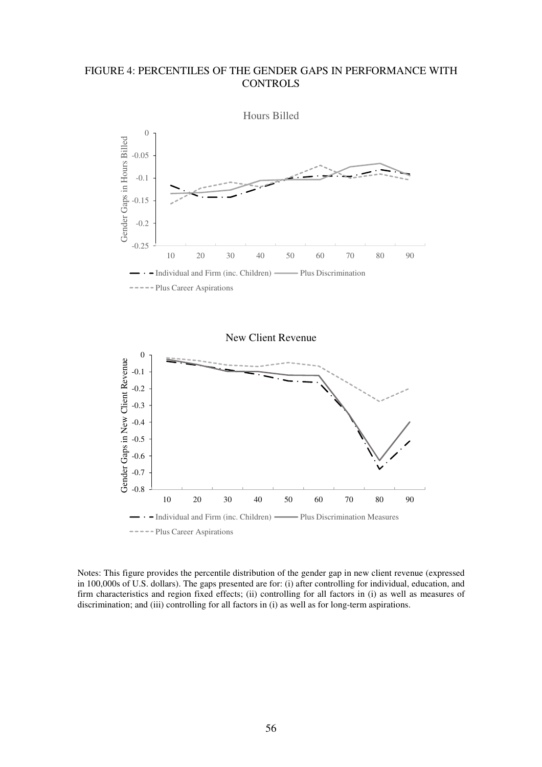FIGURE 4: PERCENTILES OF THE GENDER GAPS IN PERFORMANCE WITH CONTROLS

Hours Billed

New Client Revenue

Notes: This figure provides the percentile distribution of the gender gap in new client revenue (expressed in 100,000s of U.S. dollars). The gaps presented are for: (i) after controlling for individual, education, and firm characteristics and region fixed effects; (ii) controlling for all factors in (i) as well as measures of discrimination; and (iii) controlling for all factors in (i) as well as for long-term aspirations.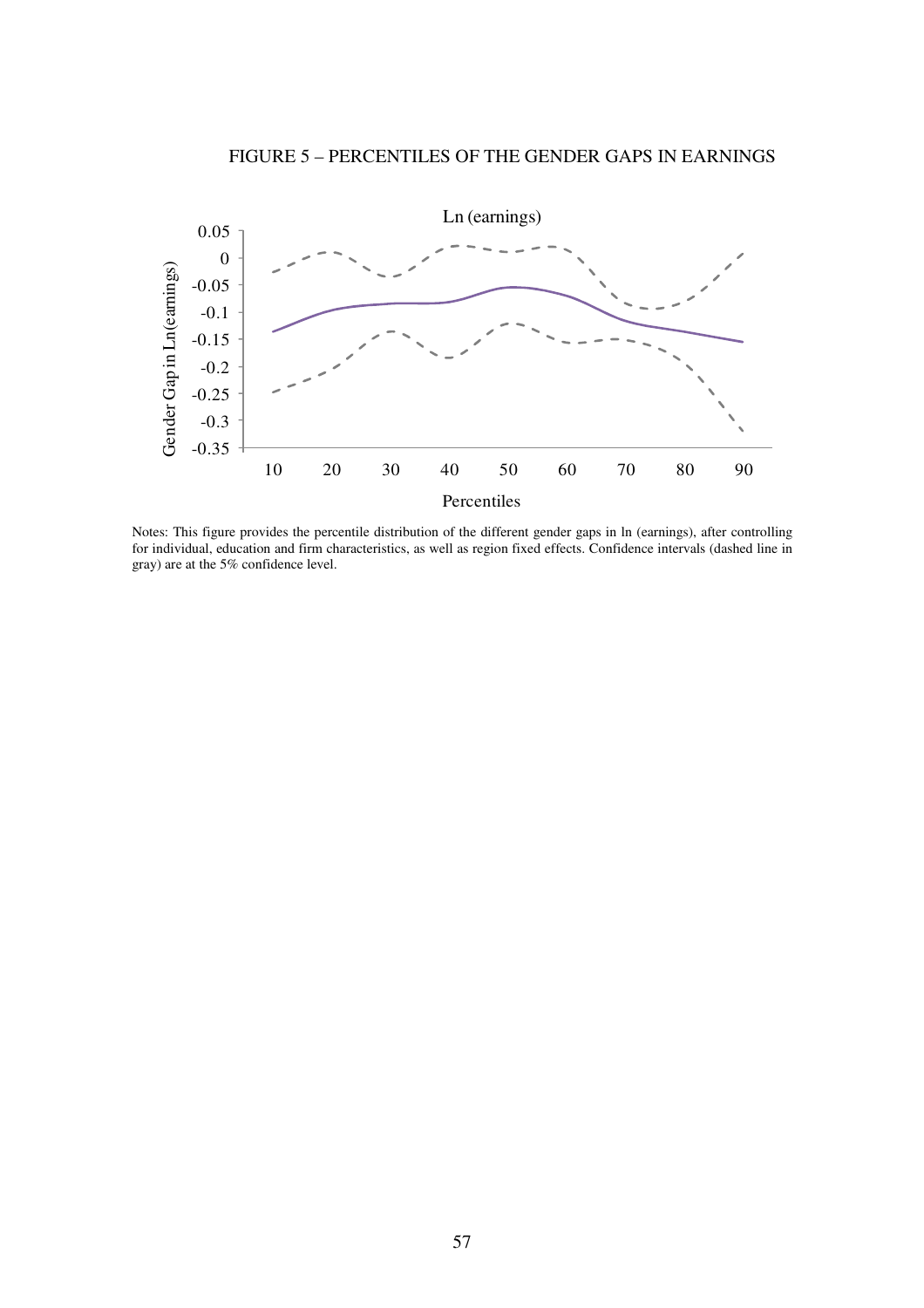FIGURE 5 – PERCENTILES OF THE GENDER GAPS IN EARNINGS

Ln (earnings)

Gender Gap in Ln(earnings)

0.05
0
-0.05
-0.1
-0.15
-0.2
-0.25
-0.3
-0.35

10 20 30 40 50 60 70 80 90

Percentiles

Notes: This figure provides the percentile distribution of the different gender gaps in ln (earnings), after controlling for individual, education and firm characteristics, as well as region fixed effects. Confidence intervals (dashed line in gray) are at the 5% confidence level.